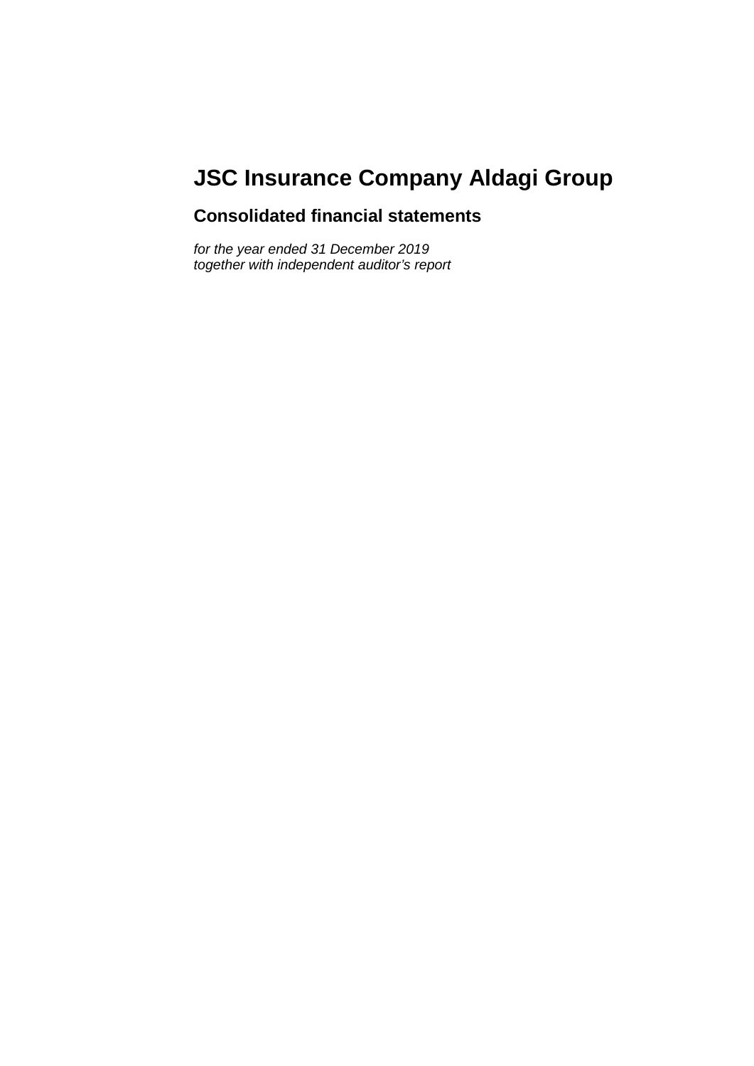# JSC Insurance Company Aldagi Group

## Consolidated financial statements

*for the year ended 31 December 2019*
*together with independent auditor’s report*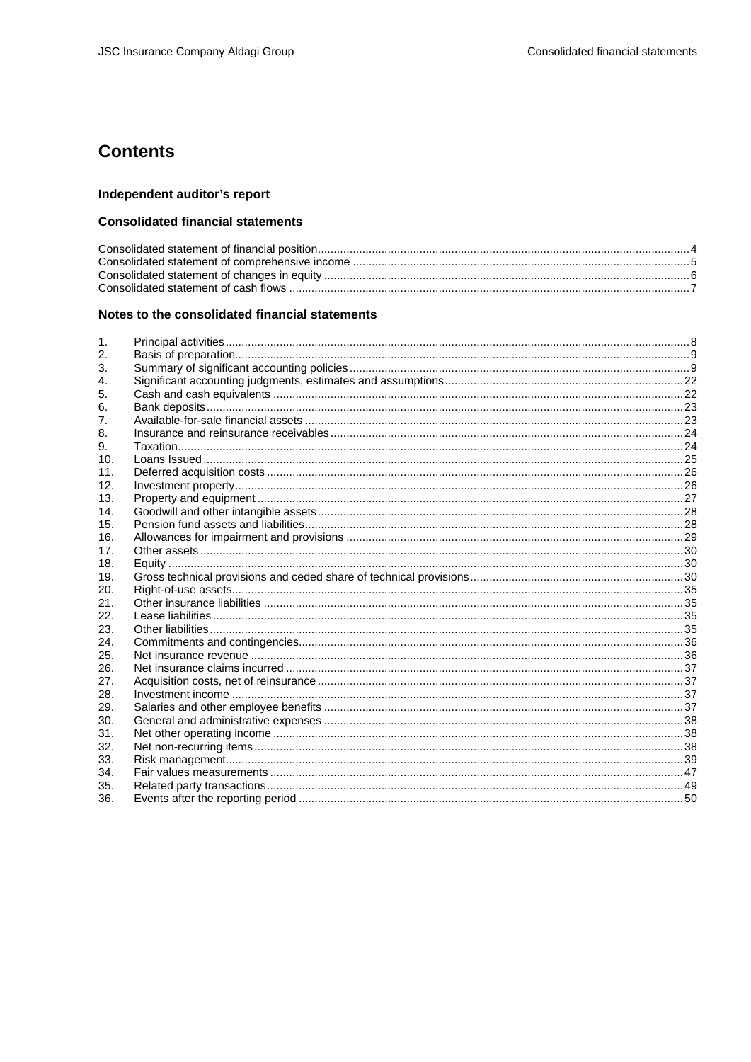# Contents

### Independent auditor's report

### Consolidated financial statements

Consolidated statement of financial position....4
Consolidated statement of comprehensive income....5
Consolidated statement of changes in equity....6
Consolidated statement of cash flows....7

### Notes to the consolidated financial statements

1. Principal activities....8
2. Basis of preparation....9
3. Summary of significant accounting policies....9
4. Significant accounting judgments, estimates and assumptions....22
5. Cash and cash equivalents....22
6. Bank deposits....23
7. Available-for-sale financial assets....23
8. Insurance and reinsurance receivables....24
9. Taxation....24
10. Loans Issued....25
11. Deferred acquisition costs....26
12. Investment property....26
13. Property and equipment....27
14. Goodwill and other intangible assets....28
15. Pension fund assets and liabilities....28
16. Allowances for impairment and provisions....29
17. Other assets....30
18. Equity....30
19. Gross technical provisions and ceded share of technical provisions....30
20. Right-of-use assets....35
21. Other insurance liabilities....35
22. Lease liabilities....35
23. Other liabilities....35
24. Commitments and contingencies....36
25. Net insurance revenue....36
26. Net insurance claims incurred....37
27. Acquisition costs, net of reinsurance....37
28. Investment income....37
29. Salaries and other employee benefits....37
30. General and administrative expenses....38
31. Net other operating income....38
32. Net non-recurring items....38
33. Risk management....39
34. Fair values measurements....47
35. Related party transactions....49
36. Events after the reporting period....50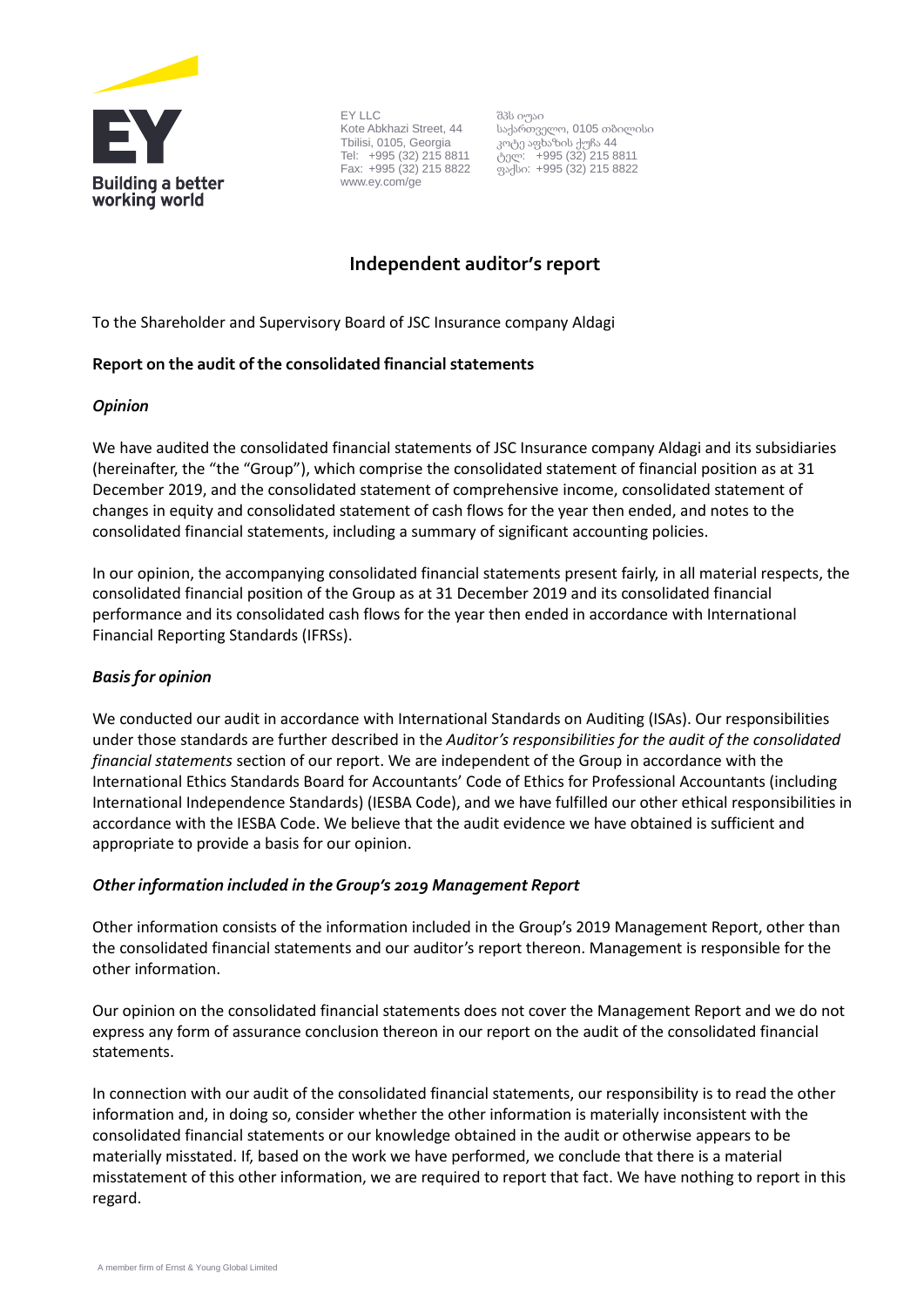EY LLC
Kote Abkhazi Street, 44
Tbilisi, 0105, Georgia
Tel: +995 (32) 215 8811
Fax: +995 (32) 215 8822
www.ey.com/ge

შპს იუაი
საქართველო, 0105 თბილისი
კოტე აფხაზის ქუჩა 44
ტელ: +995 (32) 215 8811
ფაქსი: +995 (32) 215 8822

# Independent auditor's report

To the Shareholder and Supervisory Board of JSC Insurance company Aldagi

## Report on the audit of the consolidated financial statements

### *Opinion*

We have audited the consolidated financial statements of JSC Insurance company Aldagi and its subsidiaries (hereinafter, the "the "Group"), which comprise the consolidated statement of financial position as at 31 December 2019, and the consolidated statement of comprehensive income, consolidated statement of changes in equity and consolidated statement of cash flows for the year then ended, and notes to the consolidated financial statements, including a summary of significant accounting policies.

In our opinion, the accompanying consolidated financial statements present fairly, in all material respects, the consolidated financial position of the Group as at 31 December 2019 and its consolidated financial performance and its consolidated cash flows for the year then ended in accordance with International Financial Reporting Standards (IFRSs).

### *Basis for opinion*

We conducted our audit in accordance with International Standards on Auditing (ISAs). Our responsibilities under those standards are further described in the *Auditor's responsibilities for the audit of the consolidated financial statements* section of our report. We are independent of the Group in accordance with the International Ethics Standards Board for Accountants' Code of Ethics for Professional Accountants (including International Independence Standards) (IESBA Code), and we have fulfilled our other ethical responsibilities in accordance with the IESBA Code. We believe that the audit evidence we have obtained is sufficient and appropriate to provide a basis for our opinion.

### *Other information included in the Group's 2019 Management Report*

Other information consists of the information included in the Group's 2019 Management Report, other than the consolidated financial statements and our auditor's report thereon. Management is responsible for the other information.

Our opinion on the consolidated financial statements does not cover the Management Report and we do not express any form of assurance conclusion thereon in our report on the audit of the consolidated financial statements.

In connection with our audit of the consolidated financial statements, our responsibility is to read the other information and, in doing so, consider whether the other information is materially inconsistent with the consolidated financial statements or our knowledge obtained in the audit or otherwise appears to be materially misstated. If, based on the work we have performed, we conclude that there is a material misstatement of this other information, we are required to report that fact. We have nothing to report in this regard.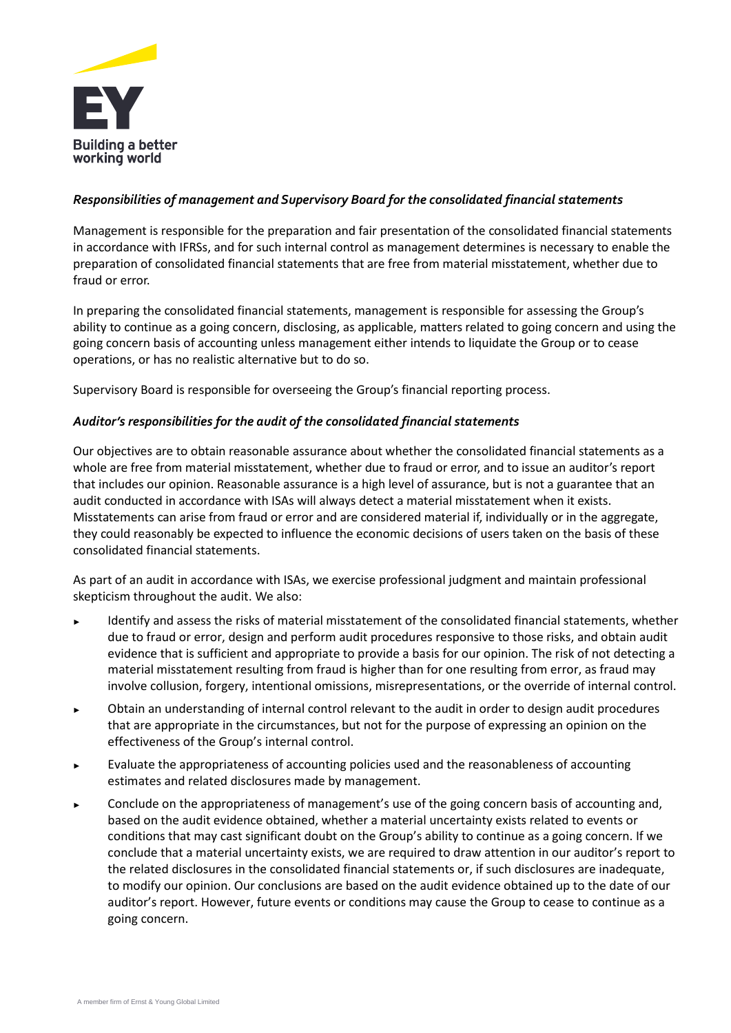*Responsibilities of management and Supervisory Board for the consolidated financial statements*

Management is responsible for the preparation and fair presentation of the consolidated financial statements in accordance with IFRSs, and for such internal control as management determines is necessary to enable the preparation of consolidated financial statements that are free from material misstatement, whether due to fraud or error.

In preparing the consolidated financial statements, management is responsible for assessing the Group's ability to continue as a going concern, disclosing, as applicable, matters related to going concern and using the going concern basis of accounting unless management either intends to liquidate the Group or to cease operations, or has no realistic alternative but to do so.

Supervisory Board is responsible for overseeing the Group's financial reporting process.

*Auditor's responsibilities for the audit of the consolidated financial statements*

Our objectives are to obtain reasonable assurance about whether the consolidated financial statements as a whole are free from material misstatement, whether due to fraud or error, and to issue an auditor's report that includes our opinion. Reasonable assurance is a high level of assurance, but is not a guarantee that an audit conducted in accordance with ISAs will always detect a material misstatement when it exists. Misstatements can arise from fraud or error and are considered material if, individually or in the aggregate, they could reasonably be expected to influence the economic decisions of users taken on the basis of these consolidated financial statements.

As part of an audit in accordance with ISAs, we exercise professional judgment and maintain professional skepticism throughout the audit. We also:

- Identify and assess the risks of material misstatement of the consolidated financial statements, whether due to fraud or error, design and perform audit procedures responsive to those risks, and obtain audit evidence that is sufficient and appropriate to provide a basis for our opinion. The risk of not detecting a material misstatement resulting from fraud is higher than for one resulting from error, as fraud may involve collusion, forgery, intentional omissions, misrepresentations, or the override of internal control.
- Obtain an understanding of internal control relevant to the audit in order to design audit procedures that are appropriate in the circumstances, but not for the purpose of expressing an opinion on the effectiveness of the Group's internal control.
- Evaluate the appropriateness of accounting policies used and the reasonableness of accounting estimates and related disclosures made by management.
- Conclude on the appropriateness of management's use of the going concern basis of accounting and, based on the audit evidence obtained, whether a material uncertainty exists related to events or conditions that may cast significant doubt on the Group's ability to continue as a going concern. If we conclude that a material uncertainty exists, we are required to draw attention in our auditor's report to the related disclosures in the consolidated financial statements or, if such disclosures are inadequate, to modify our opinion. Our conclusions are based on the audit evidence obtained up to the date of our auditor's report. However, future events or conditions may cause the Group to cease to continue as a going concern.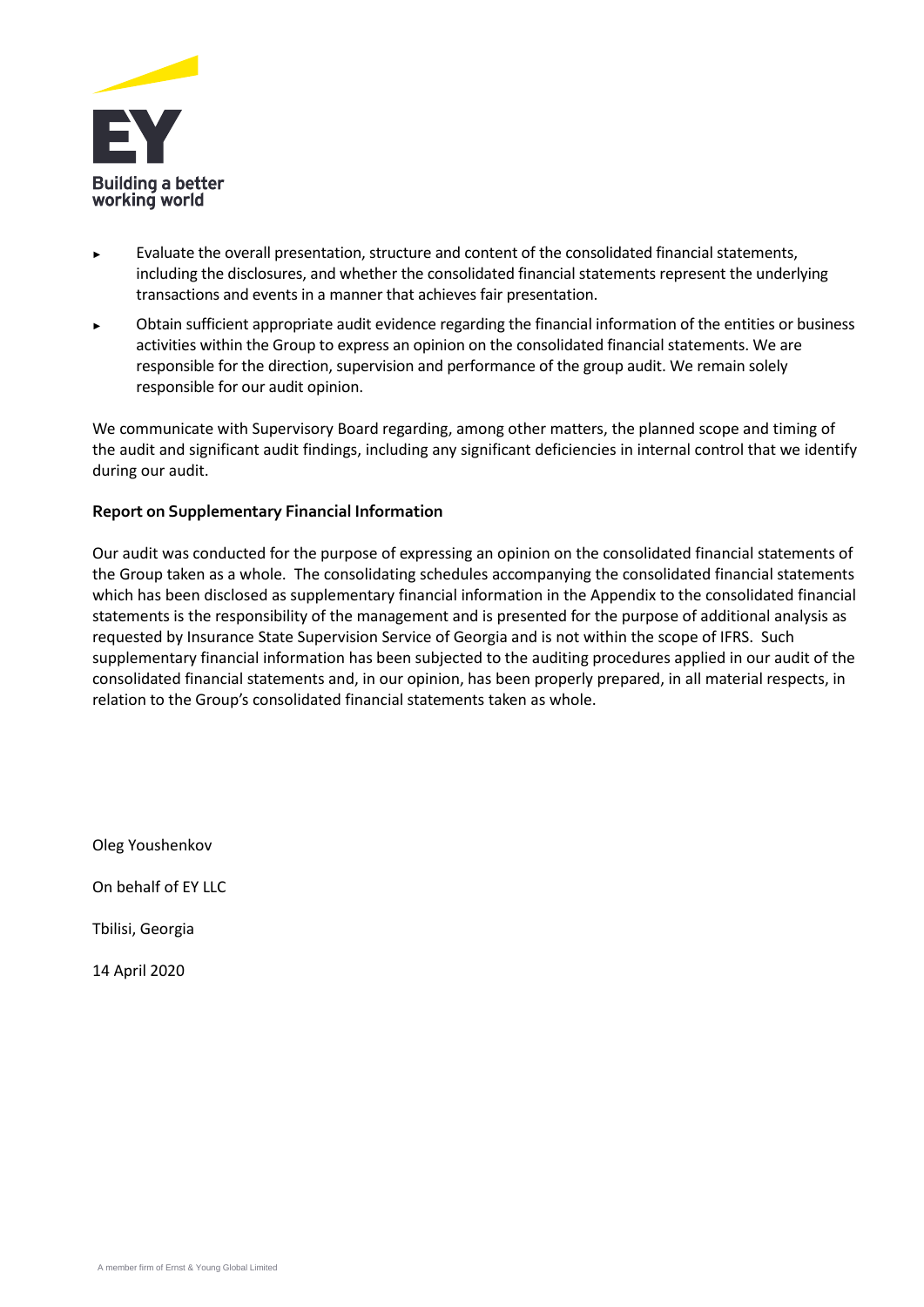- Evaluate the overall presentation, structure and content of the consolidated financial statements, including the disclosures, and whether the consolidated financial statements represent the underlying transactions and events in a manner that achieves fair presentation.
- Obtain sufficient appropriate audit evidence regarding the financial information of the entities or business activities within the Group to express an opinion on the consolidated financial statements. We are responsible for the direction, supervision and performance of the group audit. We remain solely responsible for our audit opinion.

We communicate with Supervisory Board regarding, among other matters, the planned scope and timing of the audit and significant audit findings, including any significant deficiencies in internal control that we identify during our audit.

**Report on Supplementary Financial Information**

Our audit was conducted for the purpose of expressing an opinion on the consolidated financial statements of the Group taken as a whole. The consolidating schedules accompanying the consolidated financial statements which has been disclosed as supplementary financial information in the Appendix to the consolidated financial statements is the responsibility of the management and is presented for the purpose of additional analysis as requested by Insurance State Supervision Service of Georgia and is not within the scope of IFRS. Such supplementary financial information has been subjected to the auditing procedures applied in our audit of the consolidated financial statements and, in our opinion, has been properly prepared, in all material respects, in relation to the Group's consolidated financial statements taken as whole.

Oleg Youshenkov

On behalf of EY LLC

Tbilisi, Georgia

14 April 2020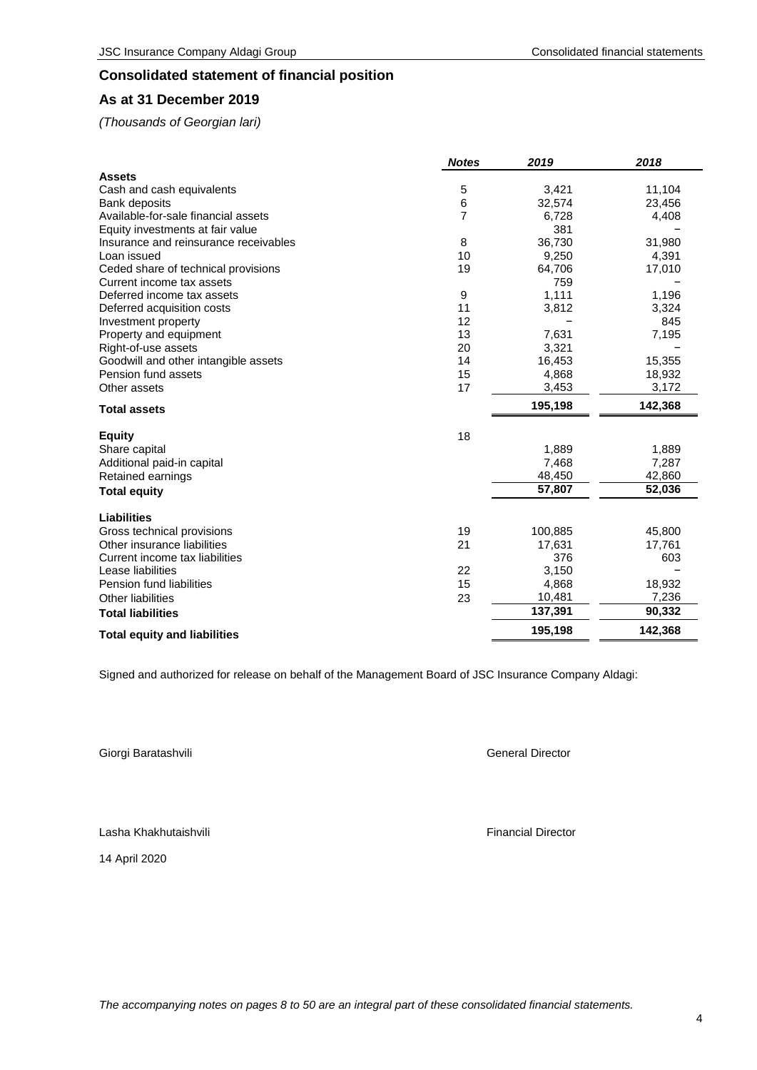## Consolidated statement of financial position

## As at 31 December 2019

*(Thousands of Georgian lari)*

| | *Notes* | *2019* | *2018* |
|---|---|---|---|
| **Assets** | | | |
| Cash and cash equivalents | 5 | 3,421 | 11,104 |
| Bank deposits | 6 | 32,574 | 23,456 |
| Available-for-sale financial assets | 7 | 6,728 | 4,408 |
| Equity investments at fair value | | 381 | – |
| Insurance and reinsurance receivables | 8 | 36,730 | 31,980 |
| Loan issued | 10 | 9,250 | 4,391 |
| Ceded share of technical provisions | 19 | 64,706 | 17,010 |
| Current income tax assets | | 759 | – |
| Deferred income tax assets | 9 | 1,111 | 1,196 |
| Deferred acquisition costs | 11 | 3,812 | 3,324 |
| Investment property | 12 | – | 845 |
| Property and equipment | 13 | 7,631 | 7,195 |
| Right-of-use assets | 20 | 3,321 | – |
| Goodwill and other intangible assets | 14 | 16,453 | 15,355 |
| Pension fund assets | 15 | 4,868 | 18,932 |
| Other assets | 17 | 3,453 | 3,172 |
| **Total assets** | | **195,198** | **142,368** |
| | | | |
| **Equity** | 18 | | |
| Share capital | | 1,889 | 1,889 |
| Additional paid-in capital | | 7,468 | 7,287 |
| Retained earnings | | 48,450 | 42,860 |
| **Total equity** | | **57,807** | **52,036** |
| | | | |
| **Liabilities** | | | |
| Gross technical provisions | 19 | 100,885 | 45,800 |
| Other insurance liabilities | 21 | 17,631 | 17,761 |
| Current income tax liabilities | | 376 | 603 |
| Lease liabilities | 22 | 3,150 | – |
| Pension fund liabilities | 15 | 4,868 | 18,932 |
| Other liabilities | 23 | 10,481 | 7,236 |
| **Total liabilities** | | **137,391** | **90,332** |
| **Total equity and liabilities** | | **195,198** | **142,368** |

Signed and authorized for release on behalf of the Management Board of JSC Insurance Company Aldagi:

Giorgi Baratashvili — General Director

Lasha Khakhutaishvili — Financial Director

14 April 2020

*The accompanying notes on pages 8 to 50 are an integral part of these consolidated financial statements.*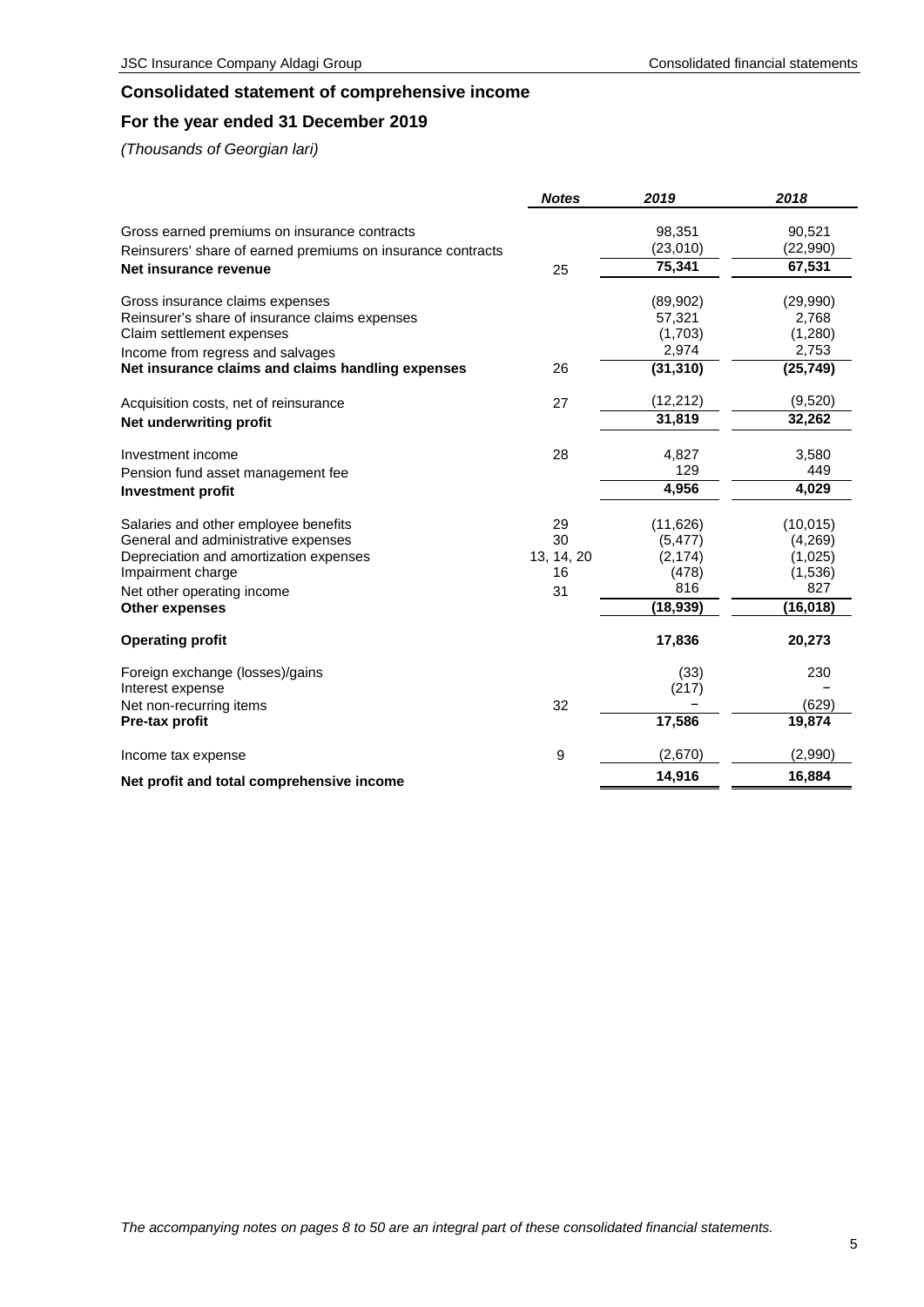# Consolidated statement of comprehensive income

## For the year ended 31 December 2019

*(Thousands of Georgian lari)*

| | *Notes* | *2019* | *2018* |
|---|---|---|---|
| Gross earned premiums on insurance contracts | | 98,351 | 90,521 |
| Reinsurers' share of earned premiums on insurance contracts | | (23,010) | (22,990) |
| **Net insurance revenue** | 25 | **75,341** | **67,531** |
| | | | |
| Gross insurance claims expenses | | (89,902) | (29,990) |
| Reinsurer's share of insurance claims expenses | | 57,321 | 2,768 |
| Claim settlement expenses | | (1,703) | (1,280) |
| Income from regress and salvages | | 2,974 | 2,753 |
| **Net insurance claims and claims handling expenses** | 26 | **(31,310)** | **(25,749)** |
| | | | |
| Acquisition costs, net of reinsurance | 27 | (12,212) | (9,520) |
| **Net underwriting profit** | | **31,819** | **32,262** |
| | | | |
| Investment income | 28 | 4,827 | 3,580 |
| Pension fund asset management fee | | 129 | 449 |
| **Investment profit** | | **4,956** | **4,029** |
| | | | |
| Salaries and other employee benefits | 29 | (11,626) | (10,015) |
| General and administrative expenses | 30 | (5,477) | (4,269) |
| Depreciation and amortization expenses | 13, 14, 20 | (2,174) | (1,025) |
| Impairment charge | 16 | (478) | (1,536) |
| Net other operating income | 31 | 816 | 827 |
| **Other expenses** | | **(18,939)** | **(16,018)** |
| | | | |
| **Operating profit** | | **17,836** | **20,273** |
| | | | |
| Foreign exchange (losses)/gains | | (33) | 230 |
| Interest expense | | (217) | – |
| Net non-recurring items | 32 | – | (629) |
| **Pre-tax profit** | | **17,586** | **19,874** |
| | | | |
| Income tax expense | 9 | (2,670) | (2,990) |
| **Net profit and total comprehensive income** | | **14,916** | **16,884** |

*The accompanying notes on pages 8 to 50 are an integral part of these consolidated financial statements.*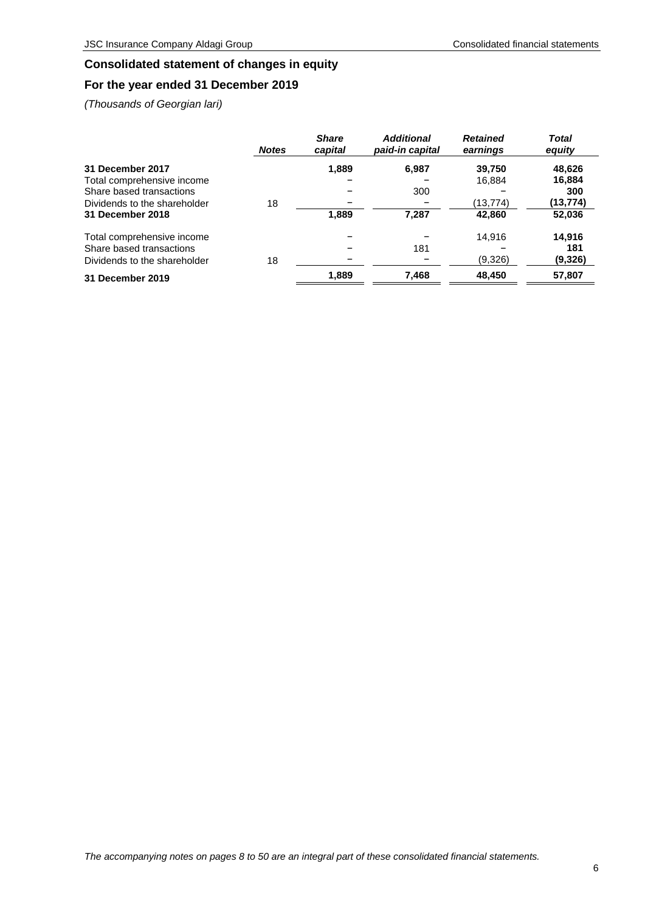## Consolidated statement of changes in equity

## For the year ended 31 December 2019

*(Thousands of Georgian lari)*

| | *Notes* | *Share capital* | *Additional paid-in capital* | *Retained earnings* | *Total equity* |
|---|---|---|---|---|---|
| **31 December 2017** | | **1,889** | **6,987** | **39,750** | **48,626** |
| Total comprehensive income | | – | – | 16,884 | **16,884** |
| Share based transactions | | – | 300 | – | **300** |
| Dividends to the shareholder | 18 | – | – | (13,774) | **(13,774)** |
| **31 December 2018** | | **1,889** | **7,287** | **42,860** | **52,036** |
| Total comprehensive income | | – | – | 14,916 | **14,916** |
| Share based transactions | | – | 181 | – | **181** |
| Dividends to the shareholder | 18 | – | – | (9,326) | **(9,326)** |
| **31 December 2019** | | **1,889** | **7,468** | **48,450** | **57,807** |

*The accompanying notes on pages 8 to 50 are an integral part of these consolidated financial statements.*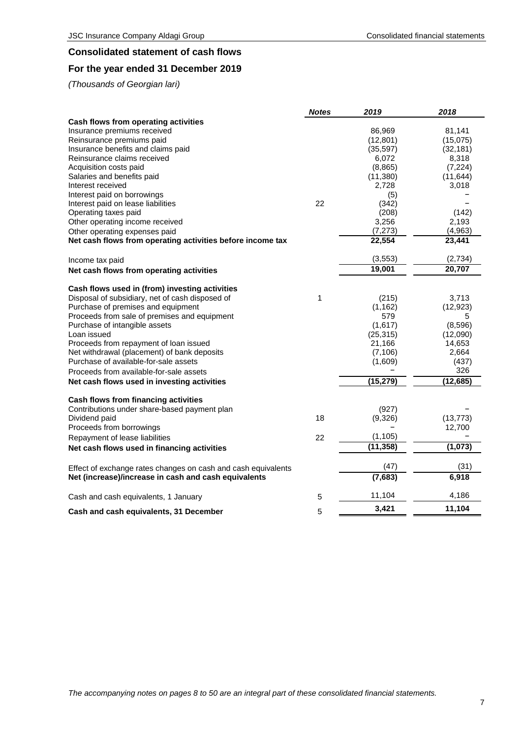## Consolidated statement of cash flows

## For the year ended 31 December 2019

*(Thousands of Georgian lari)*

| | *Notes* | *2019* | *2018* |
|---|---|---|---|
| **Cash flows from operating activities** | | | |
| Insurance premiums received | | 86,969 | 81,141 |
| Reinsurance premiums paid | | (12,801) | (15,075) |
| Insurance benefits and claims paid | | (35,597) | (32,181) |
| Reinsurance claims received | | 6,072 | 8,318 |
| Acquisition costs paid | | (8,865) | (7,224) |
| Salaries and benefits paid | | (11,380) | (11,644) |
| Interest received | | 2,728 | 3,018 |
| Interest paid on borrowings | | (5) | – |
| Interest paid on lease liabilities | 22 | (342) | – |
| Operating taxes paid | | (208) | (142) |
| Other operating income received | | 3,256 | 2,193 |
| Other operating expenses paid | | (7,273) | (4,963) |
| **Net cash flows from operating activities before income tax** | | **22,554** | **23,441** |
| Income tax paid | | (3,553) | (2,734) |
| **Net cash flows from operating activities** | | **19,001** | **20,707** |
| **Cash flows used in (from) investing activities** | | | |
| Disposal of subsidiary, net of cash disposed of | 1 | (215) | 3,713 |
| Purchase of premises and equipment | | (1,162) | (12,923) |
| Proceeds from sale of premises and equipment | | 579 | 5 |
| Purchase of intangible assets | | (1,617) | (8,596) |
| Loan issued | | (25,315) | (12,090) |
| Proceeds from repayment of loan issued | | 21,166 | 14,653 |
| Net withdrawal (placement) of bank deposits | | (7,106) | 2,664 |
| Purchase of available-for-sale assets | | (1,609) | (437) |
| Proceeds from available-for-sale assets | | – | 326 |
| **Net cash flows used in investing activities** | | **(15,279)** | **(12,685)** |
| **Cash flows from financing activities** | | | |
| Contributions under share-based payment plan | | (927) | – |
| Dividend paid | 18 | (9,326) | (13,773) |
| Proceeds from borrowings | | – | 12,700 |
| Repayment of lease liabilities | 22 | (1,105) | – |
| **Net cash flows used in financing activities** | | **(11,358)** | **(1,073)** |
| Effect of exchange rates changes on cash and cash equivalents | | (47) | (31) |
| **Net (increase)/increase in cash and cash equivalents** | | **(7,683)** | **6,918** |
| Cash and cash equivalents, 1 January | 5 | 11,104 | 4,186 |
| **Cash and cash equivalents, 31 December** | 5 | **3,421** | **11,104** |

*The accompanying notes on pages 8 to 50 are an integral part of these consolidated financial statements.*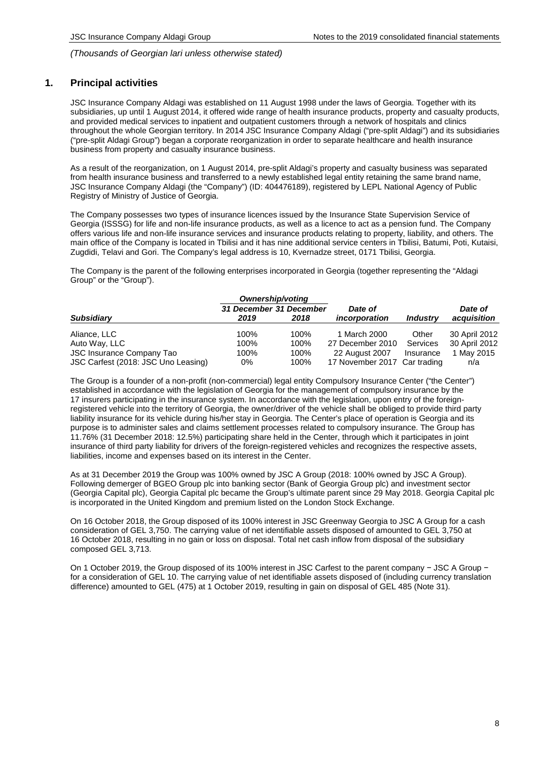*(Thousands of Georgian lari unless otherwise stated)*

## 1. Principal activities

JSC Insurance Company Aldagi was established on 11 August 1998 under the laws of Georgia. Together with its subsidiaries, up until 1 August 2014, it offered wide range of health insurance products, property and casualty products, and provided medical services to inpatient and outpatient customers through a network of hospitals and clinics throughout the whole Georgian territory. In 2014 JSC Insurance Company Aldagi ("pre-split Aldagi") and its subsidiaries ("pre-split Aldagi Group") began a corporate reorganization in order to separate healthcare and health insurance business from property and casualty insurance business.

As a result of the reorganization, on 1 August 2014, pre-split Aldagi's property and casualty business was separated from health insurance business and transferred to a newly established legal entity retaining the same brand name, JSC Insurance Company Aldagi (the "Company") (ID: 404476189), registered by LEPL National Agency of Public Registry of Ministry of Justice of Georgia.

The Company possesses two types of insurance licences issued by the Insurance State Supervision Service of Georgia (ISSSG) for life and non-life insurance products, as well as a licence to act as a pension fund. The Company offers various life and non-life insurance services and insurance products relating to property, liability, and others. The main office of the Company is located in Tbilisi and it has nine additional service centers in Tbilisi, Batumi, Poti, Kutaisi, Zugdidi, Telavi and Gori. The Company's legal address is 10, Kvernadze street, 0171 Tbilisi, Georgia.

The Company is the parent of the following enterprises incorporated in Georgia (together representing the "Aldagi Group" or the "Group").

| | *Ownership/voting* | | | | |
|---|---|---|---|---|---|
| ***Subsidiary*** | ***31 December 2019*** | ***31 December 2018*** | ***Date of incorporation*** | ***Industry*** | ***Date of acquisition*** |
| Aliance, LLC | 100% | 100% | 1 March 2000 | Other | 30 April 2012 |
| Auto Way, LLC | 100% | 100% | 27 December 2010 | Services | 30 April 2012 |
| JSC Insurance Company Tao | 100% | 100% | 22 August 2007 | Insurance | 1 May 2015 |
| JSC Carfest (2018: JSC Uno Leasing) | 0% | 100% | 17 November 2017 | Car trading | n/a |

The Group is a founder of a non-profit (non-commercial) legal entity Compulsory Insurance Center ("the Center") established in accordance with the legislation of Georgia for the management of compulsory insurance by the 17 insurers participating in the insurance system. In accordance with the legislation, upon entry of the foreign-registered vehicle into the territory of Georgia, the owner/driver of the vehicle shall be obliged to provide third party liability insurance for its vehicle during his/her stay in Georgia. The Center's place of operation is Georgia and its purpose is to administer sales and claims settlement processes related to compulsory insurance. The Group has 11.76% (31 December 2018: 12.5%) participating share held in the Center, through which it participates in joint insurance of third party liability for drivers of the foreign-registered vehicles and recognizes the respective assets, liabilities, income and expenses based on its interest in the Center.

As at 31 December 2019 the Group was 100% owned by JSC A Group (2018: 100% owned by JSC A Group). Following demerger of BGEO Group plc into banking sector (Bank of Georgia Group plc) and investment sector (Georgia Capital plc), Georgia Capital plc became the Group's ultimate parent since 29 May 2018. Georgia Capital plc is incorporated in the United Kingdom and premium listed on the London Stock Exchange.

On 16 October 2018, the Group disposed of its 100% interest in JSC Greenway Georgia to JSC A Group for a cash consideration of GEL 3,750. The carrying value of net identifiable assets disposed of amounted to GEL 3,750 at 16 October 2018, resulting in no gain or loss on disposal. Total net cash inflow from disposal of the subsidiary composed GEL 3,713.

On 1 October 2019, the Group disposed of its 100% interest in JSC Carfest to the parent company − JSC A Group − for a consideration of GEL 10. The carrying value of net identifiable assets disposed of (including currency translation difference) amounted to GEL (475) at 1 October 2019, resulting in gain on disposal of GEL 485 (Note 31).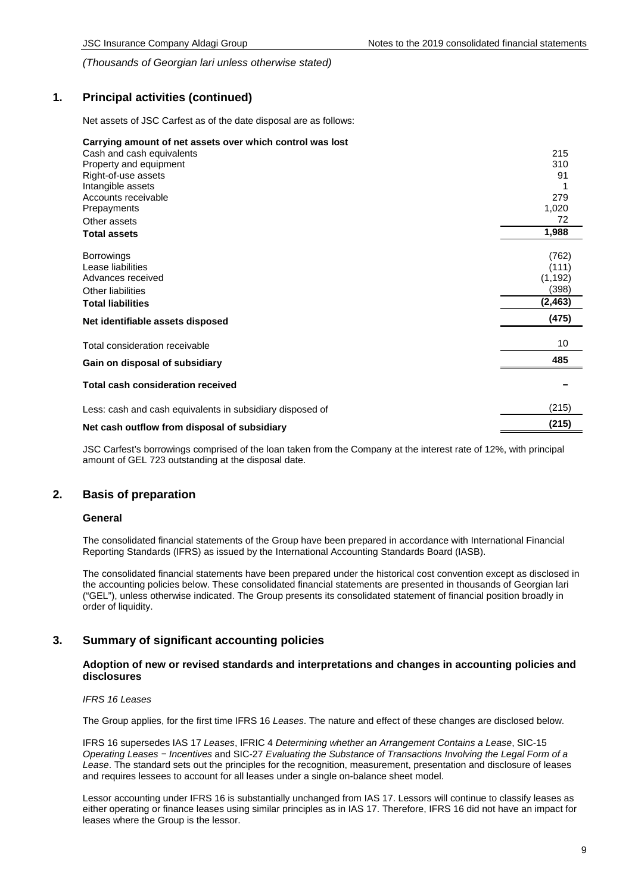*(Thousands of Georgian lari unless otherwise stated)*

## 1. Principal activities (continued)

Net assets of JSC Carfest as of the date disposal are as follows:

| | |
|---|---|
| **Carrying amount of net assets over which control was lost** | |
| Cash and cash equivalents | 215 |
| Property and equipment | 310 |
| Right-of-use assets | 91 |
| Intangible assets | 1 |
| Accounts receivable | 279 |
| Prepayments | 1,020 |
| Other assets | 72 |
| **Total assets** | **1,988** |
| Borrowings | (762) |
| Lease liabilities | (111) |
| Advances received | (1,192) |
| Other liabilities | (398) |
| **Total liabilities** | **(2,463)** |
| **Net identifiable assets disposed** | **(475)** |
| Total consideration receivable | 10 |
| **Gain on disposal of subsidiary** | **485** |
| **Total cash consideration received** | **–** |
| Less: cash and cash equivalents in subsidiary disposed of | (215) |
| **Net cash outflow from disposal of subsidiary** | **(215)** |

JSC Carfest's borrowings comprised of the loan taken from the Company at the interest rate of 12%, with principal amount of GEL 723 outstanding at the disposal date.

## 2. Basis of preparation

### General

The consolidated financial statements of the Group have been prepared in accordance with International Financial Reporting Standards (IFRS) as issued by the International Accounting Standards Board (IASB).

The consolidated financial statements have been prepared under the historical cost convention except as disclosed in the accounting policies below. These consolidated financial statements are presented in thousands of Georgian lari ("GEL"), unless otherwise indicated. The Group presents its consolidated statement of financial position broadly in order of liquidity.

## 3. Summary of significant accounting policies

### Adoption of new or revised standards and interpretations and changes in accounting policies and disclosures

*IFRS 16 Leases*

The Group applies, for the first time IFRS 16 *Leases*. The nature and effect of these changes are disclosed below.

IFRS 16 supersedes IAS 17 *Leases*, IFRIC 4 *Determining whether an Arrangement Contains a Lease*, SIC-15 *Operating Leases − Incentives* and SIC-27 *Evaluating the Substance of Transactions Involving the Legal Form of a Lease*. The standard sets out the principles for the recognition, measurement, presentation and disclosure of leases and requires lessees to account for all leases under a single on-balance sheet model.

Lessor accounting under IFRS 16 is substantially unchanged from IAS 17. Lessors will continue to classify leases as either operating or finance leases using similar principles as in IAS 17. Therefore, IFRS 16 did not have an impact for leases where the Group is the lessor.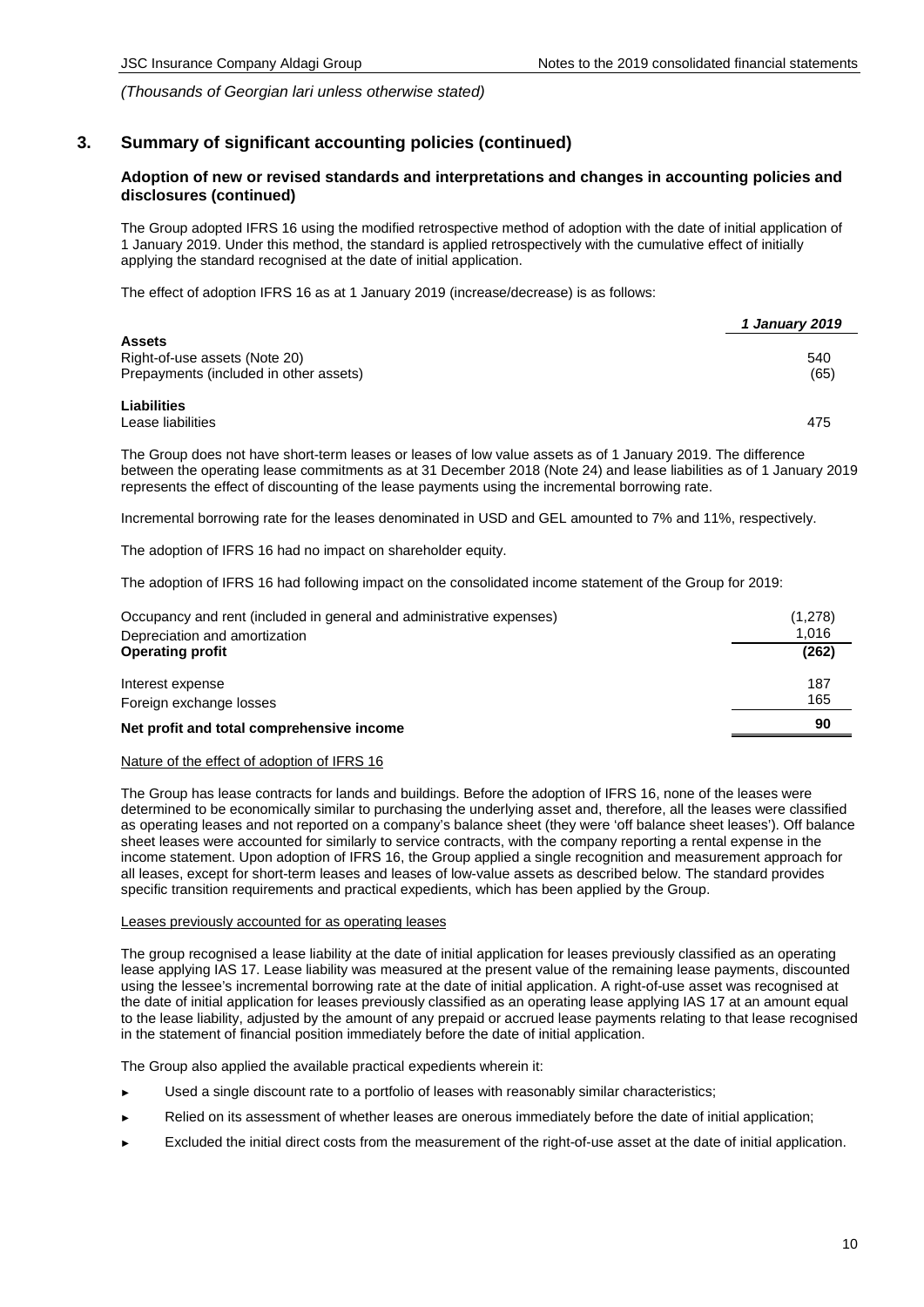*(Thousands of Georgian lari unless otherwise stated)*

## 3. Summary of significant accounting policies (continued)

### Adoption of new or revised standards and interpretations and changes in accounting policies and disclosures (continued)

The Group adopted IFRS 16 using the modified retrospective method of adoption with the date of initial application of 1 January 2019. Under this method, the standard is applied retrospectively with the cumulative effect of initially applying the standard recognised at the date of initial application.

The effect of adoption IFRS 16 as at 1 January 2019 (increase/decrease) is as follows:

| | *1 January 2019* |
|---|---|
| **Assets** | |
| Right-of-use assets (Note 20) | 540 |
| Prepayments (included in other assets) | (65) |
| **Liabilities** | |
| Lease liabilities | 475 |

The Group does not have short-term leases or leases of low value assets as of 1 January 2019. The difference between the operating lease commitments as at 31 December 2018 (Note 24) and lease liabilities as of 1 January 2019 represents the effect of discounting of the lease payments using the incremental borrowing rate.

Incremental borrowing rate for the leases denominated in USD and GEL amounted to 7% and 11%, respectively.

The adoption of IFRS 16 had no impact on shareholder equity.

The adoption of IFRS 16 had following impact on the consolidated income statement of the Group for 2019:

| | |
|---|---|
| Occupancy and rent (included in general and administrative expenses) | (1,278) |
| Depreciation and amortization | 1,016 |
| **Operating profit** | **(262)** |
| Interest expense | 187 |
| Foreign exchange losses | 165 |
| **Net profit and total comprehensive income** | **90** |

Nature of the effect of adoption of IFRS 16

The Group has lease contracts for lands and buildings. Before the adoption of IFRS 16, none of the leases were determined to be economically similar to purchasing the underlying asset and, therefore, all the leases were classified as operating leases and not reported on a company's balance sheet (they were 'off balance sheet leases'). Off balance sheet leases were accounted for similarly to service contracts, with the company reporting a rental expense in the income statement. Upon adoption of IFRS 16, the Group applied a single recognition and measurement approach for all leases, except for short-term leases and leases of low-value assets as described below. The standard provides specific transition requirements and practical expedients, which has been applied by the Group.

Leases previously accounted for as operating leases

The group recognised a lease liability at the date of initial application for leases previously classified as an operating lease applying IAS 17. Lease liability was measured at the present value of the remaining lease payments, discounted using the lessee's incremental borrowing rate at the date of initial application. A right-of-use asset was recognised at the date of initial application for leases previously classified as an operating lease applying IAS 17 at an amount equal to the lease liability, adjusted by the amount of any prepaid or accrued lease payments relating to that lease recognised in the statement of financial position immediately before the date of initial application.

The Group also applied the available practical expedients wherein it:

- Used a single discount rate to a portfolio of leases with reasonably similar characteristics;
- Relied on its assessment of whether leases are onerous immediately before the date of initial application;
- Excluded the initial direct costs from the measurement of the right-of-use asset at the date of initial application.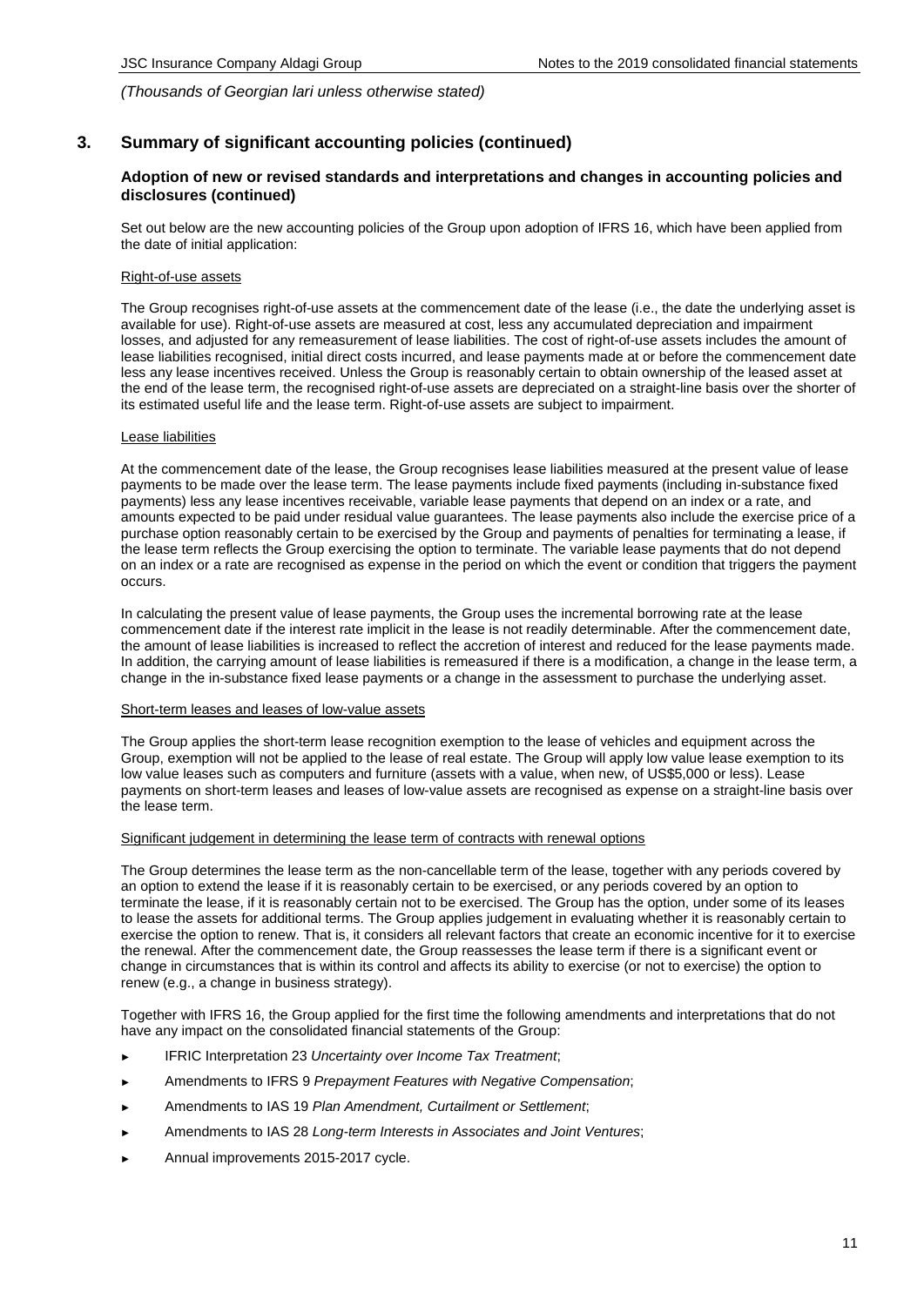*(Thousands of Georgian lari unless otherwise stated)*

## 3. Summary of significant accounting policies (continued)

### Adoption of new or revised standards and interpretations and changes in accounting policies and disclosures (continued)

Set out below are the new accounting policies of the Group upon adoption of IFRS 16, which have been applied from the date of initial application:

Right-of-use assets

The Group recognises right-of-use assets at the commencement date of the lease (i.e., the date the underlying asset is available for use). Right-of-use assets are measured at cost, less any accumulated depreciation and impairment losses, and adjusted for any remeasurement of lease liabilities. The cost of right-of-use assets includes the amount of lease liabilities recognised, initial direct costs incurred, and lease payments made at or before the commencement date less any lease incentives received. Unless the Group is reasonably certain to obtain ownership of the leased asset at the end of the lease term, the recognised right-of-use assets are depreciated on a straight-line basis over the shorter of its estimated useful life and the lease term. Right-of-use assets are subject to impairment.

Lease liabilities

At the commencement date of the lease, the Group recognises lease liabilities measured at the present value of lease payments to be made over the lease term. The lease payments include fixed payments (including in-substance fixed payments) less any lease incentives receivable, variable lease payments that depend on an index or a rate, and amounts expected to be paid under residual value guarantees. The lease payments also include the exercise price of a purchase option reasonably certain to be exercised by the Group and payments of penalties for terminating a lease, if the lease term reflects the Group exercising the option to terminate. The variable lease payments that do not depend on an index or a rate are recognised as expense in the period on which the event or condition that triggers the payment occurs.

In calculating the present value of lease payments, the Group uses the incremental borrowing rate at the lease commencement date if the interest rate implicit in the lease is not readily determinable. After the commencement date, the amount of lease liabilities is increased to reflect the accretion of interest and reduced for the lease payments made. In addition, the carrying amount of lease liabilities is remeasured if there is a modification, a change in the lease term, a change in the in-substance fixed lease payments or a change in the assessment to purchase the underlying asset.

Short-term leases and leases of low-value assets

The Group applies the short-term lease recognition exemption to the lease of vehicles and equipment across the Group, exemption will not be applied to the lease of real estate. The Group will apply low value lease exemption to its low value leases such as computers and furniture (assets with a value, when new, of US$5,000 or less). Lease payments on short-term leases and leases of low-value assets are recognised as expense on a straight-line basis over the lease term.

Significant judgement in determining the lease term of contracts with renewal options

The Group determines the lease term as the non-cancellable term of the lease, together with any periods covered by an option to extend the lease if it is reasonably certain to be exercised, or any periods covered by an option to terminate the lease, if it is reasonably certain not to be exercised. The Group has the option, under some of its leases to lease the assets for additional terms. The Group applies judgement in evaluating whether it is reasonably certain to exercise the option to renew. That is, it considers all relevant factors that create an economic incentive for it to exercise the renewal. After the commencement date, the Group reassesses the lease term if there is a significant event or change in circumstances that is within its control and affects its ability to exercise (or not to exercise) the option to renew (e.g., a change in business strategy).

Together with IFRS 16, the Group applied for the first time the following amendments and interpretations that do not have any impact on the consolidated financial statements of the Group:

- IFRIC Interpretation 23 *Uncertainty over Income Tax Treatment*;
- Amendments to IFRS 9 *Prepayment Features with Negative Compensation*;
- Amendments to IAS 19 *Plan Amendment, Curtailment or Settlement*;
- Amendments to IAS 28 *Long-term Interests in Associates and Joint Ventures*;
- Annual improvements 2015-2017 cycle.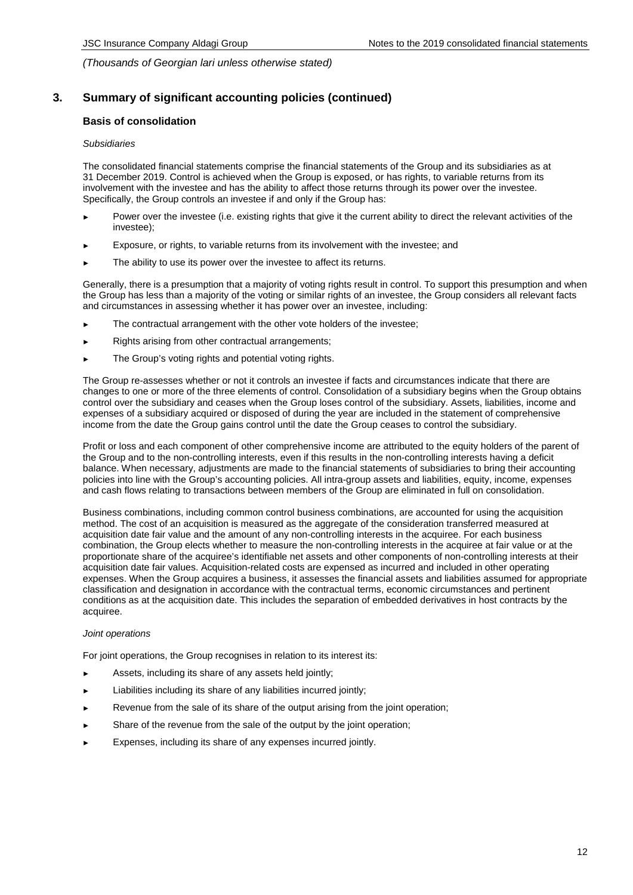*(Thousands of Georgian lari unless otherwise stated)*

## 3. Summary of significant accounting policies (continued)

### Basis of consolidation

*Subsidiaries*

The consolidated financial statements comprise the financial statements of the Group and its subsidiaries as at 31 December 2019. Control is achieved when the Group is exposed, or has rights, to variable returns from its involvement with the investee and has the ability to affect those returns through its power over the investee. Specifically, the Group controls an investee if and only if the Group has:

- Power over the investee (i.e. existing rights that give it the current ability to direct the relevant activities of the investee);
- Exposure, or rights, to variable returns from its involvement with the investee; and
- The ability to use its power over the investee to affect its returns.

Generally, there is a presumption that a majority of voting rights result in control. To support this presumption and when the Group has less than a majority of the voting or similar rights of an investee, the Group considers all relevant facts and circumstances in assessing whether it has power over an investee, including:

- The contractual arrangement with the other vote holders of the investee;
- Rights arising from other contractual arrangements;
- The Group's voting rights and potential voting rights.

The Group re-assesses whether or not it controls an investee if facts and circumstances indicate that there are changes to one or more of the three elements of control. Consolidation of a subsidiary begins when the Group obtains control over the subsidiary and ceases when the Group loses control of the subsidiary. Assets, liabilities, income and expenses of a subsidiary acquired or disposed of during the year are included in the statement of comprehensive income from the date the Group gains control until the date the Group ceases to control the subsidiary.

Profit or loss and each component of other comprehensive income are attributed to the equity holders of the parent of the Group and to the non-controlling interests, even if this results in the non-controlling interests having a deficit balance. When necessary, adjustments are made to the financial statements of subsidiaries to bring their accounting policies into line with the Group's accounting policies. All intra-group assets and liabilities, equity, income, expenses and cash flows relating to transactions between members of the Group are eliminated in full on consolidation.

Business combinations, including common control business combinations, are accounted for using the acquisition method. The cost of an acquisition is measured as the aggregate of the consideration transferred measured at acquisition date fair value and the amount of any non-controlling interests in the acquiree. For each business combination, the Group elects whether to measure the non-controlling interests in the acquiree at fair value or at the proportionate share of the acquiree's identifiable net assets and other components of non-controlling interests at their acquisition date fair values. Acquisition-related costs are expensed as incurred and included in other operating expenses. When the Group acquires a business, it assesses the financial assets and liabilities assumed for appropriate classification and designation in accordance with the contractual terms, economic circumstances and pertinent conditions as at the acquisition date. This includes the separation of embedded derivatives in host contracts by the acquiree.

*Joint operations*

For joint operations, the Group recognises in relation to its interest its:

- Assets, including its share of any assets held jointly;
- Liabilities including its share of any liabilities incurred jointly;
- Revenue from the sale of its share of the output arising from the joint operation;
- Share of the revenue from the sale of the output by the joint operation;
- Expenses, including its share of any expenses incurred jointly.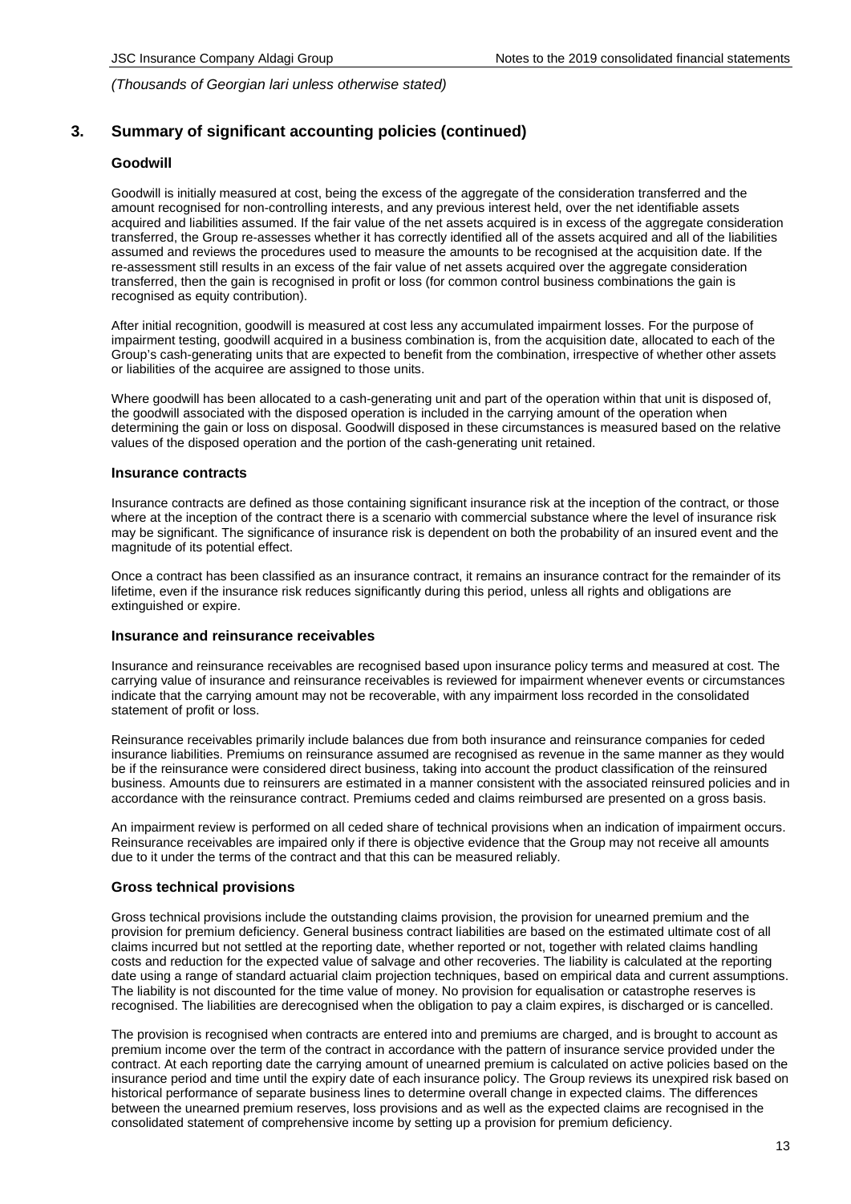*(Thousands of Georgian lari unless otherwise stated)*

## 3. Summary of significant accounting policies (continued)

### Goodwill

Goodwill is initially measured at cost, being the excess of the aggregate of the consideration transferred and the amount recognised for non-controlling interests, and any previous interest held, over the net identifiable assets acquired and liabilities assumed. If the fair value of the net assets acquired is in excess of the aggregate consideration transferred, the Group re-assesses whether it has correctly identified all of the assets acquired and all of the liabilities assumed and reviews the procedures used to measure the amounts to be recognised at the acquisition date. If the re-assessment still results in an excess of the fair value of net assets acquired over the aggregate consideration transferred, then the gain is recognised in profit or loss (for common control business combinations the gain is recognised as equity contribution).

After initial recognition, goodwill is measured at cost less any accumulated impairment losses. For the purpose of impairment testing, goodwill acquired in a business combination is, from the acquisition date, allocated to each of the Group's cash-generating units that are expected to benefit from the combination, irrespective of whether other assets or liabilities of the acquiree are assigned to those units.

Where goodwill has been allocated to a cash-generating unit and part of the operation within that unit is disposed of, the goodwill associated with the disposed operation is included in the carrying amount of the operation when determining the gain or loss on disposal. Goodwill disposed in these circumstances is measured based on the relative values of the disposed operation and the portion of the cash-generating unit retained.

### Insurance contracts

Insurance contracts are defined as those containing significant insurance risk at the inception of the contract, or those where at the inception of the contract there is a scenario with commercial substance where the level of insurance risk may be significant. The significance of insurance risk is dependent on both the probability of an insured event and the magnitude of its potential effect.

Once a contract has been classified as an insurance contract, it remains an insurance contract for the remainder of its lifetime, even if the insurance risk reduces significantly during this period, unless all rights and obligations are extinguished or expire.

### Insurance and reinsurance receivables

Insurance and reinsurance receivables are recognised based upon insurance policy terms and measured at cost. The carrying value of insurance and reinsurance receivables is reviewed for impairment whenever events or circumstances indicate that the carrying amount may not be recoverable, with any impairment loss recorded in the consolidated statement of profit or loss.

Reinsurance receivables primarily include balances due from both insurance and reinsurance companies for ceded insurance liabilities. Premiums on reinsurance assumed are recognised as revenue in the same manner as they would be if the reinsurance were considered direct business, taking into account the product classification of the reinsured business. Amounts due to reinsurers are estimated in a manner consistent with the associated reinsured policies and in accordance with the reinsurance contract. Premiums ceded and claims reimbursed are presented on a gross basis.

An impairment review is performed on all ceded share of technical provisions when an indication of impairment occurs. Reinsurance receivables are impaired only if there is objective evidence that the Group may not receive all amounts due to it under the terms of the contract and that this can be measured reliably.

### Gross technical provisions

Gross technical provisions include the outstanding claims provision, the provision for unearned premium and the provision for premium deficiency. General business contract liabilities are based on the estimated ultimate cost of all claims incurred but not settled at the reporting date, whether reported or not, together with related claims handling costs and reduction for the expected value of salvage and other recoveries. The liability is calculated at the reporting date using a range of standard actuarial claim projection techniques, based on empirical data and current assumptions. The liability is not discounted for the time value of money. No provision for equalisation or catastrophe reserves is recognised. The liabilities are derecognised when the obligation to pay a claim expires, is discharged or is cancelled.

The provision is recognised when contracts are entered into and premiums are charged, and is brought to account as premium income over the term of the contract in accordance with the pattern of insurance service provided under the contract. At each reporting date the carrying amount of unearned premium is calculated on active policies based on the insurance period and time until the expiry date of each insurance policy. The Group reviews its unexpired risk based on historical performance of separate business lines to determine overall change in expected claims. The differences between the unearned premium reserves, loss provisions and as well as the expected claims are recognised in the consolidated statement of comprehensive income by setting up a provision for premium deficiency.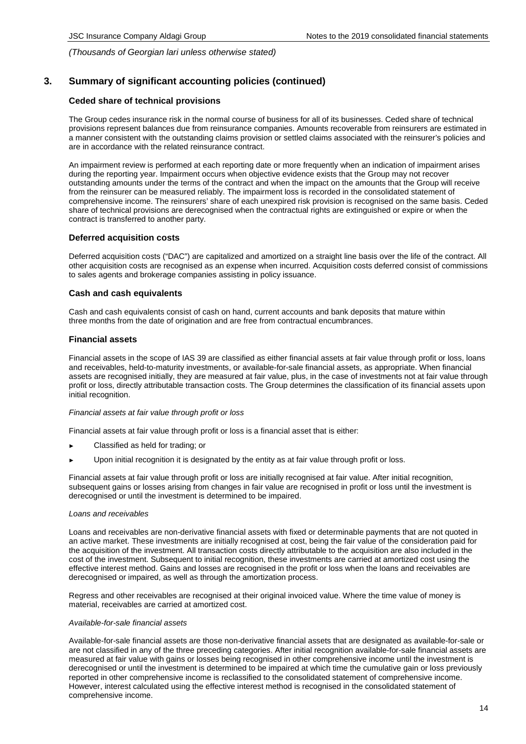*(Thousands of Georgian lari unless otherwise stated)*

## 3. Summary of significant accounting policies (continued)

### Ceded share of technical provisions

The Group cedes insurance risk in the normal course of business for all of its businesses. Ceded share of technical provisions represent balances due from reinsurance companies. Amounts recoverable from reinsurers are estimated in a manner consistent with the outstanding claims provision or settled claims associated with the reinsurer's policies and are in accordance with the related reinsurance contract.

An impairment review is performed at each reporting date or more frequently when an indication of impairment arises during the reporting year. Impairment occurs when objective evidence exists that the Group may not recover outstanding amounts under the terms of the contract and when the impact on the amounts that the Group will receive from the reinsurer can be measured reliably. The impairment loss is recorded in the consolidated statement of comprehensive income. The reinsurers' share of each unexpired risk provision is recognised on the same basis. Ceded share of technical provisions are derecognised when the contractual rights are extinguished or expire or when the contract is transferred to another party.

### Deferred acquisition costs

Deferred acquisition costs ("DAC") are capitalized and amortized on a straight line basis over the life of the contract. All other acquisition costs are recognised as an expense when incurred. Acquisition costs deferred consist of commissions to sales agents and brokerage companies assisting in policy issuance.

### Cash and cash equivalents

Cash and cash equivalents consist of cash on hand, current accounts and bank deposits that mature within three months from the date of origination and are free from contractual encumbrances.

### Financial assets

Financial assets in the scope of IAS 39 are classified as either financial assets at fair value through profit or loss, loans and receivables, held-to-maturity investments, or available-for-sale financial assets, as appropriate. When financial assets are recognised initially, they are measured at fair value, plus, in the case of investments not at fair value through profit or loss, directly attributable transaction costs. The Group determines the classification of its financial assets upon initial recognition.

*Financial assets at fair value through profit or loss*

Financial assets at fair value through profit or loss is a financial asset that is either:

- Classified as held for trading; or
- Upon initial recognition it is designated by the entity as at fair value through profit or loss.

Financial assets at fair value through profit or loss are initially recognised at fair value. After initial recognition, subsequent gains or losses arising from changes in fair value are recognised in profit or loss until the investment is derecognised or until the investment is determined to be impaired.

*Loans and receivables*

Loans and receivables are non-derivative financial assets with fixed or determinable payments that are not quoted in an active market. These investments are initially recognised at cost, being the fair value of the consideration paid for the acquisition of the investment. All transaction costs directly attributable to the acquisition are also included in the cost of the investment. Subsequent to initial recognition, these investments are carried at amortized cost using the effective interest method. Gains and losses are recognised in the profit or loss when the loans and receivables are derecognised or impaired, as well as through the amortization process.

Regress and other receivables are recognised at their original invoiced value. Where the time value of money is material, receivables are carried at amortized cost.

*Available-for-sale financial assets*

Available-for-sale financial assets are those non-derivative financial assets that are designated as available-for-sale or are not classified in any of the three preceding categories. After initial recognition available-for-sale financial assets are measured at fair value with gains or losses being recognised in other comprehensive income until the investment is derecognised or until the investment is determined to be impaired at which time the cumulative gain or loss previously reported in other comprehensive income is reclassified to the consolidated statement of comprehensive income. However, interest calculated using the effective interest method is recognised in the consolidated statement of comprehensive income.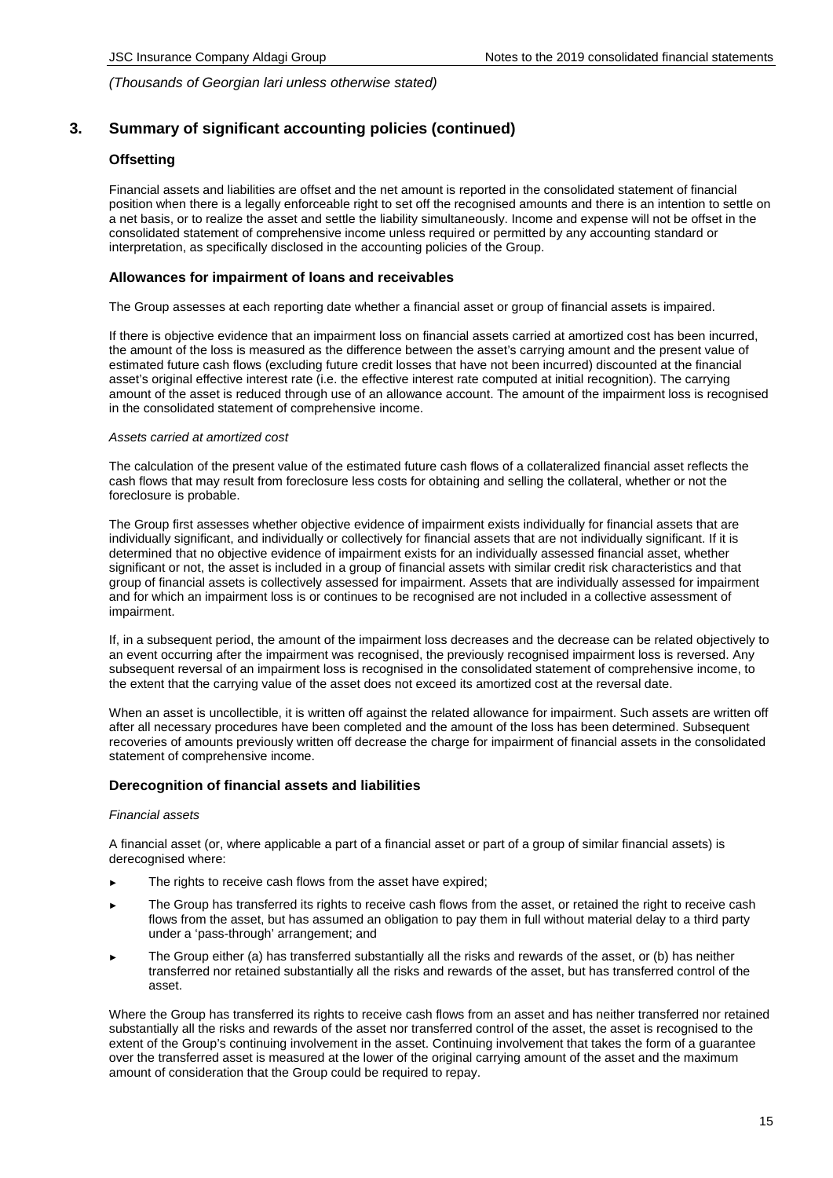## 3. Summary of significant accounting policies (continued)

### Offsetting

Financial assets and liabilities are offset and the net amount is reported in the consolidated statement of financial position when there is a legally enforceable right to set off the recognised amounts and there is an intention to settle on a net basis, or to realize the asset and settle the liability simultaneously. Income and expense will not be offset in the consolidated statement of comprehensive income unless required or permitted by any accounting standard or interpretation, as specifically disclosed in the accounting policies of the Group.

### Allowances for impairment of loans and receivables

The Group assesses at each reporting date whether a financial asset or group of financial assets is impaired.

If there is objective evidence that an impairment loss on financial assets carried at amortized cost has been incurred, the amount of the loss is measured as the difference between the asset's carrying amount and the present value of estimated future cash flows (excluding future credit losses that have not been incurred) discounted at the financial asset's original effective interest rate (i.e. the effective interest rate computed at initial recognition). The carrying amount of the asset is reduced through use of an allowance account. The amount of the impairment loss is recognised in the consolidated statement of comprehensive income.

*Assets carried at amortized cost*

The calculation of the present value of the estimated future cash flows of a collateralized financial asset reflects the cash flows that may result from foreclosure less costs for obtaining and selling the collateral, whether or not the foreclosure is probable.

The Group first assesses whether objective evidence of impairment exists individually for financial assets that are individually significant, and individually or collectively for financial assets that are not individually significant. If it is determined that no objective evidence of impairment exists for an individually assessed financial asset, whether significant or not, the asset is included in a group of financial assets with similar credit risk characteristics and that group of financial assets is collectively assessed for impairment. Assets that are individually assessed for impairment and for which an impairment loss is or continues to be recognised are not included in a collective assessment of impairment.

If, in a subsequent period, the amount of the impairment loss decreases and the decrease can be related objectively to an event occurring after the impairment was recognised, the previously recognised impairment loss is reversed. Any subsequent reversal of an impairment loss is recognised in the consolidated statement of comprehensive income, to the extent that the carrying value of the asset does not exceed its amortized cost at the reversal date.

When an asset is uncollectible, it is written off against the related allowance for impairment. Such assets are written off after all necessary procedures have been completed and the amount of the loss has been determined. Subsequent recoveries of amounts previously written off decrease the charge for impairment of financial assets in the consolidated statement of comprehensive income.

### Derecognition of financial assets and liabilities

*Financial assets*

A financial asset (or, where applicable a part of a financial asset or part of a group of similar financial assets) is derecognised where:

- The rights to receive cash flows from the asset have expired;
- The Group has transferred its rights to receive cash flows from the asset, or retained the right to receive cash flows from the asset, but has assumed an obligation to pay them in full without material delay to a third party under a 'pass-through' arrangement; and
- The Group either (a) has transferred substantially all the risks and rewards of the asset, or (b) has neither transferred nor retained substantially all the risks and rewards of the asset, but has transferred control of the asset.

Where the Group has transferred its rights to receive cash flows from an asset and has neither transferred nor retained substantially all the risks and rewards of the asset nor transferred control of the asset, the asset is recognised to the extent of the Group's continuing involvement in the asset. Continuing involvement that takes the form of a guarantee over the transferred asset is measured at the lower of the original carrying amount of the asset and the maximum amount of consideration that the Group could be required to repay.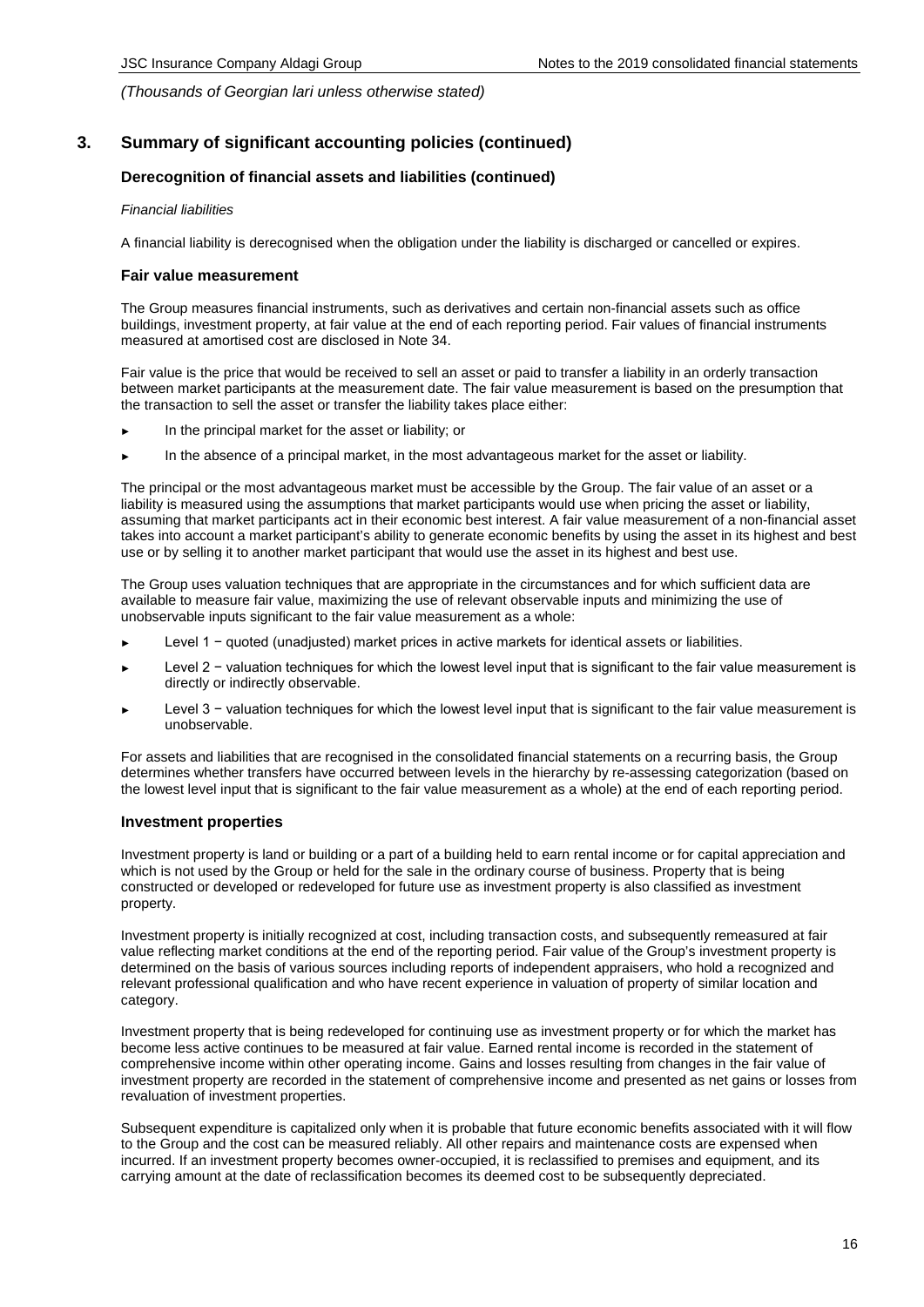## 3. Summary of significant accounting policies (continued)

### Derecognition of financial assets and liabilities (continued)

*Financial liabilities*

A financial liability is derecognised when the obligation under the liability is discharged or cancelled or expires.

### Fair value measurement

The Group measures financial instruments, such as derivatives and certain non-financial assets such as office buildings, investment property, at fair value at the end of each reporting period. Fair values of financial instruments measured at amortised cost are disclosed in Note 34.

Fair value is the price that would be received to sell an asset or paid to transfer a liability in an orderly transaction between market participants at the measurement date. The fair value measurement is based on the presumption that the transaction to sell the asset or transfer the liability takes place either:

- In the principal market for the asset or liability; or
- In the absence of a principal market, in the most advantageous market for the asset or liability.

The principal or the most advantageous market must be accessible by the Group. The fair value of an asset or a liability is measured using the assumptions that market participants would use when pricing the asset or liability, assuming that market participants act in their economic best interest. A fair value measurement of a non-financial asset takes into account a market participant's ability to generate economic benefits by using the asset in its highest and best use or by selling it to another market participant that would use the asset in its highest and best use.

The Group uses valuation techniques that are appropriate in the circumstances and for which sufficient data are available to measure fair value, maximizing the use of relevant observable inputs and minimizing the use of unobservable inputs significant to the fair value measurement as a whole:

- Level 1 − quoted (unadjusted) market prices in active markets for identical assets or liabilities.
- Level 2 − valuation techniques for which the lowest level input that is significant to the fair value measurement is directly or indirectly observable.
- Level 3 − valuation techniques for which the lowest level input that is significant to the fair value measurement is unobservable.

For assets and liabilities that are recognised in the consolidated financial statements on a recurring basis, the Group determines whether transfers have occurred between levels in the hierarchy by re-assessing categorization (based on the lowest level input that is significant to the fair value measurement as a whole) at the end of each reporting period.

### Investment properties

Investment property is land or building or a part of a building held to earn rental income or for capital appreciation and which is not used by the Group or held for the sale in the ordinary course of business. Property that is being constructed or developed or redeveloped for future use as investment property is also classified as investment property.

Investment property is initially recognized at cost, including transaction costs, and subsequently remeasured at fair value reflecting market conditions at the end of the reporting period. Fair value of the Group's investment property is determined on the basis of various sources including reports of independent appraisers, who hold a recognized and relevant professional qualification and who have recent experience in valuation of property of similar location and category.

Investment property that is being redeveloped for continuing use as investment property or for which the market has become less active continues to be measured at fair value. Earned rental income is recorded in the statement of comprehensive income within other operating income. Gains and losses resulting from changes in the fair value of investment property are recorded in the statement of comprehensive income and presented as net gains or losses from revaluation of investment properties.

Subsequent expenditure is capitalized only when it is probable that future economic benefits associated with it will flow to the Group and the cost can be measured reliably. All other repairs and maintenance costs are expensed when incurred. If an investment property becomes owner-occupied, it is reclassified to premises and equipment, and its carrying amount at the date of reclassification becomes its deemed cost to be subsequently depreciated.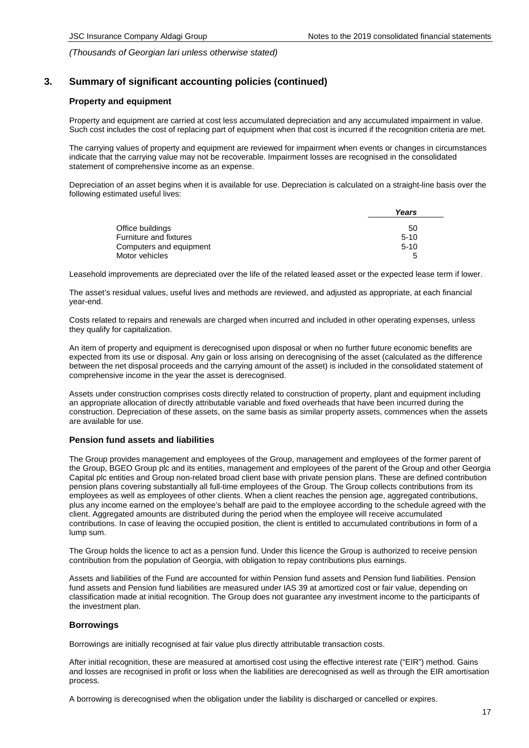*(Thousands of Georgian lari unless otherwise stated)*

## 3. Summary of significant accounting policies (continued)

### Property and equipment

Property and equipment are carried at cost less accumulated depreciation and any accumulated impairment in value. Such cost includes the cost of replacing part of equipment when that cost is incurred if the recognition criteria are met.

The carrying values of property and equipment are reviewed for impairment when events or changes in circumstances indicate that the carrying value may not be recoverable. Impairment losses are recognised in the consolidated statement of comprehensive income as an expense.

Depreciation of an asset begins when it is available for use. Depreciation is calculated on a straight-line basis over the following estimated useful lives:

| | *Years* |
|---|---|
| Office buildings | 50 |
| Furniture and fixtures | 5-10 |
| Computers and equipment | 5-10 |
| Motor vehicles | 5 |

Leasehold improvements are depreciated over the life of the related leased asset or the expected lease term if lower.

The asset's residual values, useful lives and methods are reviewed, and adjusted as appropriate, at each financial year-end.

Costs related to repairs and renewals are charged when incurred and included in other operating expenses, unless they qualify for capitalization.

An item of property and equipment is derecognised upon disposal or when no further future economic benefits are expected from its use or disposal. Any gain or loss arising on derecognising of the asset (calculated as the difference between the net disposal proceeds and the carrying amount of the asset) is included in the consolidated statement of comprehensive income in the year the asset is derecognised.

Assets under construction comprises costs directly related to construction of property, plant and equipment including an appropriate allocation of directly attributable variable and fixed overheads that have been incurred during the construction. Depreciation of these assets, on the same basis as similar property assets, commences when the assets are available for use.

### Pension fund assets and liabilities

The Group provides management and employees of the Group, management and employees of the former parent of the Group, BGEO Group plc and its entities, management and employees of the parent of the Group and other Georgia Capital plc entities and Group non-related broad client base with private pension plans. These are defined contribution pension plans covering substantially all full-time employees of the Group. The Group collects contributions from its employees as well as employees of other clients. When a client reaches the pension age, aggregated contributions, plus any income earned on the employee's behalf are paid to the employee according to the schedule agreed with the client. Aggregated amounts are distributed during the period when the employee will receive accumulated contributions. In case of leaving the occupied position, the client is entitled to accumulated contributions in form of a lump sum.

The Group holds the licence to act as a pension fund. Under this licence the Group is authorized to receive pension contribution from the population of Georgia, with obligation to repay contributions plus earnings.

Assets and liabilities of the Fund are accounted for within Pension fund assets and Pension fund liabilities. Pension fund assets and Pension fund liabilities are measured under IAS 39 at amortized cost or fair value, depending on classification made at initial recognition. The Group does not guarantee any investment income to the participants of the investment plan.

### Borrowings

Borrowings are initially recognised at fair value plus directly attributable transaction costs.

After initial recognition, these are measured at amortised cost using the effective interest rate ("EIR") method. Gains and losses are recognised in profit or loss when the liabilities are derecognised as well as through the EIR amortisation process.

A borrowing is derecognised when the obligation under the liability is discharged or cancelled or expires.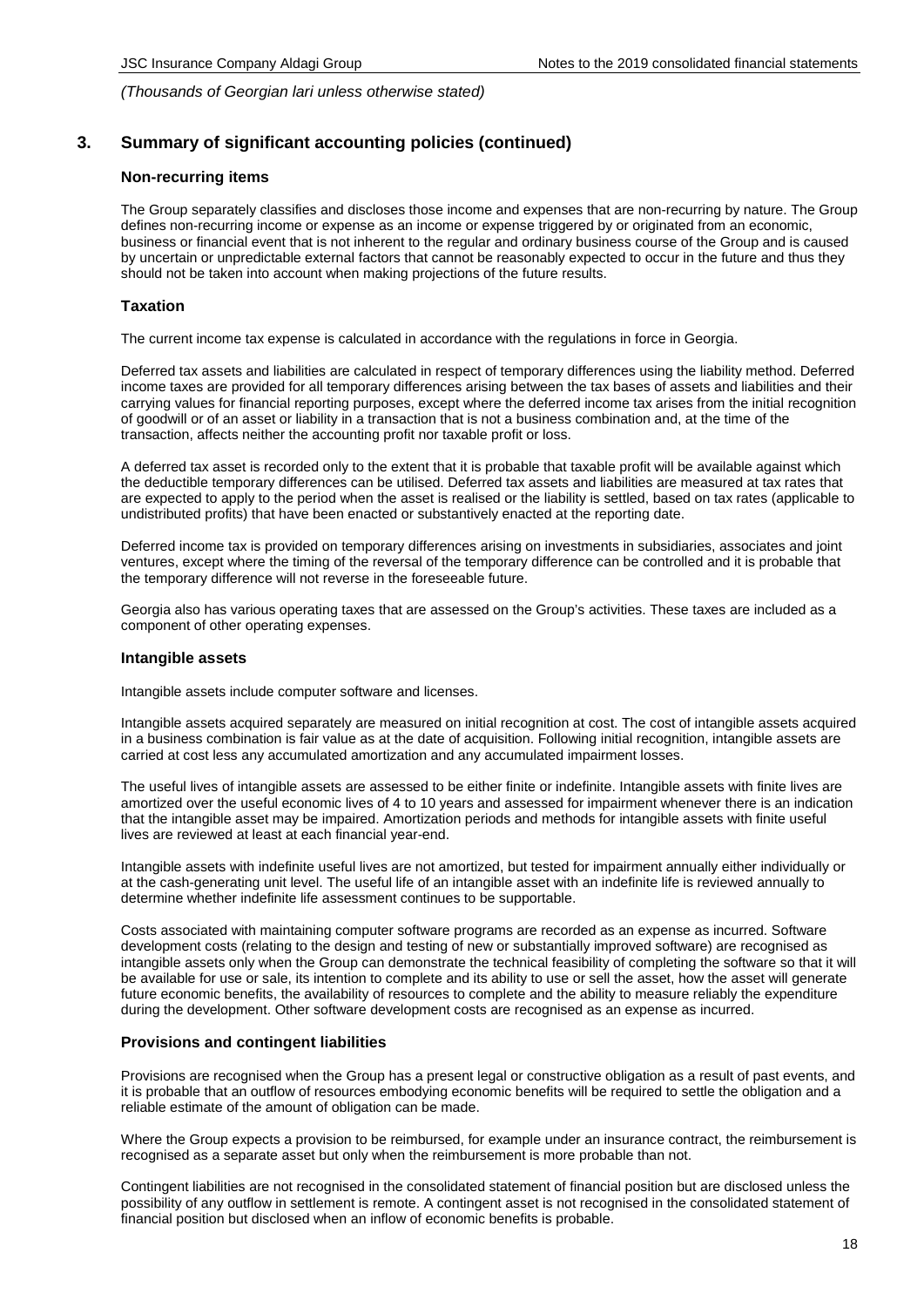*(Thousands of Georgian lari unless otherwise stated)*

## 3. Summary of significant accounting policies (continued)

### Non-recurring items

The Group separately classifies and discloses those income and expenses that are non-recurring by nature. The Group defines non-recurring income or expense as an income or expense triggered by or originated from an economic, business or financial event that is not inherent to the regular and ordinary business course of the Group and is caused by uncertain or unpredictable external factors that cannot be reasonably expected to occur in the future and thus they should not be taken into account when making projections of the future results.

### Taxation

The current income tax expense is calculated in accordance with the regulations in force in Georgia.

Deferred tax assets and liabilities are calculated in respect of temporary differences using the liability method. Deferred income taxes are provided for all temporary differences arising between the tax bases of assets and liabilities and their carrying values for financial reporting purposes, except where the deferred income tax arises from the initial recognition of goodwill or of an asset or liability in a transaction that is not a business combination and, at the time of the transaction, affects neither the accounting profit nor taxable profit or loss.

A deferred tax asset is recorded only to the extent that it is probable that taxable profit will be available against which the deductible temporary differences can be utilised. Deferred tax assets and liabilities are measured at tax rates that are expected to apply to the period when the asset is realised or the liability is settled, based on tax rates (applicable to undistributed profits) that have been enacted or substantively enacted at the reporting date.

Deferred income tax is provided on temporary differences arising on investments in subsidiaries, associates and joint ventures, except where the timing of the reversal of the temporary difference can be controlled and it is probable that the temporary difference will not reverse in the foreseeable future.

Georgia also has various operating taxes that are assessed on the Group's activities. These taxes are included as a component of other operating expenses.

### Intangible assets

Intangible assets include computer software and licenses.

Intangible assets acquired separately are measured on initial recognition at cost. The cost of intangible assets acquired in a business combination is fair value as at the date of acquisition. Following initial recognition, intangible assets are carried at cost less any accumulated amortization and any accumulated impairment losses.

The useful lives of intangible assets are assessed to be either finite or indefinite. Intangible assets with finite lives are amortized over the useful economic lives of 4 to 10 years and assessed for impairment whenever there is an indication that the intangible asset may be impaired. Amortization periods and methods for intangible assets with finite useful lives are reviewed at least at each financial year-end.

Intangible assets with indefinite useful lives are not amortized, but tested for impairment annually either individually or at the cash-generating unit level. The useful life of an intangible asset with an indefinite life is reviewed annually to determine whether indefinite life assessment continues to be supportable.

Costs associated with maintaining computer software programs are recorded as an expense as incurred. Software development costs (relating to the design and testing of new or substantially improved software) are recognised as intangible assets only when the Group can demonstrate the technical feasibility of completing the software so that it will be available for use or sale, its intention to complete and its ability to use or sell the asset, how the asset will generate future economic benefits, the availability of resources to complete and the ability to measure reliably the expenditure during the development. Other software development costs are recognised as an expense as incurred.

### Provisions and contingent liabilities

Provisions are recognised when the Group has a present legal or constructive obligation as a result of past events, and it is probable that an outflow of resources embodying economic benefits will be required to settle the obligation and a reliable estimate of the amount of obligation can be made.

Where the Group expects a provision to be reimbursed, for example under an insurance contract, the reimbursement is recognised as a separate asset but only when the reimbursement is more probable than not.

Contingent liabilities are not recognised in the consolidated statement of financial position but are disclosed unless the possibility of any outflow in settlement is remote. A contingent asset is not recognised in the consolidated statement of financial position but disclosed when an inflow of economic benefits is probable.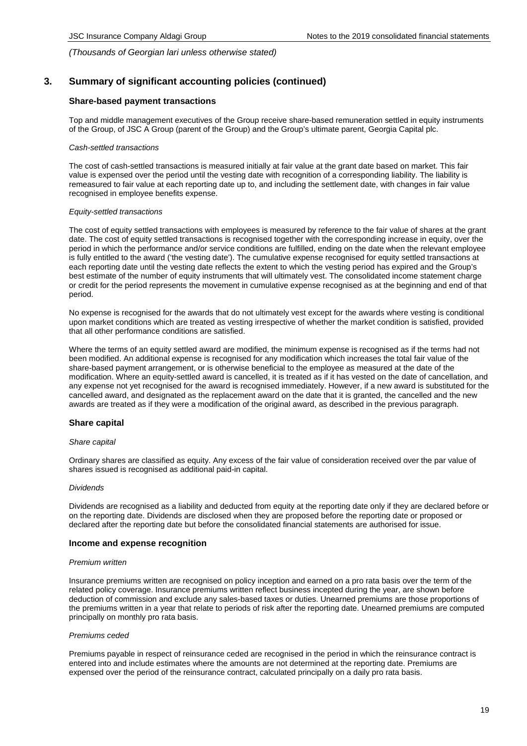*(Thousands of Georgian lari unless otherwise stated)*

## 3. Summary of significant accounting policies (continued)

### Share-based payment transactions

Top and middle management executives of the Group receive share-based remuneration settled in equity instruments of the Group, of JSC A Group (parent of the Group) and the Group's ultimate parent, Georgia Capital plc.

*Cash-settled transactions*

The cost of cash-settled transactions is measured initially at fair value at the grant date based on market. This fair value is expensed over the period until the vesting date with recognition of a corresponding liability. The liability is remeasured to fair value at each reporting date up to, and including the settlement date, with changes in fair value recognised in employee benefits expense.

*Equity-settled transactions*

The cost of equity settled transactions with employees is measured by reference to the fair value of shares at the grant date. The cost of equity settled transactions is recognised together with the corresponding increase in equity, over the period in which the performance and/or service conditions are fulfilled, ending on the date when the relevant employee is fully entitled to the award ('the vesting date'). The cumulative expense recognised for equity settled transactions at each reporting date until the vesting date reflects the extent to which the vesting period has expired and the Group's best estimate of the number of equity instruments that will ultimately vest. The consolidated income statement charge or credit for the period represents the movement in cumulative expense recognised as at the beginning and end of that period.

No expense is recognised for the awards that do not ultimately vest except for the awards where vesting is conditional upon market conditions which are treated as vesting irrespective of whether the market condition is satisfied, provided that all other performance conditions are satisfied.

Where the terms of an equity settled award are modified, the minimum expense is recognised as if the terms had not been modified. An additional expense is recognised for any modification which increases the total fair value of the share-based payment arrangement, or is otherwise beneficial to the employee as measured at the date of the modification. Where an equity-settled award is cancelled, it is treated as if it has vested on the date of cancellation, and any expense not yet recognised for the award is recognised immediately. However, if a new award is substituted for the cancelled award, and designated as the replacement award on the date that it is granted, the cancelled and the new awards are treated as if they were a modification of the original award, as described in the previous paragraph.

### Share capital

*Share capital*

Ordinary shares are classified as equity. Any excess of the fair value of consideration received over the par value of shares issued is recognised as additional paid-in capital.

*Dividends*

Dividends are recognised as a liability and deducted from equity at the reporting date only if they are declared before or on the reporting date. Dividends are disclosed when they are proposed before the reporting date or proposed or declared after the reporting date but before the consolidated financial statements are authorised for issue.

### Income and expense recognition

*Premium written*

Insurance premiums written are recognised on policy inception and earned on a pro rata basis over the term of the related policy coverage. Insurance premiums written reflect business incepted during the year, are shown before deduction of commission and exclude any sales-based taxes or duties. Unearned premiums are those proportions of the premiums written in a year that relate to periods of risk after the reporting date. Unearned premiums are computed principally on monthly pro rata basis.

*Premiums ceded*

Premiums payable in respect of reinsurance ceded are recognised in the period in which the reinsurance contract is entered into and include estimates where the amounts are not determined at the reporting date. Premiums are expensed over the period of the reinsurance contract, calculated principally on a daily pro rata basis.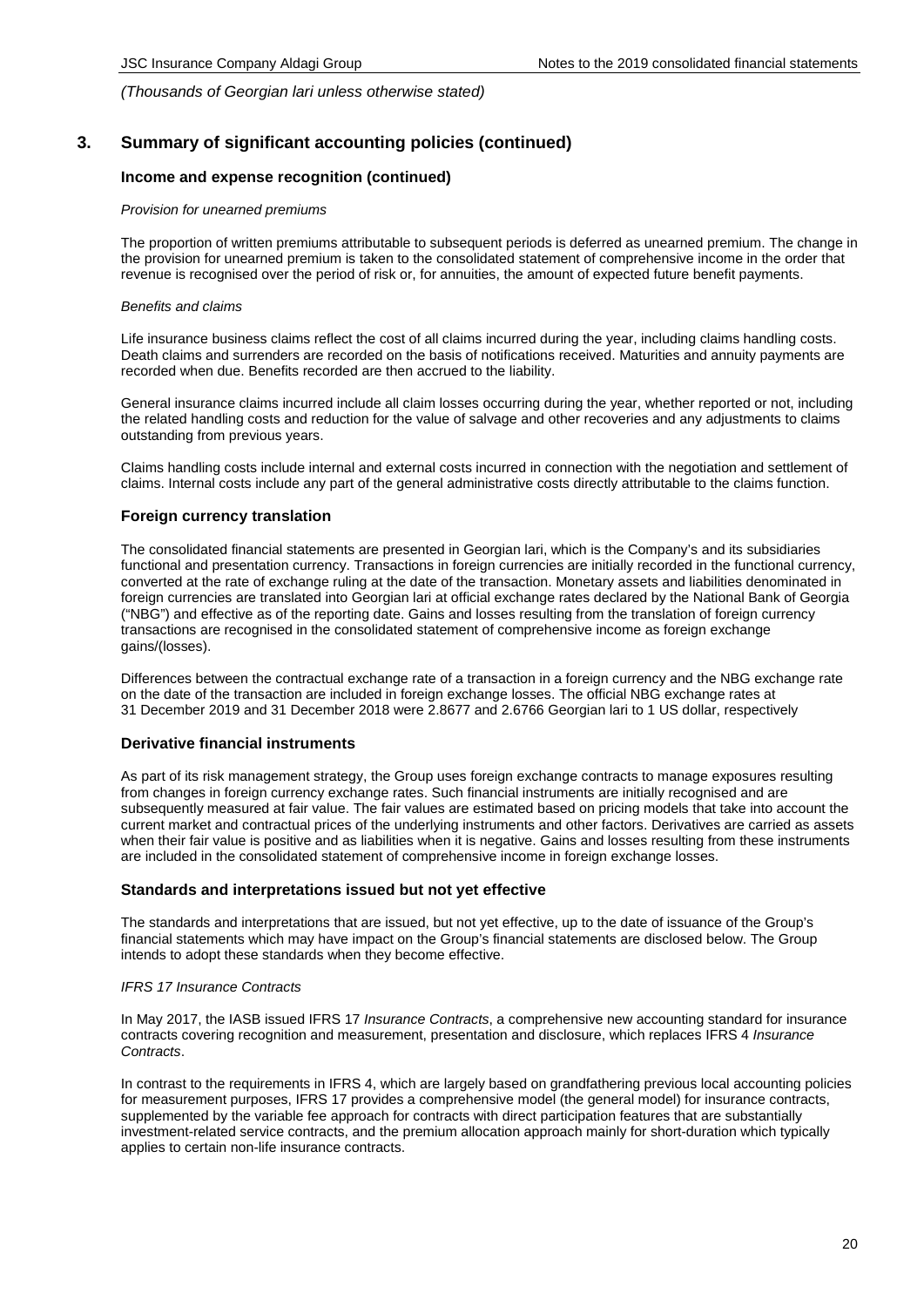*(Thousands of Georgian lari unless otherwise stated)*

## 3. Summary of significant accounting policies (continued)

### Income and expense recognition (continued)

*Provision for unearned premiums*

The proportion of written premiums attributable to subsequent periods is deferred as unearned premium. The change in the provision for unearned premium is taken to the consolidated statement of comprehensive income in the order that revenue is recognised over the period of risk or, for annuities, the amount of expected future benefit payments.

*Benefits and claims*

Life insurance business claims reflect the cost of all claims incurred during the year, including claims handling costs. Death claims and surrenders are recorded on the basis of notifications received. Maturities and annuity payments are recorded when due. Benefits recorded are then accrued to the liability.

General insurance claims incurred include all claim losses occurring during the year, whether reported or not, including the related handling costs and reduction for the value of salvage and other recoveries and any adjustments to claims outstanding from previous years.

Claims handling costs include internal and external costs incurred in connection with the negotiation and settlement of claims. Internal costs include any part of the general administrative costs directly attributable to the claims function.

### Foreign currency translation

The consolidated financial statements are presented in Georgian lari, which is the Company's and its subsidiaries functional and presentation currency. Transactions in foreign currencies are initially recorded in the functional currency, converted at the rate of exchange ruling at the date of the transaction. Monetary assets and liabilities denominated in foreign currencies are translated into Georgian lari at official exchange rates declared by the National Bank of Georgia ("NBG") and effective as of the reporting date. Gains and losses resulting from the translation of foreign currency transactions are recognised in the consolidated statement of comprehensive income as foreign exchange gains/(losses).

Differences between the contractual exchange rate of a transaction in a foreign currency and the NBG exchange rate on the date of the transaction are included in foreign exchange losses. The official NBG exchange rates at 31 December 2019 and 31 December 2018 were 2.8677 and 2.6766 Georgian lari to 1 US dollar, respectively

### Derivative financial instruments

As part of its risk management strategy, the Group uses foreign exchange contracts to manage exposures resulting from changes in foreign currency exchange rates. Such financial instruments are initially recognised and are subsequently measured at fair value. The fair values are estimated based on pricing models that take into account the current market and contractual prices of the underlying instruments and other factors. Derivatives are carried as assets when their fair value is positive and as liabilities when it is negative. Gains and losses resulting from these instruments are included in the consolidated statement of comprehensive income in foreign exchange losses.

### Standards and interpretations issued but not yet effective

The standards and interpretations that are issued, but not yet effective, up to the date of issuance of the Group's financial statements which may have impact on the Group's financial statements are disclosed below. The Group intends to adopt these standards when they become effective.

*IFRS 17 Insurance Contracts*

In May 2017, the IASB issued IFRS 17 *Insurance Contracts*, a comprehensive new accounting standard for insurance contracts covering recognition and measurement, presentation and disclosure, which replaces IFRS 4 *Insurance Contracts*.

In contrast to the requirements in IFRS 4, which are largely based on grandfathering previous local accounting policies for measurement purposes, IFRS 17 provides a comprehensive model (the general model) for insurance contracts, supplemented by the variable fee approach for contracts with direct participation features that are substantially investment-related service contracts, and the premium allocation approach mainly for short-duration which typically applies to certain non-life insurance contracts.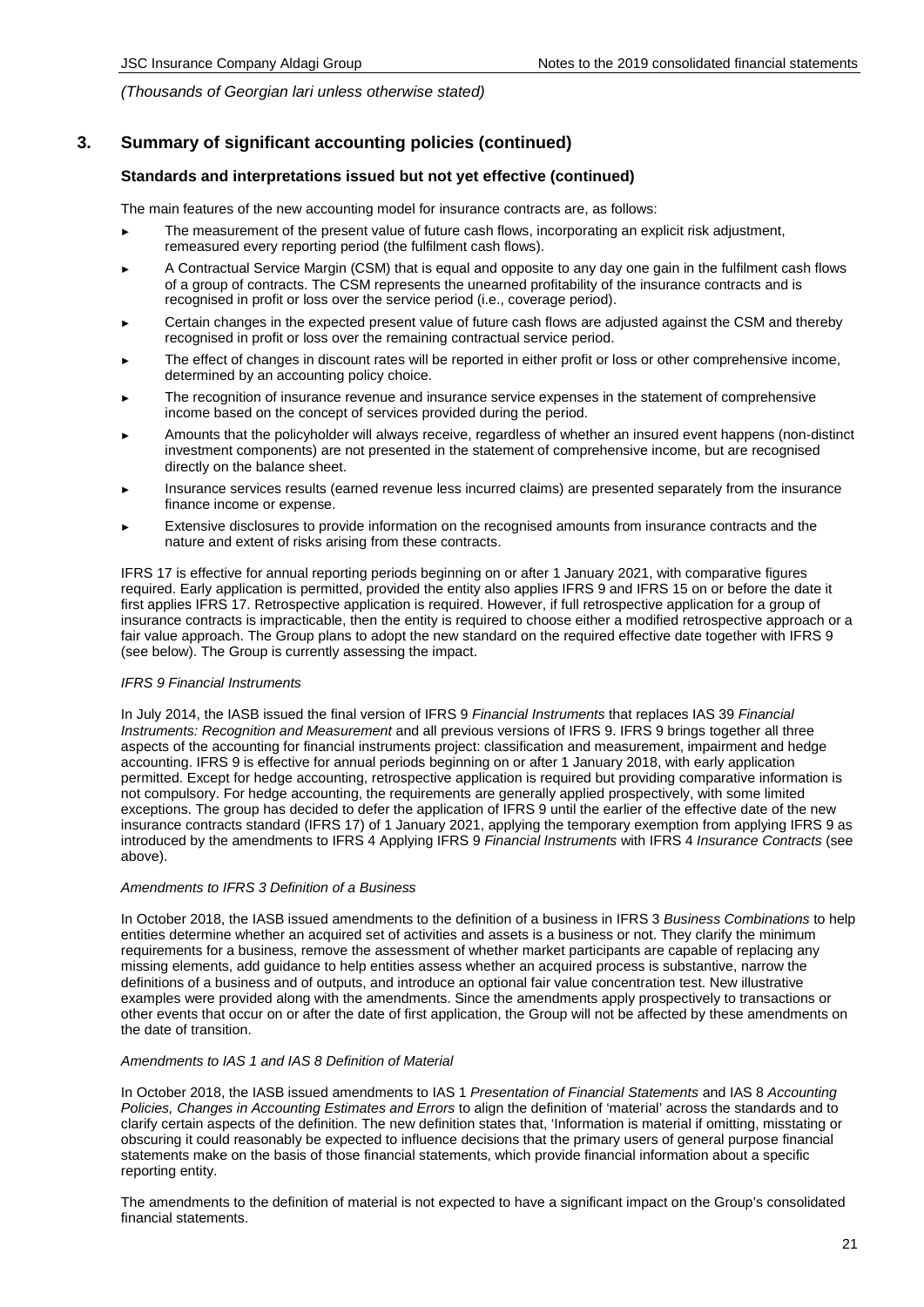*(Thousands of Georgian lari unless otherwise stated)*

## 3. Summary of significant accounting policies (continued)

### Standards and interpretations issued but not yet effective (continued)

The main features of the new accounting model for insurance contracts are, as follows:

- The measurement of the present value of future cash flows, incorporating an explicit risk adjustment, remeasured every reporting period (the fulfilment cash flows).
- A Contractual Service Margin (CSM) that is equal and opposite to any day one gain in the fulfilment cash flows of a group of contracts. The CSM represents the unearned profitability of the insurance contracts and is recognised in profit or loss over the service period (i.e., coverage period).
- Certain changes in the expected present value of future cash flows are adjusted against the CSM and thereby recognised in profit or loss over the remaining contractual service period.
- The effect of changes in discount rates will be reported in either profit or loss or other comprehensive income, determined by an accounting policy choice.
- The recognition of insurance revenue and insurance service expenses in the statement of comprehensive income based on the concept of services provided during the period.
- Amounts that the policyholder will always receive, regardless of whether an insured event happens (non-distinct investment components) are not presented in the statement of comprehensive income, but are recognised directly on the balance sheet.
- Insurance services results (earned revenue less incurred claims) are presented separately from the insurance finance income or expense.
- Extensive disclosures to provide information on the recognised amounts from insurance contracts and the nature and extent of risks arising from these contracts.

IFRS 17 is effective for annual reporting periods beginning on or after 1 January 2021, with comparative figures required. Early application is permitted, provided the entity also applies IFRS 9 and IFRS 15 on or before the date it first applies IFRS 17. Retrospective application is required. However, if full retrospective application for a group of insurance contracts is impracticable, then the entity is required to choose either a modified retrospective approach or a fair value approach. The Group plans to adopt the new standard on the required effective date together with IFRS 9 (see below). The Group is currently assessing the impact.

*IFRS 9 Financial Instruments*

In July 2014, the IASB issued the final version of IFRS 9 *Financial Instruments* that replaces IAS 39 *Financial Instruments: Recognition and Measurement* and all previous versions of IFRS 9. IFRS 9 brings together all three aspects of the accounting for financial instruments project: classification and measurement, impairment and hedge accounting. IFRS 9 is effective for annual periods beginning on or after 1 January 2018, with early application permitted. Except for hedge accounting, retrospective application is required but providing comparative information is not compulsory. For hedge accounting, the requirements are generally applied prospectively, with some limited exceptions. The group has decided to defer the application of IFRS 9 until the earlier of the effective date of the new insurance contracts standard (IFRS 17) of 1 January 2021, applying the temporary exemption from applying IFRS 9 as introduced by the amendments to IFRS 4 Applying IFRS 9 *Financial Instruments* with IFRS 4 *Insurance Contracts* (see above).

*Amendments to IFRS 3 Definition of a Business*

In October 2018, the IASB issued amendments to the definition of a business in IFRS 3 *Business Combinations* to help entities determine whether an acquired set of activities and assets is a business or not. They clarify the minimum requirements for a business, remove the assessment of whether market participants are capable of replacing any missing elements, add guidance to help entities assess whether an acquired process is substantive, narrow the definitions of a business and of outputs, and introduce an optional fair value concentration test. New illustrative examples were provided along with the amendments. Since the amendments apply prospectively to transactions or other events that occur on or after the date of first application, the Group will not be affected by these amendments on the date of transition.

*Amendments to IAS 1 and IAS 8 Definition of Material*

In October 2018, the IASB issued amendments to IAS 1 *Presentation of Financial Statements* and IAS 8 *Accounting Policies, Changes in Accounting Estimates and Errors* to align the definition of 'material' across the standards and to clarify certain aspects of the definition. The new definition states that, 'Information is material if omitting, misstating or obscuring it could reasonably be expected to influence decisions that the primary users of general purpose financial statements make on the basis of those financial statements, which provide financial information about a specific reporting entity.

The amendments to the definition of material is not expected to have a significant impact on the Group's consolidated financial statements.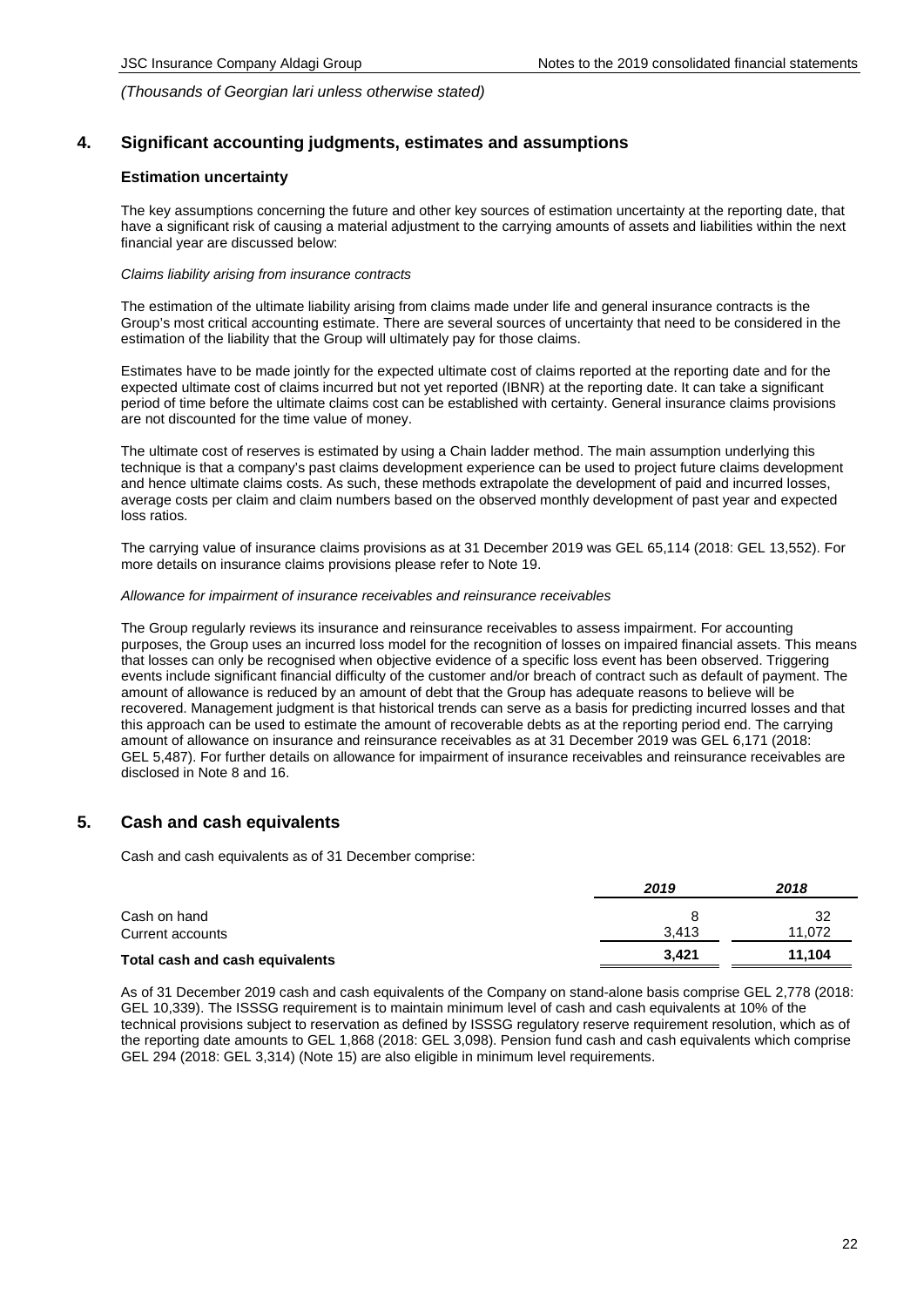*(Thousands of Georgian lari unless otherwise stated)*

## 4. Significant accounting judgments, estimates and assumptions

### Estimation uncertainty

The key assumptions concerning the future and other key sources of estimation uncertainty at the reporting date, that have a significant risk of causing a material adjustment to the carrying amounts of assets and liabilities within the next financial year are discussed below:

*Claims liability arising from insurance contracts*

The estimation of the ultimate liability arising from claims made under life and general insurance contracts is the Group's most critical accounting estimate. There are several sources of uncertainty that need to be considered in the estimation of the liability that the Group will ultimately pay for those claims.

Estimates have to be made jointly for the expected ultimate cost of claims reported at the reporting date and for the expected ultimate cost of claims incurred but not yet reported (IBNR) at the reporting date. It can take a significant period of time before the ultimate claims cost can be established with certainty. General insurance claims provisions are not discounted for the time value of money.

The ultimate cost of reserves is estimated by using a Chain ladder method. The main assumption underlying this technique is that a company's past claims development experience can be used to project future claims development and hence ultimate claims costs. As such, these methods extrapolate the development of paid and incurred losses, average costs per claim and claim numbers based on the observed monthly development of past year and expected loss ratios.

The carrying value of insurance claims provisions as at 31 December 2019 was GEL 65,114 (2018: GEL 13,552). For more details on insurance claims provisions please refer to Note 19.

*Allowance for impairment of insurance receivables and reinsurance receivables*

The Group regularly reviews its insurance and reinsurance receivables to assess impairment. For accounting purposes, the Group uses an incurred loss model for the recognition of losses on impaired financial assets. This means that losses can only be recognised when objective evidence of a specific loss event has been observed. Triggering events include significant financial difficulty of the customer and/or breach of contract such as default of payment. The amount of allowance is reduced by an amount of debt that the Group has adequate reasons to believe will be recovered. Management judgment is that historical trends can serve as a basis for predicting incurred losses and that this approach can be used to estimate the amount of recoverable debts as at the reporting period end. The carrying amount of allowance on insurance and reinsurance receivables as at 31 December 2019 was GEL 6,171 (2018: GEL 5,487). For further details on allowance for impairment of insurance receivables and reinsurance receivables are disclosed in Note 8 and 16.

## 5. Cash and cash equivalents

Cash and cash equivalents as of 31 December comprise:

| | *2019* | *2018* |
|---|---|---|
| Cash on hand | 8 | 32 |
| Current accounts | 3,413 | 11,072 |
| **Total cash and cash equivalents** | **3,421** | **11,104** |

As of 31 December 2019 cash and cash equivalents of the Company on stand-alone basis comprise GEL 2,778 (2018: GEL 10,339). The ISSSG requirement is to maintain minimum level of cash and cash equivalents at 10% of the technical provisions subject to reservation as defined by ISSSG regulatory reserve requirement resolution, which as of the reporting date amounts to GEL 1,868 (2018: GEL 3,098). Pension fund cash and cash equivalents which comprise GEL 294 (2018: GEL 3,314) (Note 15) are also eligible in minimum level requirements.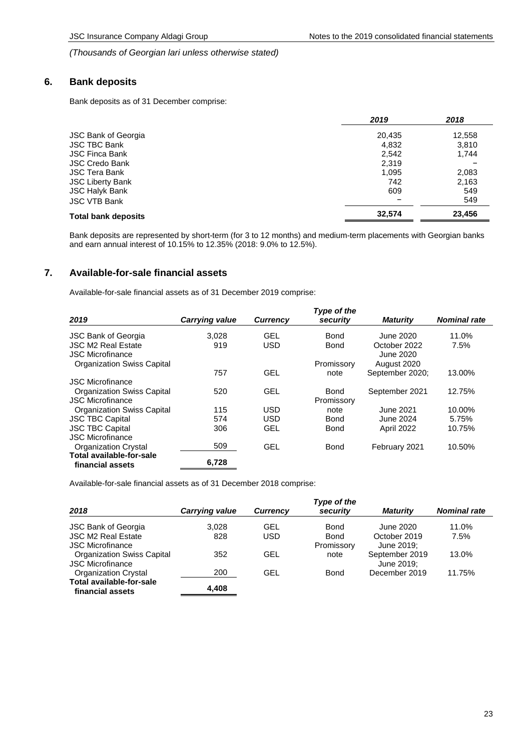*(Thousands of Georgian lari unless otherwise stated)*

## 6. Bank deposits

Bank deposits as of 31 December comprise:

| | *2019* | *2018* |
|---|---|---|
| JSC Bank of Georgia | 20,435 | 12,558 |
| JSC TBC Bank | 4,832 | 3,810 |
| JSC Finca Bank | 2,542 | 1,744 |
| JSC Credo Bank | 2,319 | – |
| JSC Tera Bank | 1,095 | 2,083 |
| JSC Liberty Bank | 742 | 2,163 |
| JSC Halyk Bank | 609 | 549 |
| JSC VTB Bank | – | 549 |
| **Total bank deposits** | **32,574** | **23,456** |

Bank deposits are represented by short-term (for 3 to 12 months) and medium-term placements with Georgian banks and earn annual interest of 10.15% to 12.35% (2018: 9.0% to 12.5%).

## 7. Available-for-sale financial assets

Available-for-sale financial assets as of 31 December 2019 comprise:

| *2019* | *Carrying value* | *Currency* | *Type of the security* | *Maturity* | *Nominal rate* |
|---|---|---|---|---|---|
| JSC Bank of Georgia | 3,028 | GEL | Bond | June 2020 | 11.0% |
| JSC M2 Real Estate | 919 | USD | Bond | October 2022 | 7.5% |
| JSC Microfinance Organization Swiss Capital | 757 | GEL | Promissory note | June 2020 August 2020 September 2020; | 13.00% |
| JSC Microfinance Organization Swiss Capital | 520 | GEL | Bond | September 2021 | 12.75% |
| JSC Microfinance Organization Swiss Capital | 115 | USD | Promissory note | June 2021 | 10.00% |
| JSC TBC Capital | 574 | USD | Bond | June 2024 | 5.75% |
| JSC TBC Capital | 306 | GEL | Bond | April 2022 | 10.75% |
| JSC Microfinance Organization Crystal | 509 | GEL | Bond | February 2021 | 10.50% |
| **Total available-for-sale financial assets** | **6,728** | | | | |

Available-for-sale financial assets as of 31 December 2018 comprise:

| *2018* | *Carrying value* | *Currency* | *Type of the security* | *Maturity* | *Nominal rate* |
|---|---|---|---|---|---|
| JSC Bank of Georgia | 3,028 | GEL | Bond | June 2020 | 11.0% |
| JSC M2 Real Estate | 828 | USD | Bond | October 2019 | 7.5% |
| JSC Microfinance Organization Swiss Capital | 352 | GEL | Promissory note | June 2019; September 2019 | 13.0% |
| JSC Microfinance Organization Crystal | 200 | GEL | Bond | June 2019; December 2019 | 11.75% |
| **Total available-for-sale financial assets** | **4,408** | | | | |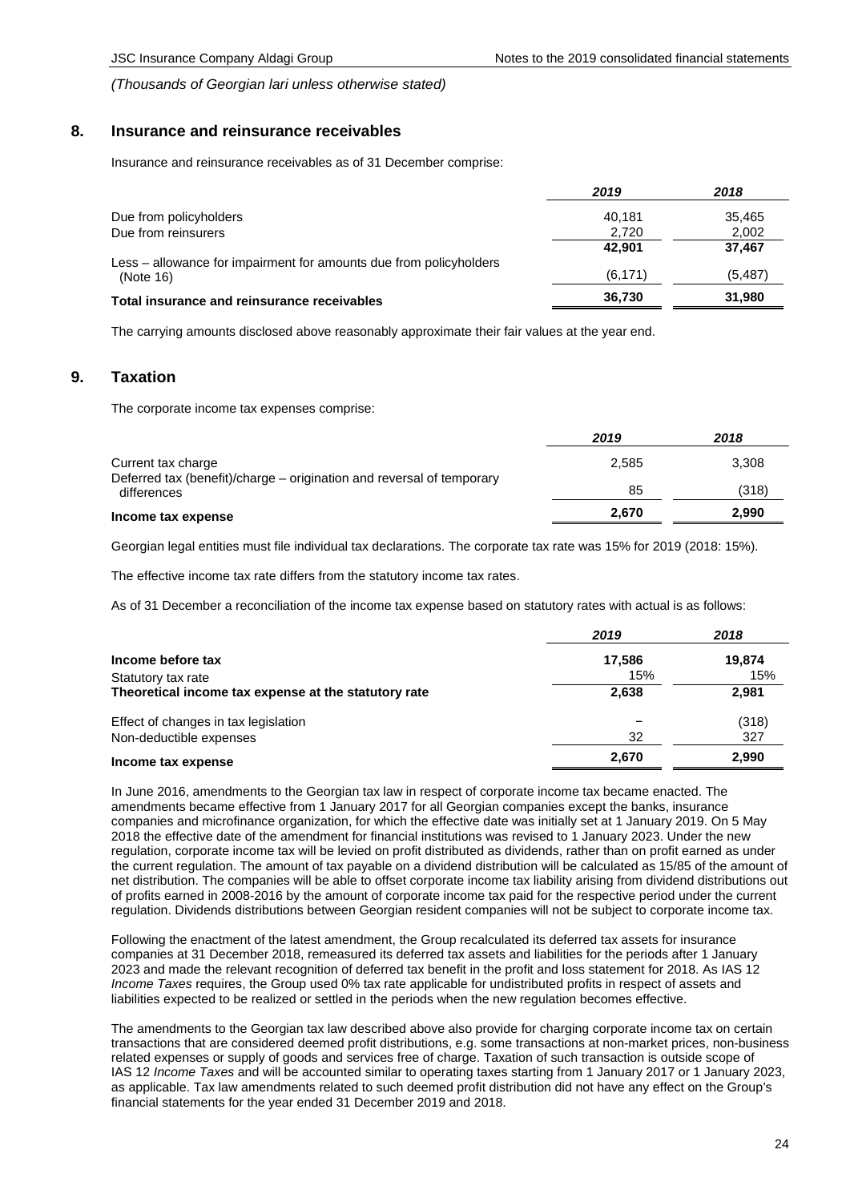*(Thousands of Georgian lari unless otherwise stated)*

## 8. Insurance and reinsurance receivables

Insurance and reinsurance receivables as of 31 December comprise:

| | *2019* | *2018* |
|---|---|---|
| Due from policyholders | 40,181 | 35,465 |
| Due from reinsurers | 2,720 | 2,002 |
| | **42,901** | **37,467** |
| Less – allowance for impairment for amounts due from policyholders (Note 16) | (6,171) | (5,487) |
| **Total insurance and reinsurance receivables** | **36,730** | **31,980** |

The carrying amounts disclosed above reasonably approximate their fair values at the year end.

## 9. Taxation

The corporate income tax expenses comprise:

| | *2019* | *2018* |
|---|---|---|
| Current tax charge | 2,585 | 3,308 |
| Deferred tax (benefit)/charge – origination and reversal of temporary differences | 85 | (318) |
| **Income tax expense** | **2,670** | **2,990** |

Georgian legal entities must file individual tax declarations. The corporate tax rate was 15% for 2019 (2018: 15%).

The effective income tax rate differs from the statutory income tax rates.

As of 31 December a reconciliation of the income tax expense based on statutory rates with actual is as follows:

| | *2019* | *2018* |
|---|---|---|
| **Income before tax** | **17,586** | **19,874** |
| Statutory tax rate | 15% | 15% |
| **Theoretical income tax expense at the statutory rate** | **2,638** | **2,981** |
| Effect of changes in tax legislation | – | (318) |
| Non-deductible expenses | 32 | 327 |
| **Income tax expense** | **2,670** | **2,990** |

In June 2016, amendments to the Georgian tax law in respect of corporate income tax became enacted. The amendments became effective from 1 January 2017 for all Georgian companies except the banks, insurance companies and microfinance organization, for which the effective date was initially set at 1 January 2019. On 5 May 2018 the effective date of the amendment for financial institutions was revised to 1 January 2023. Under the new regulation, corporate income tax will be levied on profit distributed as dividends, rather than on profit earned as under the current regulation. The amount of tax payable on a dividend distribution will be calculated as 15/85 of the amount of net distribution. The companies will be able to offset corporate income tax liability arising from dividend distributions out of profits earned in 2008-2016 by the amount of corporate income tax paid for the respective period under the current regulation. Dividends distributions between Georgian resident companies will not be subject to corporate income tax.

Following the enactment of the latest amendment, the Group recalculated its deferred tax assets for insurance companies at 31 December 2018, remeasured its deferred tax assets and liabilities for the periods after 1 January 2023 and made the relevant recognition of deferred tax benefit in the profit and loss statement for 2018. As IAS 12 *Income Taxes* requires, the Group used 0% tax rate applicable for undistributed profits in respect of assets and liabilities expected to be realized or settled in the periods when the new regulation becomes effective.

The amendments to the Georgian tax law described above also provide for charging corporate income tax on certain transactions that are considered deemed profit distributions, e.g. some transactions at non-market prices, non-business related expenses or supply of goods and services free of charge. Taxation of such transaction is outside scope of IAS 12 *Income Taxes* and will be accounted similar to operating taxes starting from 1 January 2017 or 1 January 2023, as applicable. Tax law amendments related to such deemed profit distribution did not have any effect on the Group's financial statements for the year ended 31 December 2019 and 2018.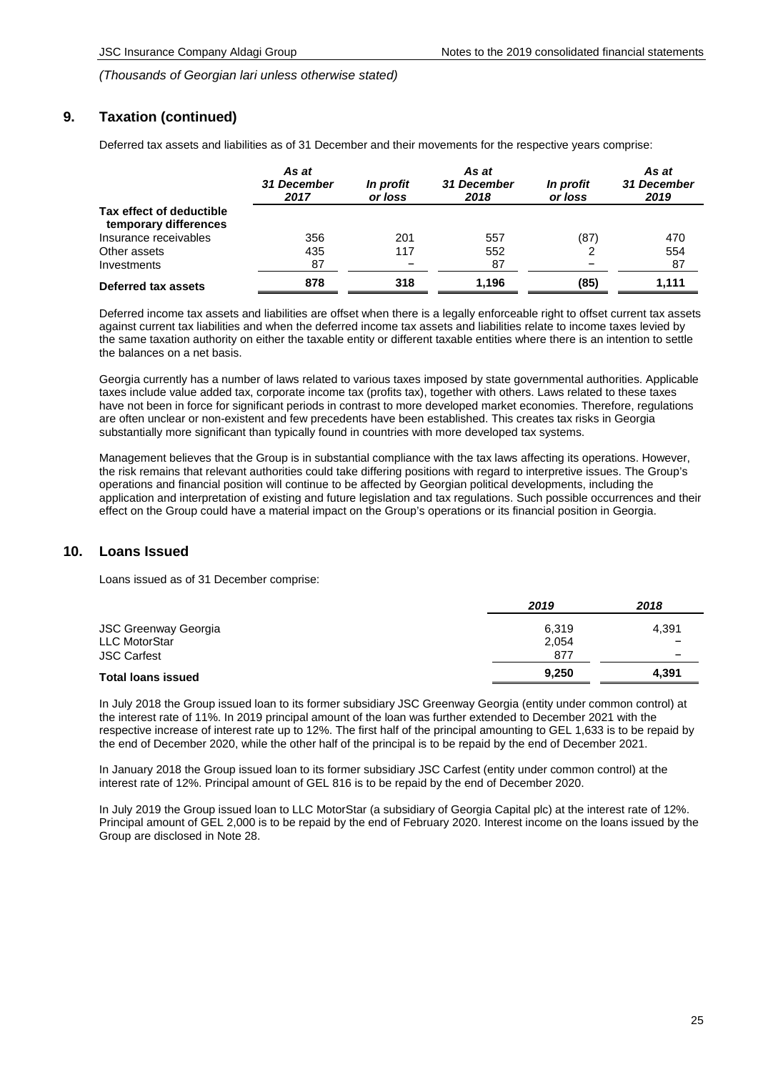*(Thousands of Georgian lari unless otherwise stated)*

## 9. Taxation (continued)

Deferred tax assets and liabilities as of 31 December and their movements for the respective years comprise:

| | *As at 31 December 2017* | *In profit or loss* | *As at 31 December 2018* | *In profit or loss* | *As at 31 December 2019* |
|---|---|---|---|---|---|
| **Tax effect of deductible temporary differences** | | | | | |
| Insurance receivables | 356 | 201 | 557 | (87) | 470 |
| Other assets | 435 | 117 | 552 | 2 | 554 |
| Investments | 87 | − | 87 | − | 87 |
| **Deferred tax assets** | **878** | **318** | **1,196** | **(85)** | **1,111** |

Deferred income tax assets and liabilities are offset when there is a legally enforceable right to offset current tax assets against current tax liabilities and when the deferred income tax assets and liabilities relate to income taxes levied by the same taxation authority on either the taxable entity or different taxable entities where there is an intention to settle the balances on a net basis.

Georgia currently has a number of laws related to various taxes imposed by state governmental authorities. Applicable taxes include value added tax, corporate income tax (profits tax), together with others. Laws related to these taxes have not been in force for significant periods in contrast to more developed market economies. Therefore, regulations are often unclear or non-existent and few precedents have been established. This creates tax risks in Georgia substantially more significant than typically found in countries with more developed tax systems.

Management believes that the Group is in substantial compliance with the tax laws affecting its operations. However, the risk remains that relevant authorities could take differing positions with regard to interpretive issues. The Group's operations and financial position will continue to be affected by Georgian political developments, including the application and interpretation of existing and future legislation and tax regulations. Such possible occurrences and their effect on the Group could have a material impact on the Group's operations or its financial position in Georgia.

## 10. Loans Issued

Loans issued as of 31 December comprise:

| | *2019* | *2018* |
|---|---|---|
| JSC Greenway Georgia | 6,319 | 4,391 |
| LLC MotorStar | 2,054 | − |
| JSC Carfest | 877 | − |
| **Total loans issued** | **9,250** | **4,391** |

In July 2018 the Group issued loan to its former subsidiary JSC Greenway Georgia (entity under common control) at the interest rate of 11%. In 2019 principal amount of the loan was further extended to December 2021 with the respective increase of interest rate up to 12%. The first half of the principal amounting to GEL 1,633 is to be repaid by the end of December 2020, while the other half of the principal is to be repaid by the end of December 2021.

In January 2018 the Group issued loan to its former subsidiary JSC Carfest (entity under common control) at the interest rate of 12%. Principal amount of GEL 816 is to be repaid by the end of December 2020.

In July 2019 the Group issued loan to LLC MotorStar (a subsidiary of Georgia Capital plc) at the interest rate of 12%. Principal amount of GEL 2,000 is to be repaid by the end of February 2020. Interest income on the loans issued by the Group are disclosed in Note 28.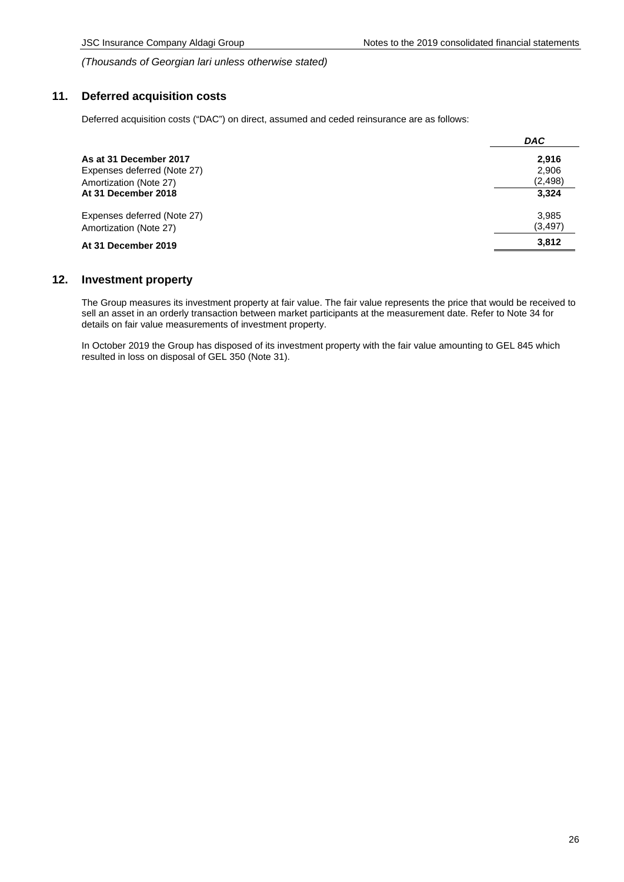*(Thousands of Georgian lari unless otherwise stated)*

## 11. Deferred acquisition costs

Deferred acquisition costs ("DAC") on direct, assumed and ceded reinsurance are as follows:

| | *DAC* |
|---|---|
| **As at 31 December 2017** | **2,916** |
| Expenses deferred (Note 27) | 2,906 |
| Amortization (Note 27) | (2,498) |
| **At 31 December 2018** | **3,324** |
| | |
| Expenses deferred (Note 27) | 3,985 |
| Amortization (Note 27) | (3,497) |
| **At 31 December 2019** | **3,812** |

## 12. Investment property

The Group measures its investment property at fair value. The fair value represents the price that would be received to sell an asset in an orderly transaction between market participants at the measurement date. Refer to Note 34 for details on fair value measurements of investment property.

In October 2019 the Group has disposed of its investment property with the fair value amounting to GEL 845 which resulted in loss on disposal of GEL 350 (Note 31).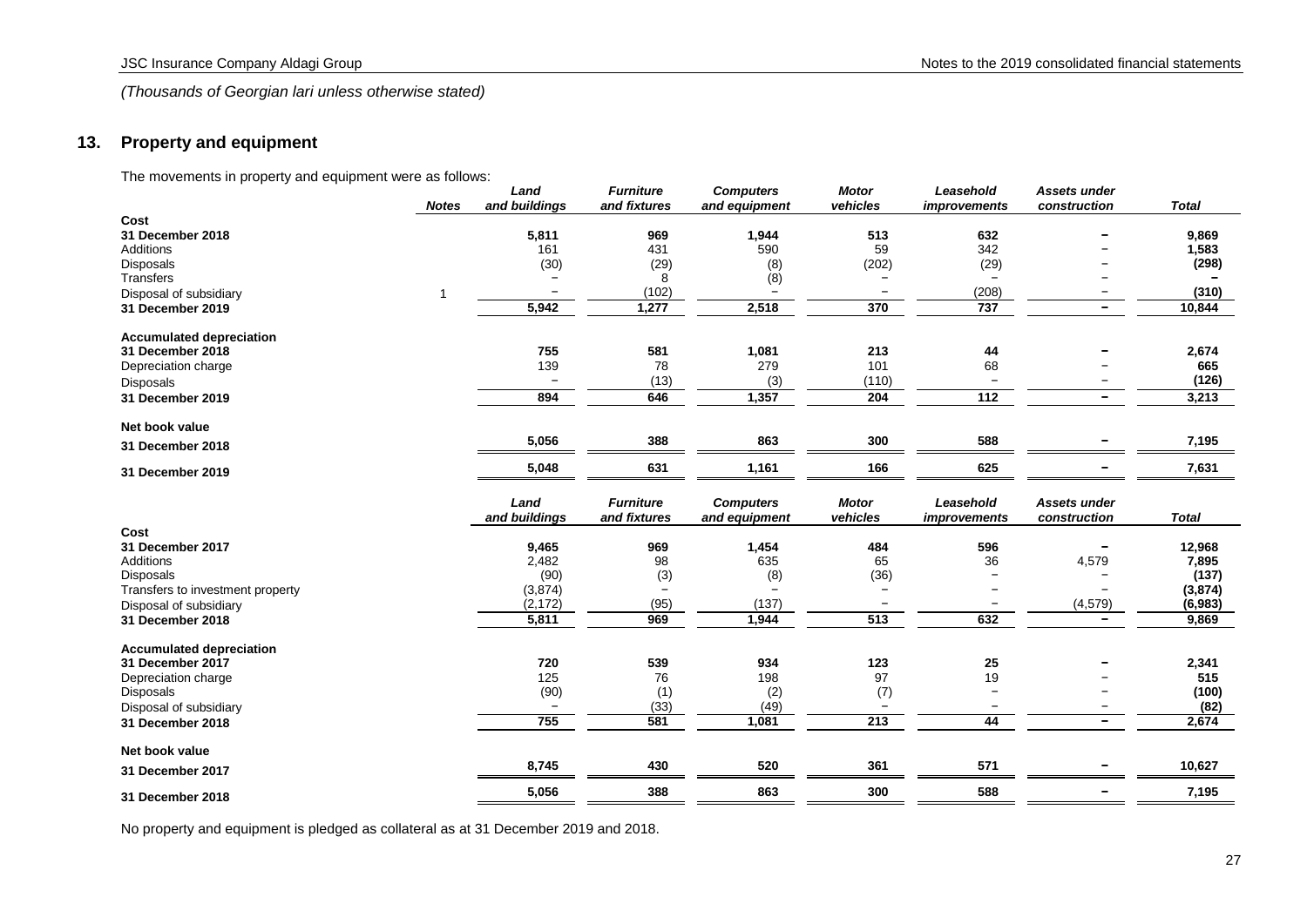*(Thousands of Georgian lari unless otherwise stated)*

## 13. Property and equipment

The movements in property and equipment were as follows:

| | *Notes* | *Land and buildings* | *Furniture and fixtures* | *Computers and equipment* | *Motor vehicles* | *Leasehold improvements* | *Assets under construction* | *Total* |
|---|---|---|---|---|---|---|---|---|
| **Cost** | | | | | | | | |
| **31 December 2018** | | **5,811** | **969** | **1,944** | **513** | **632** | **–** | **9,869** |
| Additions | | 161 | 431 | 590 | 59 | 342 | – | **1,583** |
| Disposals | | (30) | (29) | (8) | (202) | (29) | – | **(298)** |
| Transfers | | – | 8 | (8) | – | – | – | **–** |
| Disposal of subsidiary | 1 | – | (102) | – | – | (208) | – | **(310)** |
| **31 December 2019** | | **5,942** | **1,277** | **2,518** | **370** | **737** | **–** | **10,844** |
| **Accumulated depreciation** | | | | | | | | |
| **31 December 2018** | | **755** | **581** | **1,081** | **213** | **44** | **–** | **2,674** |
| Depreciation charge | | 139 | 78 | 279 | 101 | 68 | – | **665** |
| Disposals | | – | (13) | (3) | (110) | – | – | **(126)** |
| **31 December 2019** | | **894** | **646** | **1,357** | **204** | **112** | **–** | **3,213** |
| **Net book value** | | | | | | | | |
| **31 December 2018** | | **5,056** | **388** | **863** | **300** | **588** | **–** | **7,195** |
| **31 December 2019** | | **5,048** | **631** | **1,161** | **166** | **625** | **–** | **7,631** |

| | *Land and buildings* | *Furniture and fixtures* | *Computers and equipment* | *Motor vehicles* | *Leasehold improvements* | *Assets under construction* | *Total* |
|---|---|---|---|---|---|---|---|
| **Cost** | | | | | | | |
| **31 December 2017** | **9,465** | **969** | **1,454** | **484** | **596** | **–** | **12,968** |
| Additions | 2,482 | 98 | 635 | 65 | 36 | 4,579 | **7,895** |
| Disposals | (90) | (3) | (8) | (36) | – | – | **(137)** |
| Transfers to investment property | (3,874) | – | – | – | – | – | **(3,874)** |
| Disposal of subsidiary | (2,172) | (95) | (137) | – | – | (4,579) | **(6,983)** |
| **31 December 2018** | **5,811** | **969** | **1,944** | **513** | **632** | **–** | **9,869** |
| **Accumulated depreciation** | | | | | | | |
| **31 December 2017** | **720** | **539** | **934** | **123** | **25** | **–** | **2,341** |
| Depreciation charge | 125 | 76 | 198 | 97 | 19 | – | **515** |
| Disposals | (90) | (1) | (2) | (7) | – | – | **(100)** |
| Disposal of subsidiary | – | (33) | (49) | – | – | – | **(82)** |
| **31 December 2018** | **755** | **581** | **1,081** | **213** | **44** | **–** | **2,674** |
| **Net book value** | | | | | | | |
| **31 December 2017** | **8,745** | **430** | **520** | **361** | **571** | **–** | **10,627** |
| **31 December 2018** | **5,056** | **388** | **863** | **300** | **588** | **–** | **7,195** |

No property and equipment is pledged as collateral as at 31 December 2019 and 2018.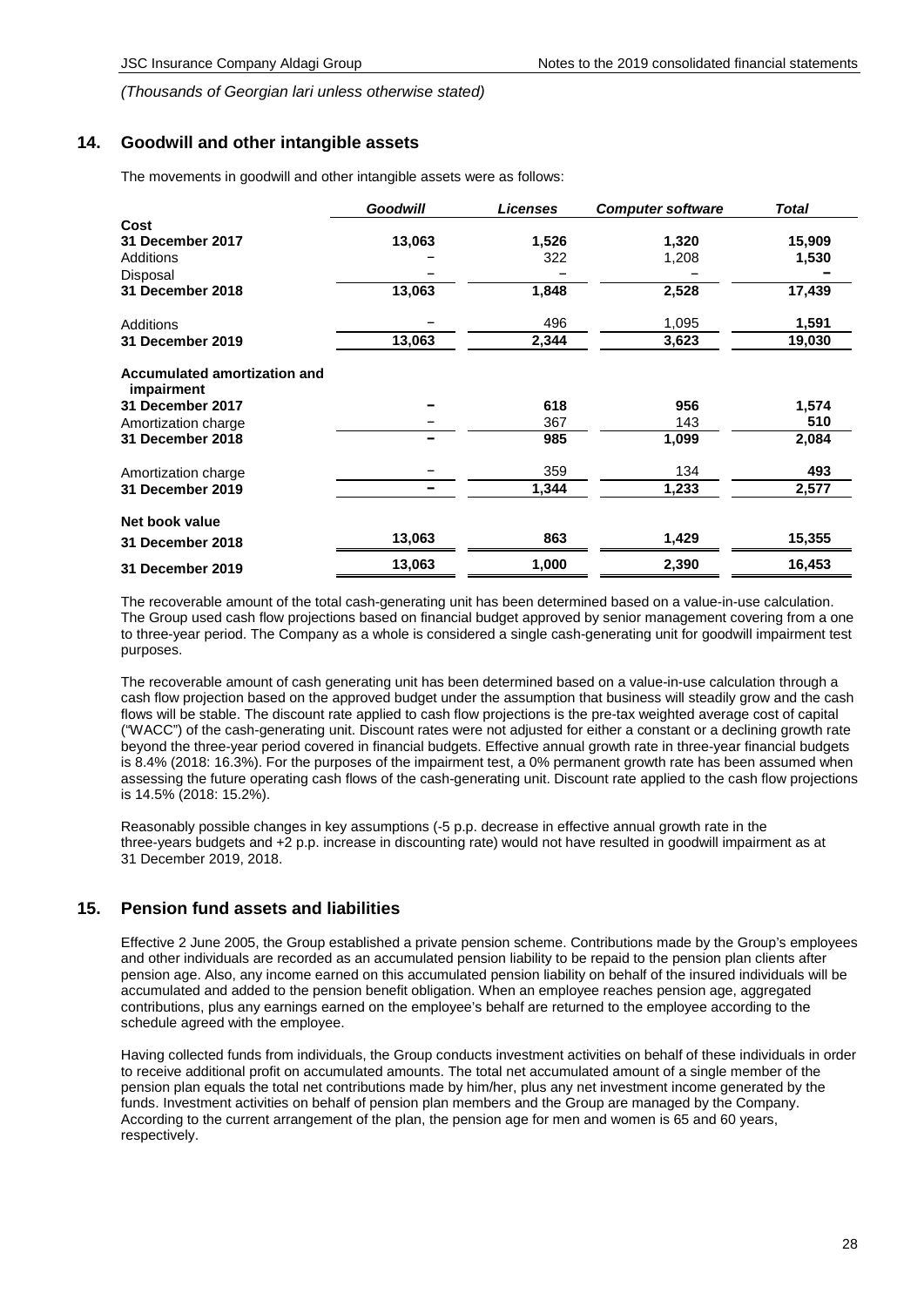*(Thousands of Georgian lari unless otherwise stated)*

## 14. Goodwill and other intangible assets

The movements in goodwill and other intangible assets were as follows:

| | *Goodwill* | *Licenses* | *Computer software* | *Total* |
|---|---|---|---|---|
| **Cost** | | | | |
| **31 December 2017** | **13,063** | **1,526** | **1,320** | **15,909** |
| Additions | – | 322 | 1,208 | **1,530** |
| Disposal | – | – | – | **–** |
| **31 December 2018** | **13,063** | **1,848** | **2,528** | **17,439** |
| Additions | – | 496 | 1,095 | **1,591** |
| **31 December 2019** | **13,063** | **2,344** | **3,623** | **19,030** |
| **Accumulated amortization and impairment** | | | | |
| **31 December 2017** | **–** | **618** | **956** | **1,574** |
| Amortization charge | – | 367 | 143 | **510** |
| **31 December 2018** | **–** | **985** | **1,099** | **2,084** |
| Amortization charge | – | 359 | 134 | **493** |
| **31 December 2019** | **–** | **1,344** | **1,233** | **2,577** |
| **Net book value** | | | | |
| **31 December 2018** | **13,063** | **863** | **1,429** | **15,355** |
| **31 December 2019** | **13,063** | **1,000** | **2,390** | **16,453** |

The recoverable amount of the total cash-generating unit has been determined based on a value-in-use calculation. The Group used cash flow projections based on financial budget approved by senior management covering from a one to three-year period. The Company as a whole is considered a single cash-generating unit for goodwill impairment test purposes.

The recoverable amount of cash generating unit has been determined based on a value-in-use calculation through a cash flow projection based on the approved budget under the assumption that business will steadily grow and the cash flows will be stable. The discount rate applied to cash flow projections is the pre-tax weighted average cost of capital ("WACC") of the cash-generating unit. Discount rates were not adjusted for either a constant or a declining growth rate beyond the three-year period covered in financial budgets. Effective annual growth rate in three-year financial budgets is 8.4% (2018: 16.3%). For the purposes of the impairment test, a 0% permanent growth rate has been assumed when assessing the future operating cash flows of the cash-generating unit. Discount rate applied to the cash flow projections is 14.5% (2018: 15.2%).

Reasonably possible changes in key assumptions (-5 p.p. decrease in effective annual growth rate in the three-years budgets and +2 p.p. increase in discounting rate) would not have resulted in goodwill impairment as at 31 December 2019, 2018.

## 15. Pension fund assets and liabilities

Effective 2 June 2005, the Group established a private pension scheme. Contributions made by the Group's employees and other individuals are recorded as an accumulated pension liability to be repaid to the pension plan clients after pension age. Also, any income earned on this accumulated pension liability on behalf of the insured individuals will be accumulated and added to the pension benefit obligation. When an employee reaches pension age, aggregated contributions, plus any earnings earned on the employee's behalf are returned to the employee according to the schedule agreed with the employee.

Having collected funds from individuals, the Group conducts investment activities on behalf of these individuals in order to receive additional profit on accumulated amounts. The total net accumulated amount of a single member of the pension plan equals the total net contributions made by him/her, plus any net investment income generated by the funds. Investment activities on behalf of pension plan members and the Group are managed by the Company. According to the current arrangement of the plan, the pension age for men and women is 65 and 60 years, respectively.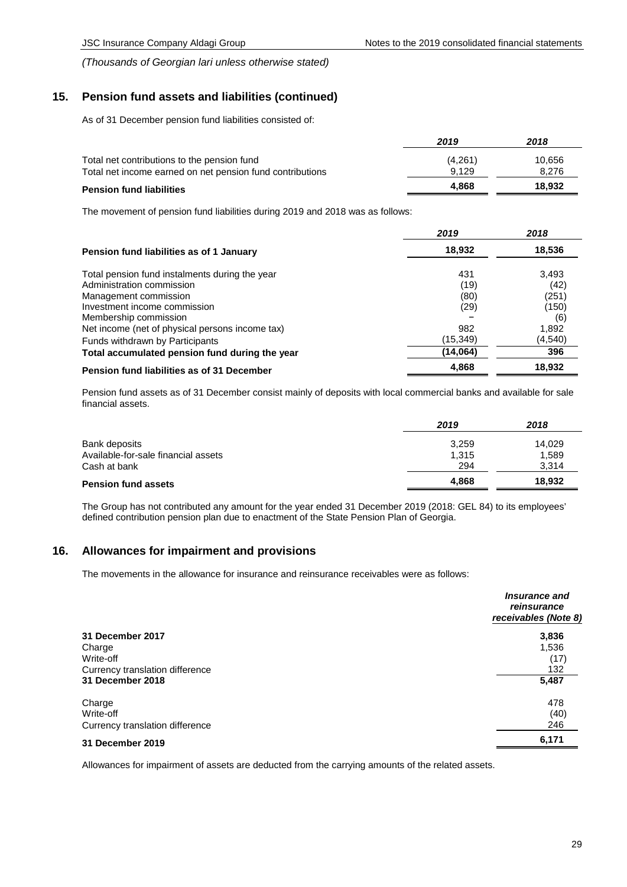*(Thousands of Georgian lari unless otherwise stated)*

## 15. Pension fund assets and liabilities (continued)

As of 31 December pension fund liabilities consisted of:

| | *2019* | *2018* |
|---|---|---|
| Total net contributions to the pension fund | (4,261) | 10,656 |
| Total net income earned on net pension fund contributions | 9,129 | 8,276 |
| **Pension fund liabilities** | **4,868** | **18,932** |

The movement of pension fund liabilities during 2019 and 2018 was as follows:

| | *2019* | *2018* |
|---|---|---|
| **Pension fund liabilities as of 1 January** | **18,932** | **18,536** |
| Total pension fund instalments during the year | 431 | 3,493 |
| Administration commission | (19) | (42) |
| Management commission | (80) | (251) |
| Investment income commission | (29) | (150) |
| Membership commission | – | (6) |
| Net income (net of physical persons income tax) | 982 | 1,892 |
| Funds withdrawn by Participants | (15,349) | (4,540) |
| **Total accumulated pension fund during the year** | **(14,064)** | **396** |
| **Pension fund liabilities as of 31 December** | **4,868** | **18,932** |

Pension fund assets as of 31 December consist mainly of deposits with local commercial banks and available for sale financial assets.

| | *2019* | *2018* |
|---|---|---|
| Bank deposits | 3,259 | 14,029 |
| Available-for-sale financial assets | 1,315 | 1,589 |
| Cash at bank | 294 | 3,314 |
| **Pension fund assets** | **4,868** | **18,932** |

The Group has not contributed any amount for the year ended 31 December 2019 (2018: GEL 84) to its employees' defined contribution pension plan due to enactment of the State Pension Plan of Georgia.

## 16. Allowances for impairment and provisions

The movements in the allowance for insurance and reinsurance receivables were as follows:

| | *Insurance and reinsurance receivables (Note 8)* |
|---|---|
| **31 December 2017** | **3,836** |
| Charge | 1,536 |
| Write-off | (17) |
| Currency translation difference | 132 |
| **31 December 2018** | **5,487** |
| Charge | 478 |
| Write-off | (40) |
| Currency translation difference | 246 |
| **31 December 2019** | **6,171** |

Allowances for impairment of assets are deducted from the carrying amounts of the related assets.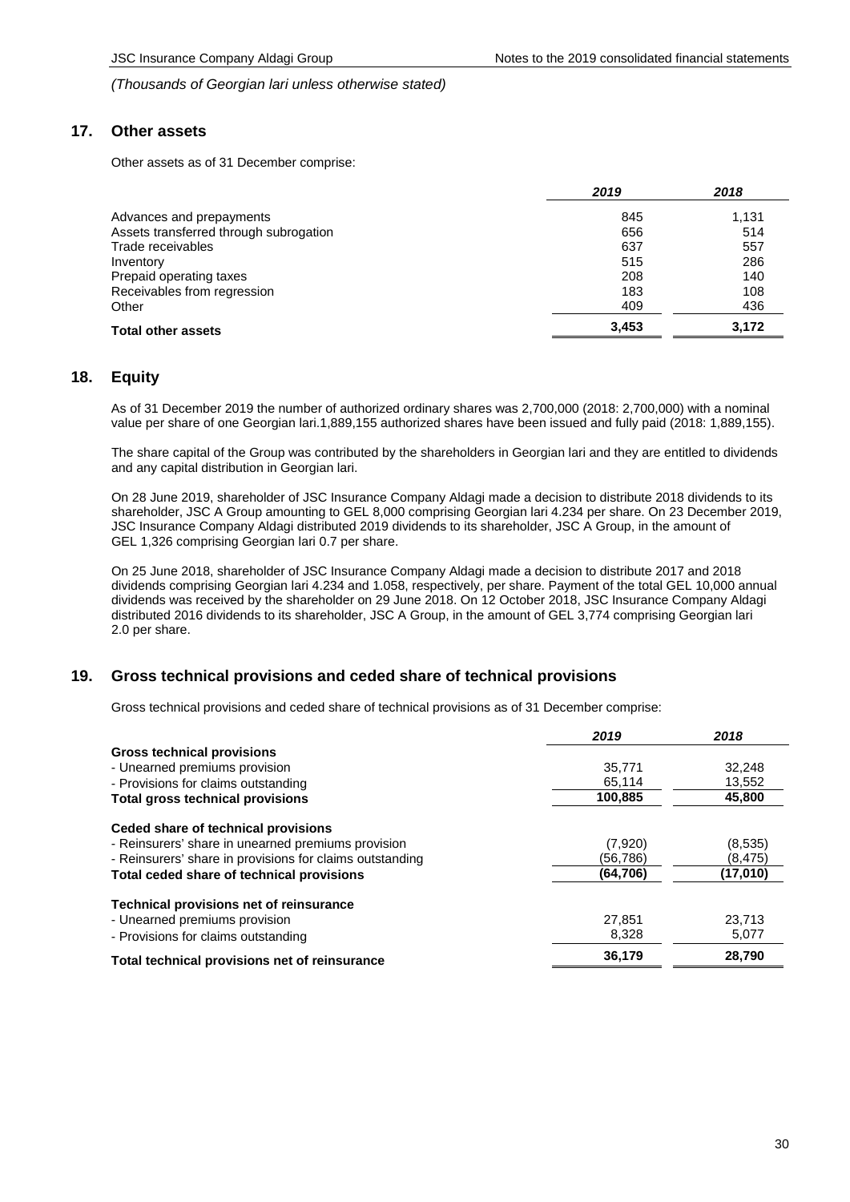*(Thousands of Georgian lari unless otherwise stated)*

## 17. Other assets

Other assets as of 31 December comprise:

| | *2019* | *2018* |
|---|---|---|
| Advances and prepayments | 845 | 1,131 |
| Assets transferred through subrogation | 656 | 514 |
| Trade receivables | 637 | 557 |
| Inventory | 515 | 286 |
| Prepaid operating taxes | 208 | 140 |
| Receivables from regression | 183 | 108 |
| Other | 409 | 436 |
| **Total other assets** | **3,453** | **3,172** |

## 18. Equity

As of 31 December 2019 the number of authorized ordinary shares was 2,700,000 (2018: 2,700,000) with a nominal value per share of one Georgian lari.1,889,155 authorized shares have been issued and fully paid (2018: 1,889,155).

The share capital of the Group was contributed by the shareholders in Georgian lari and they are entitled to dividends and any capital distribution in Georgian lari.

On 28 June 2019, shareholder of JSC Insurance Company Aldagi made a decision to distribute 2018 dividends to its shareholder, JSC A Group amounting to GEL 8,000 comprising Georgian lari 4.234 per share. On 23 December 2019, JSC Insurance Company Aldagi distributed 2019 dividends to its shareholder, JSC A Group, in the amount of GEL 1,326 comprising Georgian lari 0.7 per share.

On 25 June 2018, shareholder of JSC Insurance Company Aldagi made a decision to distribute 2017 and 2018 dividends comprising Georgian lari 4.234 and 1.058, respectively, per share. Payment of the total GEL 10,000 annual dividends was received by the shareholder on 29 June 2018. On 12 October 2018, JSC Insurance Company Aldagi distributed 2016 dividends to its shareholder, JSC A Group, in the amount of GEL 3,774 comprising Georgian lari 2.0 per share.

## 19. Gross technical provisions and ceded share of technical provisions

Gross technical provisions and ceded share of technical provisions as of 31 December comprise:

| | *2019* | *2018* |
|---|---|---|
| **Gross technical provisions** | | |
| - Unearned premiums provision | 35,771 | 32,248 |
| - Provisions for claims outstanding | 65,114 | 13,552 |
| **Total gross technical provisions** | **100,885** | **45,800** |
| **Ceded share of technical provisions** | | |
| - Reinsurers' share in unearned premiums provision | (7,920) | (8,535) |
| - Reinsurers' share in provisions for claims outstanding | (56,786) | (8,475) |
| **Total ceded share of technical provisions** | **(64,706)** | **(17,010)** |
| **Technical provisions net of reinsurance** | | |
| - Unearned premiums provision | 27,851 | 23,713 |
| - Provisions for claims outstanding | 8,328 | 5,077 |
| **Total technical provisions net of reinsurance** | **36,179** | **28,790** |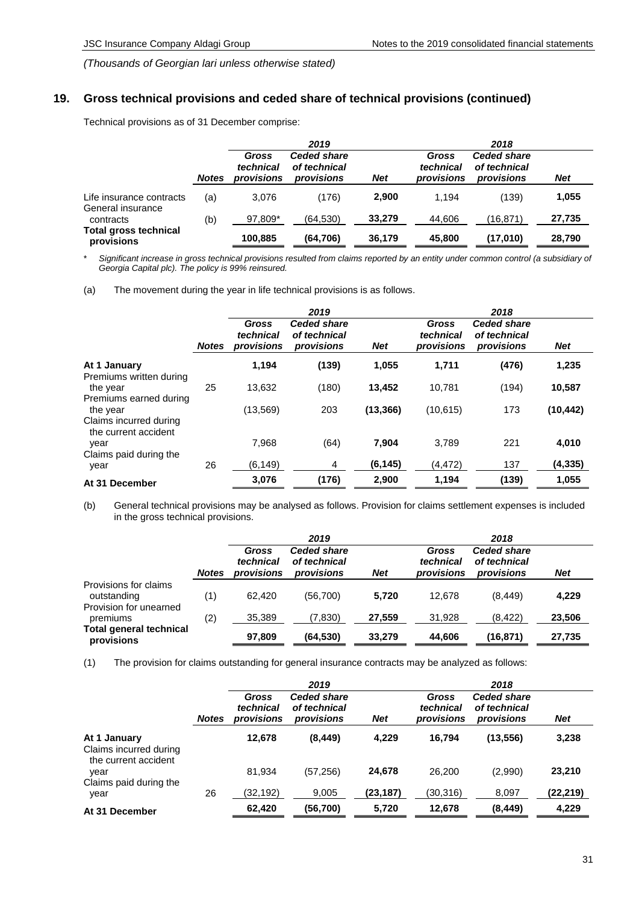*(Thousands of Georgian lari unless otherwise stated)*

## 19. Gross technical provisions and ceded share of technical provisions (continued)

Technical provisions as of 31 December comprise:

| | | 2019 | | | 2018 | | |
|---|---|---|---|---|---|---|---|
| | ***Notes*** | ***Gross technical provisions*** | ***Ceded share of technical provisions*** | ***Net*** | ***Gross technical provisions*** | ***Ceded share of technical provisions*** | ***Net*** |
| Life insurance contracts | (a) | 3,076 | (176) | **2,900** | 1,194 | (139) | **1,055** |
| General insurance contracts | (b) | 97,809* | (64,530) | **33,279** | 44,606 | (16,871) | **27,735** |
| **Total gross technical provisions** | | **100,885** | **(64,706)** | **36,179** | **45,800** | **(17,010)** | **28,790** |

\* *Significant increase in gross technical provisions resulted from claims reported by an entity under common control (a subsidiary of Georgia Capital plc). The policy is 99% reinsured.*

(a) The movement during the year in life technical provisions is as follows.

| | | 2019 | | | 2018 | | |
|---|---|---|---|---|---|---|---|
| | ***Notes*** | ***Gross technical provisions*** | ***Ceded share of technical provisions*** | ***Net*** | ***Gross technical provisions*** | ***Ceded share of technical provisions*** | ***Net*** |
| **At 1 January** | | **1,194** | **(139)** | **1,055** | **1,711** | **(476)** | **1,235** |
| Premiums written during the year | 25 | 13,632 | (180) | **13,452** | 10,781 | (194) | **10,587** |
| Premiums earned during the year | | (13,569) | 203 | **(13,366)** | (10,615) | 173 | **(10,442)** |
| Claims incurred during the current accident year | | 7,968 | (64) | **7,904** | 3,789 | 221 | **4,010** |
| Claims paid during the year | 26 | (6,149) | 4 | **(6,145)** | (4,472) | 137 | **(4,335)** |
| **At 31 December** | | **3,076** | **(176)** | **2,900** | **1,194** | **(139)** | **1,055** |

(b) General technical provisions may be analysed as follows. Provision for claims settlement expenses is included in the gross technical provisions.

| | | 2019 | | | 2018 | | |
|---|---|---|---|---|---|---|---|
| | ***Notes*** | ***Gross technical provisions*** | ***Ceded share of technical provisions*** | ***Net*** | ***Gross technical provisions*** | ***Ceded share of technical provisions*** | ***Net*** |
| Provisions for claims outstanding | (1) | 62,420 | (56,700) | **5,720** | 12,678 | (8,449) | **4,229** |
| Provision for unearned premiums | (2) | 35,389 | (7,830) | **27,559** | 31,928 | (8,422) | **23,506** |
| **Total general technical provisions** | | **97,809** | **(64,530)** | **33,279** | **44,606** | **(16,871)** | **27,735** |

(1) The provision for claims outstanding for general insurance contracts may be analyzed as follows:

| | | 2019 | | | 2018 | | |
|---|---|---|---|---|---|---|---|
| | ***Notes*** | ***Gross technical provisions*** | ***Ceded share of technical provisions*** | ***Net*** | ***Gross technical provisions*** | ***Ceded share of technical provisions*** | ***Net*** |
| **At 1 January** | | **12,678** | **(8,449)** | **4,229** | **16,794** | **(13,556)** | **3,238** |
| Claims incurred during the current accident year | | 81,934 | (57,256) | **24,678** | 26,200 | (2,990) | **23,210** |
| Claims paid during the year | 26 | (32,192) | 9,005 | **(23,187)** | (30,316) | 8,097 | **(22,219)** |
| **At 31 December** | | **62,420** | **(56,700)** | **5,720** | **12,678** | **(8,449)** | **4,229** |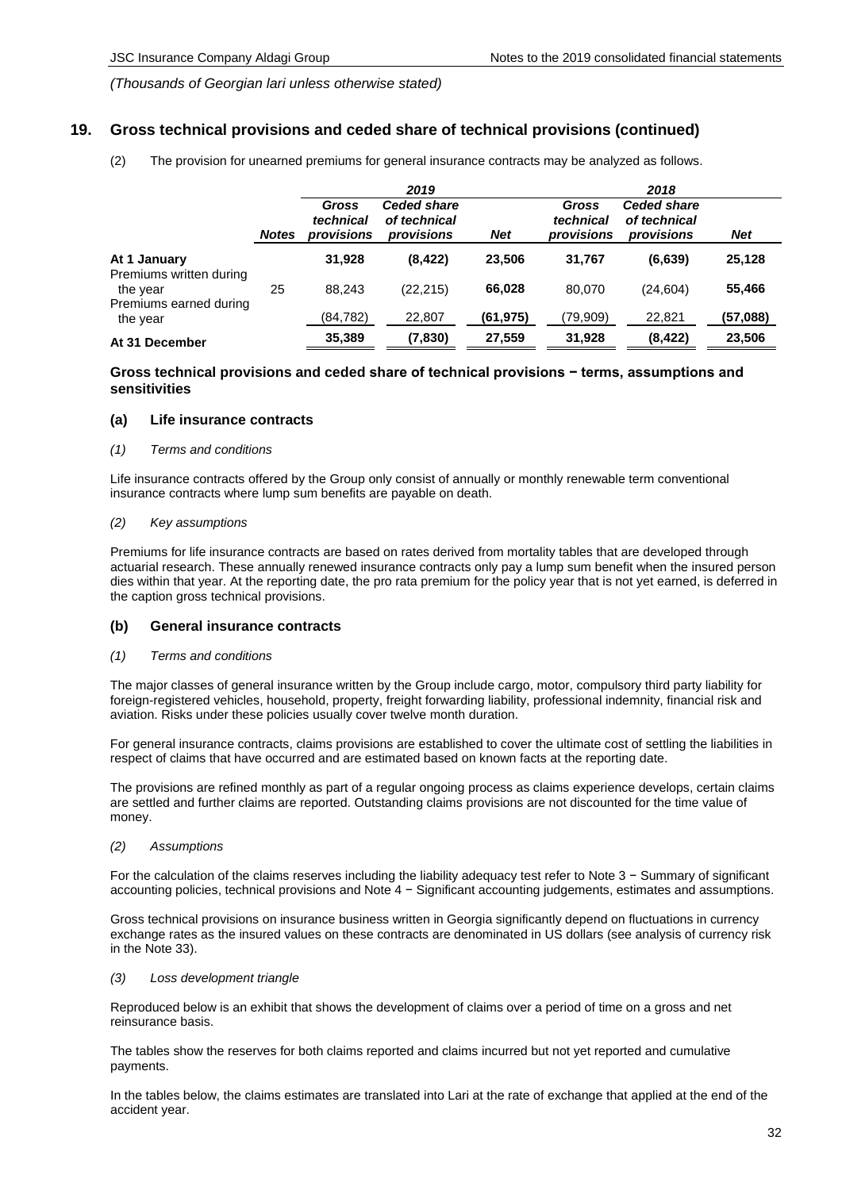*(Thousands of Georgian lari unless otherwise stated)*

## 19. Gross technical provisions and ceded share of technical provisions (continued)

(2) The provision for unearned premiums for general insurance contracts may be analyzed as follows.

| | | 2019 | | | 2018 | | |
|---|---|---|---|---|---|---|---|
| | *Notes* | *Gross technical provisions* | *Ceded share of technical provisions* | *Net* | *Gross technical provisions* | *Ceded share of technical provisions* | *Net* |
| **At 1 January** | | **31,928** | **(8,422)** | **23,506** | **31,767** | **(6,639)** | **25,128** |
| Premiums written during the year | 25 | 88,243 | (22,215) | **66,028** | 80,070 | (24,604) | **55,466** |
| Premiums earned during the year | | (84,782) | 22,807 | **(61,975)** | (79,909) | 22,821 | **(57,088)** |
| **At 31 December** | | **35,389** | **(7,830)** | **27,559** | **31,928** | **(8,422)** | **23,506** |

### Gross technical provisions and ceded share of technical provisions − terms, assumptions and sensitivities

### (a) Life insurance contracts

*(1) Terms and conditions*

Life insurance contracts offered by the Group only consist of annually or monthly renewable term conventional insurance contracts where lump sum benefits are payable on death.

*(2) Key assumptions*

Premiums for life insurance contracts are based on rates derived from mortality tables that are developed through actuarial research. These annually renewed insurance contracts only pay a lump sum benefit when the insured person dies within that year. At the reporting date, the pro rata premium for the policy year that is not yet earned, is deferred in the caption gross technical provisions.

### (b) General insurance contracts

*(1) Terms and conditions*

The major classes of general insurance written by the Group include cargo, motor, compulsory third party liability for foreign-registered vehicles, household, property, freight forwarding liability, professional indemnity, financial risk and aviation. Risks under these policies usually cover twelve month duration.

For general insurance contracts, claims provisions are established to cover the ultimate cost of settling the liabilities in respect of claims that have occurred and are estimated based on known facts at the reporting date.

The provisions are refined monthly as part of a regular ongoing process as claims experience develops, certain claims are settled and further claims are reported. Outstanding claims provisions are not discounted for the time value of money.

*(2) Assumptions*

For the calculation of the claims reserves including the liability adequacy test refer to Note 3 − Summary of significant accounting policies, technical provisions and Note 4 − Significant accounting judgements, estimates and assumptions.

Gross technical provisions on insurance business written in Georgia significantly depend on fluctuations in currency exchange rates as the insured values on these contracts are denominated in US dollars (see analysis of currency risk in the Note 33).

*(3) Loss development triangle*

Reproduced below is an exhibit that shows the development of claims over a period of time on a gross and net reinsurance basis.

The tables show the reserves for both claims reported and claims incurred but not yet reported and cumulative payments.

In the tables below, the claims estimates are translated into Lari at the rate of exchange that applied at the end of the accident year.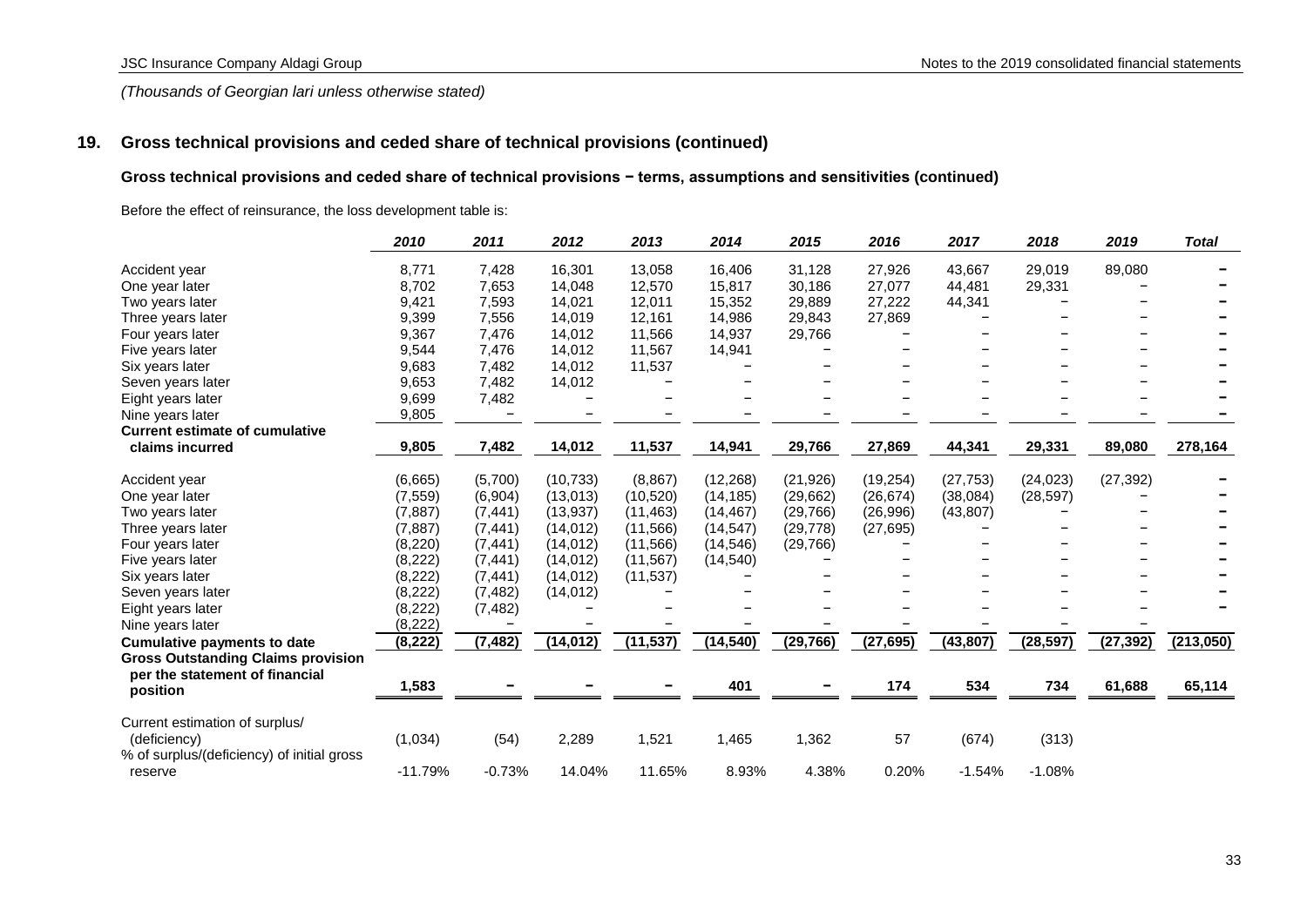*(Thousands of Georgian lari unless otherwise stated)*

## 19. Gross technical provisions and ceded share of technical provisions (continued)

### Gross technical provisions and ceded share of technical provisions − terms, assumptions and sensitivities (continued)

Before the effect of reinsurance, the loss development table is:

| | 2010 | 2011 | 2012 | 2013 | 2014 | 2015 | 2016 | 2017 | 2018 | 2019 | Total |
|---|---|---|---|---|---|---|---|---|---|---|---|
| Accident year | 8,771 | 7,428 | 16,301 | 13,058 | 16,406 | 31,128 | 27,926 | 43,667 | 29,019 | 89,080 | − |
| One year later | 8,702 | 7,653 | 14,048 | 12,570 | 15,817 | 30,186 | 27,077 | 44,481 | 29,331 | − | − |
| Two years later | 9,421 | 7,593 | 14,021 | 12,011 | 15,352 | 29,889 | 27,222 | 44,341 | − | − | − |
| Three years later | 9,399 | 7,556 | 14,019 | 12,161 | 14,986 | 29,843 | 27,869 | − | − | − | − |
| Four years later | 9,367 | 7,476 | 14,012 | 11,566 | 14,937 | 29,766 | − | − | − | − | − |
| Five years later | 9,544 | 7,476 | 14,012 | 11,567 | 14,941 | − | − | − | − | − | − |
| Six years later | 9,683 | 7,482 | 14,012 | 11,537 | − | − | − | − | − | − | − |
| Seven years later | 9,653 | 7,482 | 14,012 | − | − | − | − | − | − | − | − |
| Eight years later | 9,699 | 7,482 | − | − | − | − | − | − | − | − | − |
| Nine years later | 9,805 | − | − | − | − | − | − | − | − | − | − |
| **Current estimate of cumulative claims incurred** | **9,805** | **7,482** | **14,012** | **11,537** | **14,941** | **29,766** | **27,869** | **44,341** | **29,331** | **89,080** | **278,164** |
| Accident year | (6,665) | (5,700) | (10,733) | (8,867) | (12,268) | (21,926) | (19,254) | (27,753) | (24,023) | (27,392) | − |
| One year later | (7,559) | (6,904) | (13,013) | (10,520) | (14,185) | (29,662) | (26,674) | (38,084) | (28,597) | − | − |
| Two years later | (7,887) | (7,441) | (13,937) | (11,463) | (14,467) | (29,766) | (26,996) | (43,807) | − | − | − |
| Three years later | (7,887) | (7,441) | (14,012) | (11,566) | (14,547) | (29,778) | (27,695) | − | − | − | − |
| Four years later | (8,220) | (7,441) | (14,012) | (11,566) | (14,546) | (29,766) | − | − | − | − | − |
| Five years later | (8,222) | (7,441) | (14,012) | (11,567) | (14,540) | − | − | − | − | − | − |
| Six years later | (8,222) | (7,441) | (14,012) | (11,537) | − | − | − | − | − | − | − |
| Seven years later | (8,222) | (7,482) | (14,012) | − | − | − | − | − | − | − | − |
| Eight years later | (8,222) | (7,482) | − | − | − | − | − | − | − | − | − |
| Nine years later | (8,222) | − | − | − | − | − | − | − | − | − | |
| **Cumulative payments to date** | **(8,222)** | **(7,482)** | **(14,012)** | **(11,537)** | **(14,540)** | **(29,766)** | **(27,695)** | **(43,807)** | **(28,597)** | **(27,392)** | **(213,050)** |
| **Gross Outstanding Claims provision per the statement of financial position** | **1,583** | **−** | **−** | **−** | **401** | **−** | **174** | **534** | **734** | **61,688** | **65,114** |
| Current estimation of surplus/ (deficiency) | (1,034) | (54) | 2,289 | 1,521 | 1,465 | 1,362 | 57 | (674) | (313) | | |
| % of surplus/(deficiency) of initial gross reserve | -11.79% | -0.73% | 14.04% | 11.65% | 8.93% | 4.38% | 0.20% | -1.54% | -1.08% | | |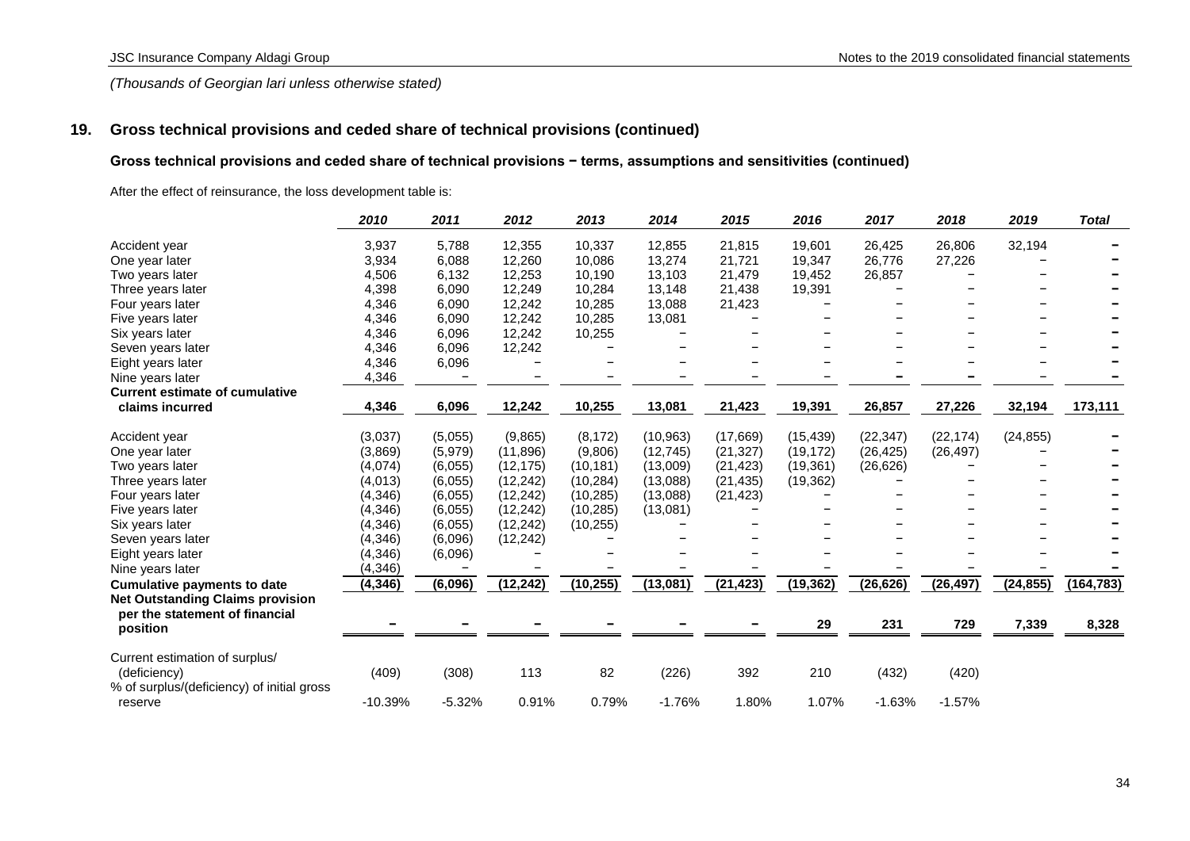*(Thousands of Georgian lari unless otherwise stated)*

## 19. Gross technical provisions and ceded share of technical provisions (continued)

### Gross technical provisions and ceded share of technical provisions − terms, assumptions and sensitivities (continued)

After the effect of reinsurance, the loss development table is:

| | 2010 | 2011 | 2012 | 2013 | 2014 | 2015 | 2016 | 2017 | 2018 | 2019 | Total |
|---|---|---|---|---|---|---|---|---|---|---|---|
| Accident year | 3,937 | 5,788 | 12,355 | 10,337 | 12,855 | 21,815 | 19,601 | 26,425 | 26,806 | 32,194 | − |
| One year later | 3,934 | 6,088 | 12,260 | 10,086 | 13,274 | 21,721 | 19,347 | 26,776 | 27,226 | − | − |
| Two years later | 4,506 | 6,132 | 12,253 | 10,190 | 13,103 | 21,479 | 19,452 | 26,857 | − | − | − |
| Three years later | 4,398 | 6,090 | 12,249 | 10,284 | 13,148 | 21,438 | 19,391 | − | − | − | − |
| Four years later | 4,346 | 6,090 | 12,242 | 10,285 | 13,088 | 21,423 | − | − | − | − | − |
| Five years later | 4,346 | 6,090 | 12,242 | 10,285 | 13,081 | − | − | − | − | − | − |
| Six years later | 4,346 | 6,096 | 12,242 | 10,255 | − | − | − | − | − | − | − |
| Seven years later | 4,346 | 6,096 | 12,242 | − | − | − | − | − | − | − | − |
| Eight years later | 4,346 | 6,096 | − | − | − | − | − | − | − | − | − |
| Nine years later | 4,346 | − | − | − | − | − | − | − | − | − | − |
| **Current estimate of cumulative claims incurred** | **4,346** | **6,096** | **12,242** | **10,255** | **13,081** | **21,423** | **19,391** | **26,857** | **27,226** | **32,194** | **173,111** |
| Accident year | (3,037) | (5,055) | (9,865) | (8,172) | (10,963) | (17,669) | (15,439) | (22,347) | (22,174) | (24,855) | − |
| One year later | (3,869) | (5,979) | (11,896) | (9,806) | (12,745) | (21,327) | (19,172) | (26,425) | (26,497) | − | − |
| Two years later | (4,074) | (6,055) | (12,175) | (10,181) | (13,009) | (21,423) | (19,361) | (26,626) | − | − | − |
| Three years later | (4,013) | (6,055) | (12,242) | (10,284) | (13,088) | (21,435) | (19,362) | − | − | − | − |
| Four years later | (4,346) | (6,055) | (12,242) | (10,285) | (13,088) | (21,423) | − | − | − | − | − |
| Five years later | (4,346) | (6,055) | (12,242) | (10,285) | (13,081) | − | − | − | − | − | − |
| Six years later | (4,346) | (6,055) | (12,242) | (10,255) | − | − | − | − | − | − | − |
| Seven years later | (4,346) | (6,096) | (12,242) | − | − | − | − | − | − | − | − |
| Eight years later | (4,346) | (6,096) | − | − | − | − | − | − | − | − | − |
| Nine years later | (4,346) | − | − | − | − | − | − | − | − | − | − |
| **Cumulative payments to date** | **(4,346)** | **(6,096)** | **(12,242)** | **(10,255)** | **(13,081)** | **(21,423)** | **(19,362)** | **(26,626)** | **(26,497)** | **(24,855)** | **(164,783)** |
| **Net Outstanding Claims provision per the statement of financial position** | **−** | **−** | **−** | **−** | **−** | **−** | **29** | **231** | **729** | **7,339** | **8,328** |
| Current estimation of surplus/ (deficiency) | (409) | (308) | 113 | 82 | (226) | 392 | 210 | (432) | (420) | | |
| % of surplus/(deficiency) of initial gross reserve | -10.39% | -5.32% | 0.91% | 0.79% | -1.76% | 1.80% | 1.07% | -1.63% | -1.57% | | |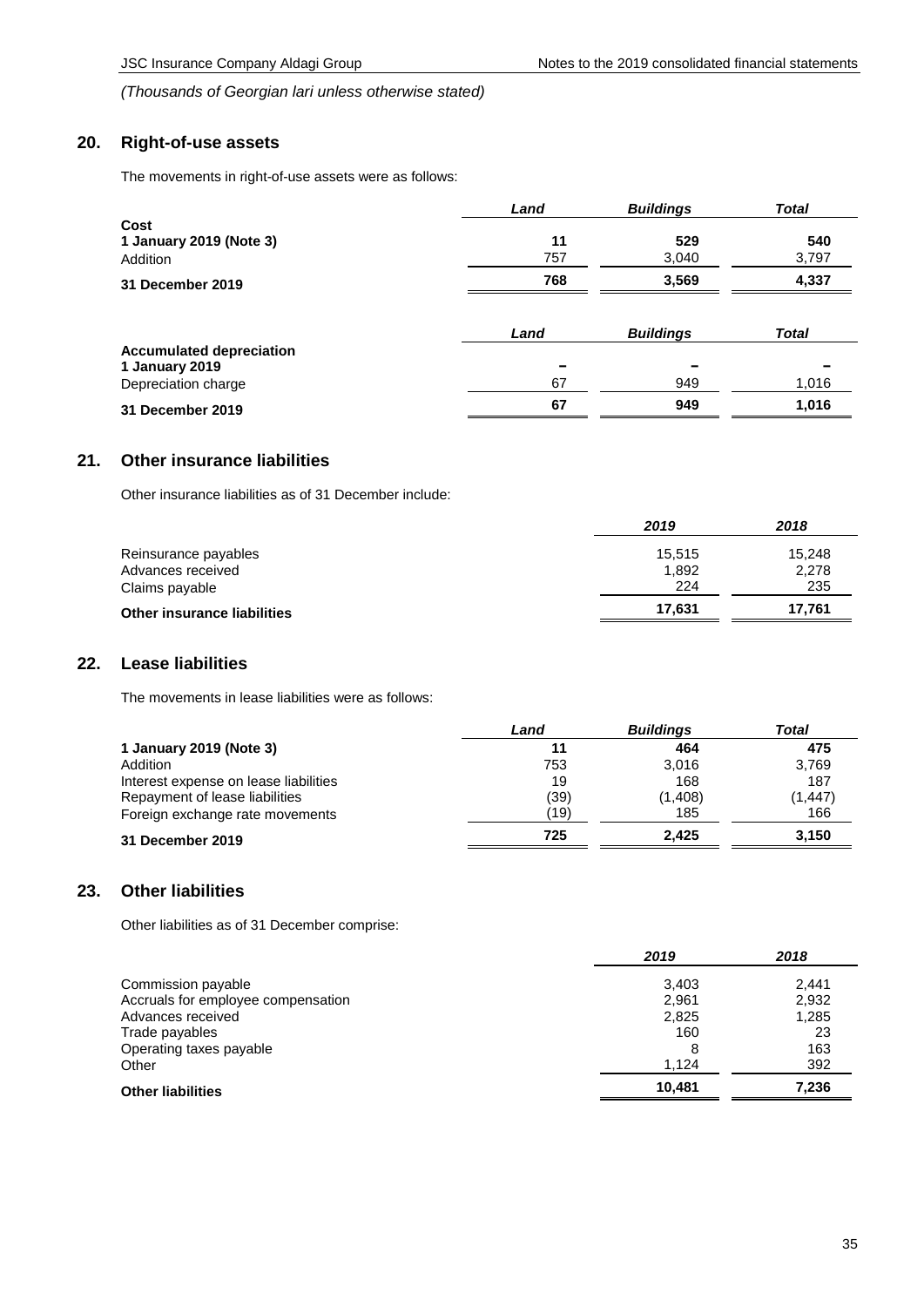*(Thousands of Georgian lari unless otherwise stated)*

## 20. Right-of-use assets

The movements in right-of-use assets were as follows:

| | *Land* | *Buildings* | *Total* |
|---|---|---|---|
| **Cost** | | | |
| **1 January 2019 (Note 3)** | **11** | **529** | **540** |
| Addition | 757 | 3,040 | 3,797 |
| **31 December 2019** | **768** | **3,569** | **4,337** |

| | *Land* | *Buildings* | *Total* |
|---|---|---|---|
| **Accumulated depreciation** | | | |
| **1 January 2019** | **–** | **–** | **–** |
| Depreciation charge | 67 | 949 | 1,016 |
| **31 December 2019** | **67** | **949** | **1,016** |

## 21. Other insurance liabilities

Other insurance liabilities as of 31 December include:

| | *2019* | *2018* |
|---|---|---|
| Reinsurance payables | 15,515 | 15,248 |
| Advances received | 1,892 | 2,278 |
| Claims payable | 224 | 235 |
| **Other insurance liabilities** | **17,631** | **17,761** |

## 22. Lease liabilities

The movements in lease liabilities were as follows:

| | *Land* | *Buildings* | *Total* |
|---|---|---|---|
| **1 January 2019 (Note 3)** | **11** | **464** | **475** |
| Addition | 753 | 3,016 | 3,769 |
| Interest expense on lease liabilities | 19 | 168 | 187 |
| Repayment of lease liabilities | (39) | (1,408) | (1,447) |
| Foreign exchange rate movements | (19) | 185 | 166 |
| **31 December 2019** | **725** | **2,425** | **3,150** |

## 23. Other liabilities

Other liabilities as of 31 December comprise:

| | *2019* | *2018* |
|---|---|---|
| Commission payable | 3,403 | 2,441 |
| Accruals for employee compensation | 2,961 | 2,932 |
| Advances received | 2,825 | 1,285 |
| Trade payables | 160 | 23 |
| Operating taxes payable | 8 | 163 |
| Other | 1,124 | 392 |
| **Other liabilities** | **10,481** | **7,236** |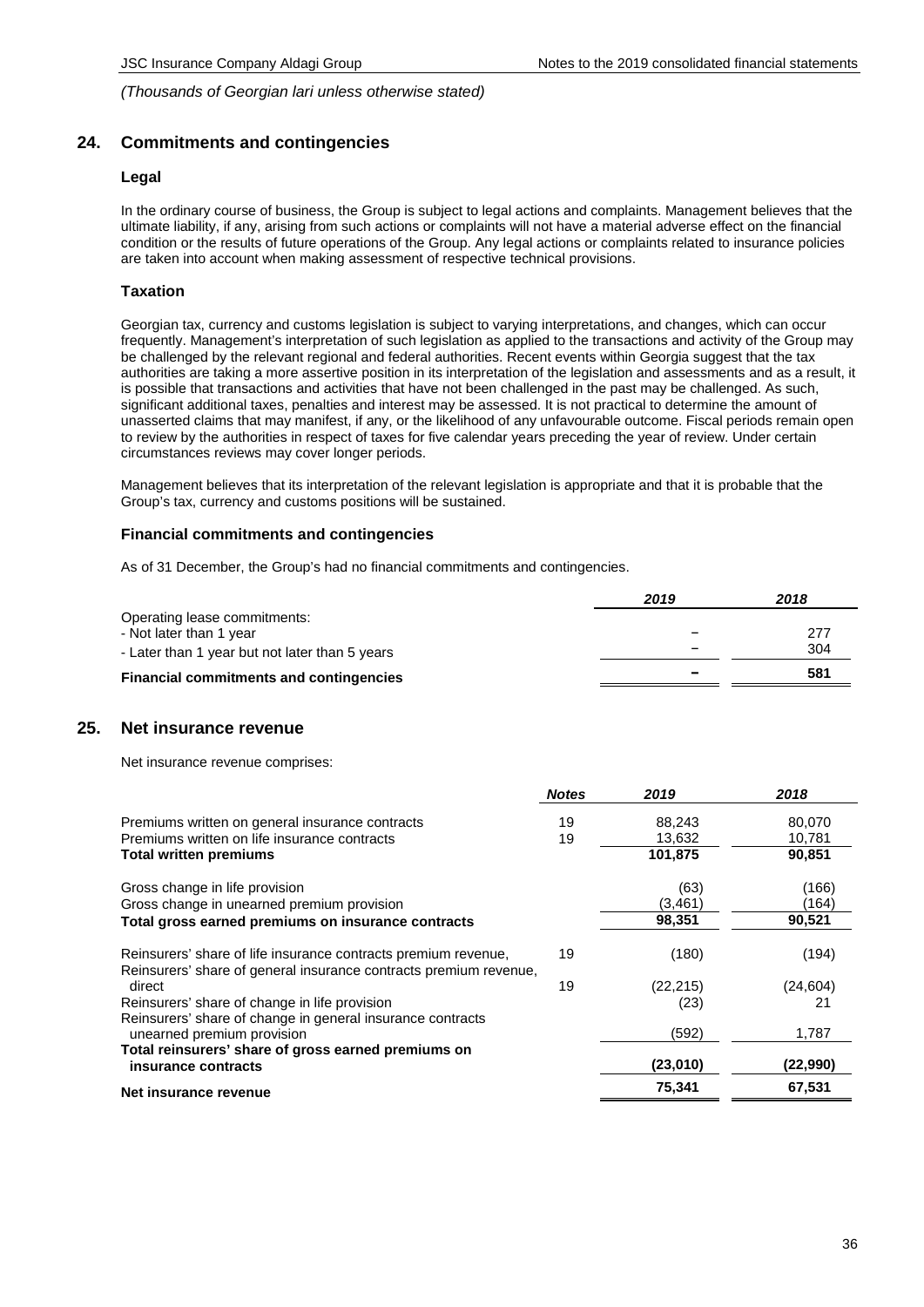*(Thousands of Georgian lari unless otherwise stated)*

## 24. Commitments and contingencies

### Legal

In the ordinary course of business, the Group is subject to legal actions and complaints. Management believes that the ultimate liability, if any, arising from such actions or complaints will not have a material adverse effect on the financial condition or the results of future operations of the Group. Any legal actions or complaints related to insurance policies are taken into account when making assessment of respective technical provisions.

### Taxation

Georgian tax, currency and customs legislation is subject to varying interpretations, and changes, which can occur frequently. Management's interpretation of such legislation as applied to the transactions and activity of the Group may be challenged by the relevant regional and federal authorities. Recent events within Georgia suggest that the tax authorities are taking a more assertive position in its interpretation of the legislation and assessments and as a result, it is possible that transactions and activities that have not been challenged in the past may be challenged. As such, significant additional taxes, penalties and interest may be assessed. It is not practical to determine the amount of unasserted claims that may manifest, if any, or the likelihood of any unfavourable outcome. Fiscal periods remain open to review by the authorities in respect of taxes for five calendar years preceding the year of review. Under certain circumstances reviews may cover longer periods.

Management believes that its interpretation of the relevant legislation is appropriate and that it is probable that the Group's tax, currency and customs positions will be sustained.

### Financial commitments and contingencies

As of 31 December, the Group's had no financial commitments and contingencies.

| | *2019* | *2018* |
|---|---|---|
| Operating lease commitments: | | |
| - Not later than 1 year | – | 277 |
| - Later than 1 year but not later than 5 years | – | 304 |
| **Financial commitments and contingencies** | **–** | **581** |

## 25. Net insurance revenue

Net insurance revenue comprises:

| | *Notes* | *2019* | *2018* |
|---|---|---|---|
| Premiums written on general insurance contracts | 19 | 88,243 | 80,070 |
| Premiums written on life insurance contracts | 19 | 13,632 | 10,781 |
| **Total written premiums** | | **101,875** | **90,851** |
| Gross change in life provision | | (63) | (166) |
| Gross change in unearned premium provision | | (3,461) | (164) |
| **Total gross earned premiums on insurance contracts** | | **98,351** | **90,521** |
| Reinsurers' share of life insurance contracts premium revenue, | 19 | (180) | (194) |
| Reinsurers' share of general insurance contracts premium revenue, direct | 19 | (22,215) | (24,604) |
| Reinsurers' share of change in life provision | | (23) | 21 |
| Reinsurers' share of change in general insurance contracts unearned premium provision | | (592) | 1,787 |
| **Total reinsurers' share of gross earned premiums on insurance contracts** | | **(23,010)** | **(22,990)** |
| **Net insurance revenue** | | **75,341** | **67,531** |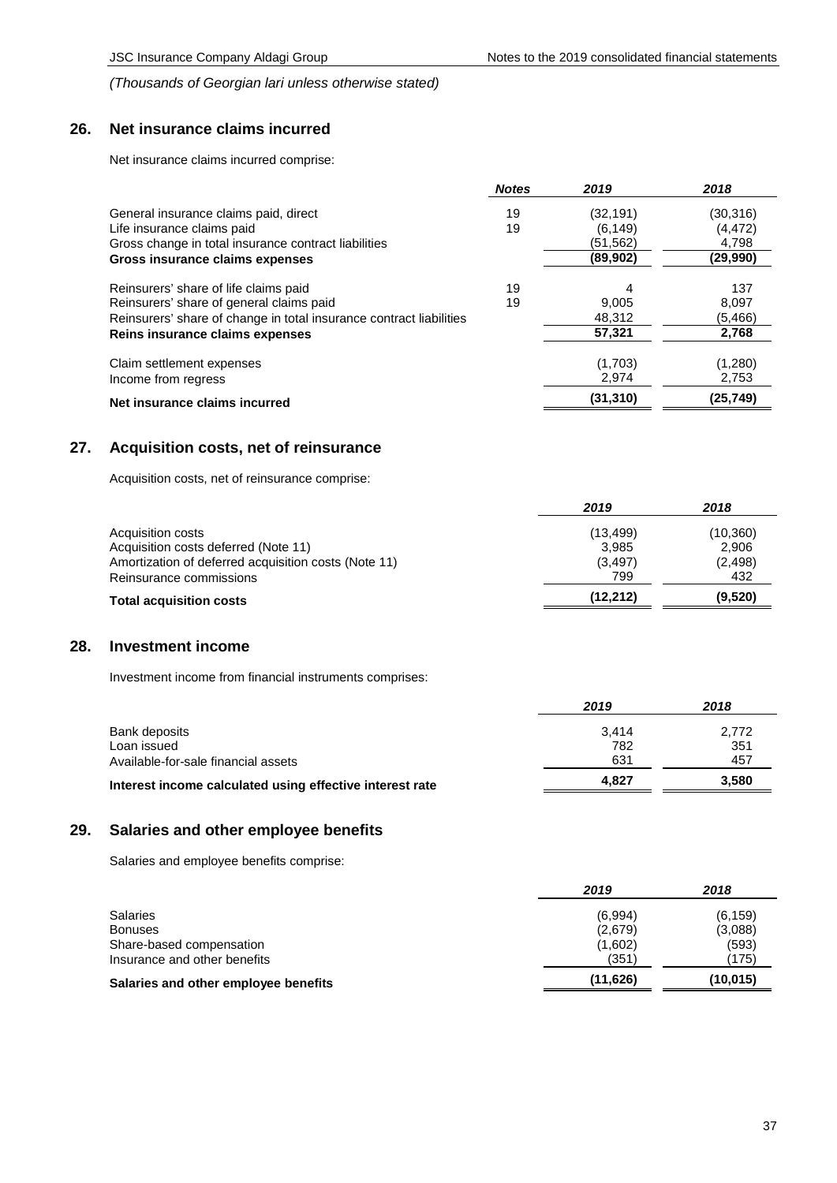*(Thousands of Georgian lari unless otherwise stated)*

## 26. Net insurance claims incurred

Net insurance claims incurred comprise:

| | *Notes* | *2019* | *2018* |
|---|---|---|---|
| General insurance claims paid, direct | 19 | (32,191) | (30,316) |
| Life insurance claims paid | 19 | (6,149) | (4,472) |
| Gross change in total insurance contract liabilities | | (51,562) | 4,798 |
| **Gross insurance claims expenses** | | **(89,902)** | **(29,990)** |
| Reinsurers' share of life claims paid | 19 | 4 | 137 |
| Reinsurers' share of general claims paid | 19 | 9,005 | 8,097 |
| Reinsurers' share of change in total insurance contract liabilities | | 48,312 | (5,466) |
| **Reins insurance claims expenses** | | **57,321** | **2,768** |
| Claim settlement expenses | | (1,703) | (1,280) |
| Income from regress | | 2,974 | 2,753 |
| **Net insurance claims incurred** | | **(31,310)** | **(25,749)** |

## 27. Acquisition costs, net of reinsurance

Acquisition costs, net of reinsurance comprise:

| | *2019* | *2018* |
|---|---|---|
| Acquisition costs | (13,499) | (10,360) |
| Acquisition costs deferred (Note 11) | 3,985 | 2,906 |
| Amortization of deferred acquisition costs (Note 11) | (3,497) | (2,498) |
| Reinsurance commissions | 799 | 432 |
| **Total acquisition costs** | **(12,212)** | **(9,520)** |

## 28. Investment income

Investment income from financial instruments comprises:

| | *2019* | *2018* |
|---|---|---|
| Bank deposits | 3,414 | 2,772 |
| Loan issued | 782 | 351 |
| Available-for-sale financial assets | 631 | 457 |
| **Interest income calculated using effective interest rate** | **4,827** | **3,580** |

## 29. Salaries and other employee benefits

Salaries and employee benefits comprise:

| | *2019* | *2018* |
|---|---|---|
| Salaries | (6,994) | (6,159) |
| Bonuses | (2,679) | (3,088) |
| Share-based compensation | (1,602) | (593) |
| Insurance and other benefits | (351) | (175) |
| **Salaries and other employee benefits** | **(11,626)** | **(10,015)** |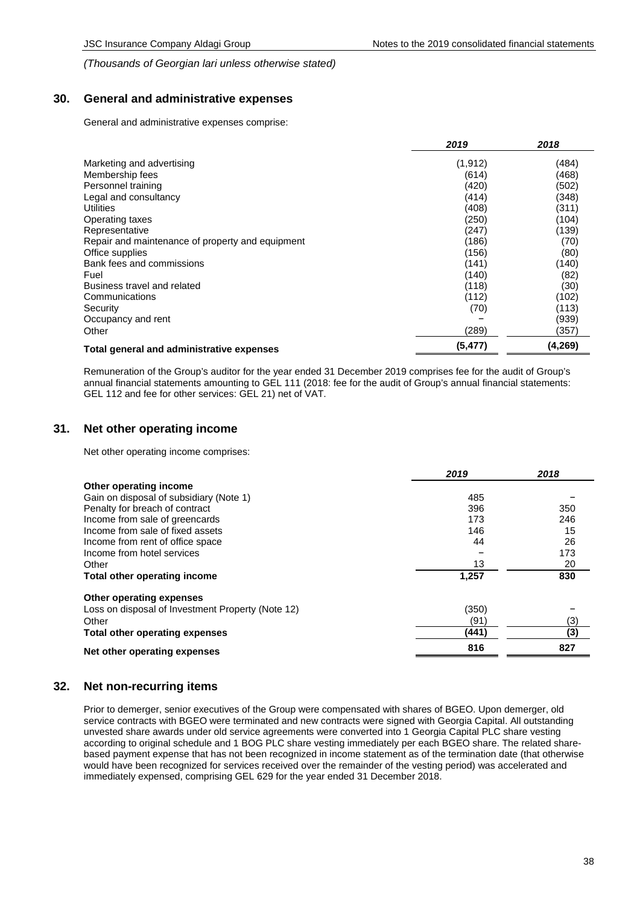*(Thousands of Georgian lari unless otherwise stated)*

## 30. General and administrative expenses

General and administrative expenses comprise:

| | *2019* | *2018* |
|---|---|---|
| Marketing and advertising | (1,912) | (484) |
| Membership fees | (614) | (468) |
| Personnel training | (420) | (502) |
| Legal and consultancy | (414) | (348) |
| Utilities | (408) | (311) |
| Operating taxes | (250) | (104) |
| Representative | (247) | (139) |
| Repair and maintenance of property and equipment | (186) | (70) |
| Office supplies | (156) | (80) |
| Bank fees and commissions | (141) | (140) |
| Fuel | (140) | (82) |
| Business travel and related | (118) | (30) |
| Communications | (112) | (102) |
| Security | (70) | (113) |
| Occupancy and rent | – | (939) |
| Other | (289) | (357) |
| **Total general and administrative expenses** | **(5,477)** | **(4,269)** |

Remuneration of the Group's auditor for the year ended 31 December 2019 comprises fee for the audit of Group's annual financial statements amounting to GEL 111 (2018: fee for the audit of Group's annual financial statements: GEL 112 and fee for other services: GEL 21) net of VAT.

## 31. Net other operating income

Net other operating income comprises:

| | *2019* | *2018* |
|---|---|---|
| **Other operating income** | | |
| Gain on disposal of subsidiary (Note 1) | 485 | – |
| Penalty for breach of contract | 396 | 350 |
| Income from sale of greencards | 173 | 246 |
| Income from sale of fixed assets | 146 | 15 |
| Income from rent of office space | 44 | 26 |
| Income from hotel services | – | 173 |
| Other | 13 | 20 |
| **Total other operating income** | **1,257** | **830** |
| **Other operating expenses** | | |
| Loss on disposal of Investment Property (Note 12) | (350) | – |
| Other | (91) | (3) |
| **Total other operating expenses** | **(441)** | **(3)** |
| **Net other operating expenses** | **816** | **827** |

## 32. Net non-recurring items

Prior to demerger, senior executives of the Group were compensated with shares of BGEO. Upon demerger, old service contracts with BGEO were terminated and new contracts were signed with Georgia Capital. All outstanding unvested share awards under old service agreements were converted into 1 Georgia Capital PLC share vesting according to original schedule and 1 BOG PLC share vesting immediately per each BGEO share. The related share-based payment expense that has not been recognized in income statement as of the termination date (that otherwise would have been recognized for services received over the remainder of the vesting period) was accelerated and immediately expensed, comprising GEL 629 for the year ended 31 December 2018.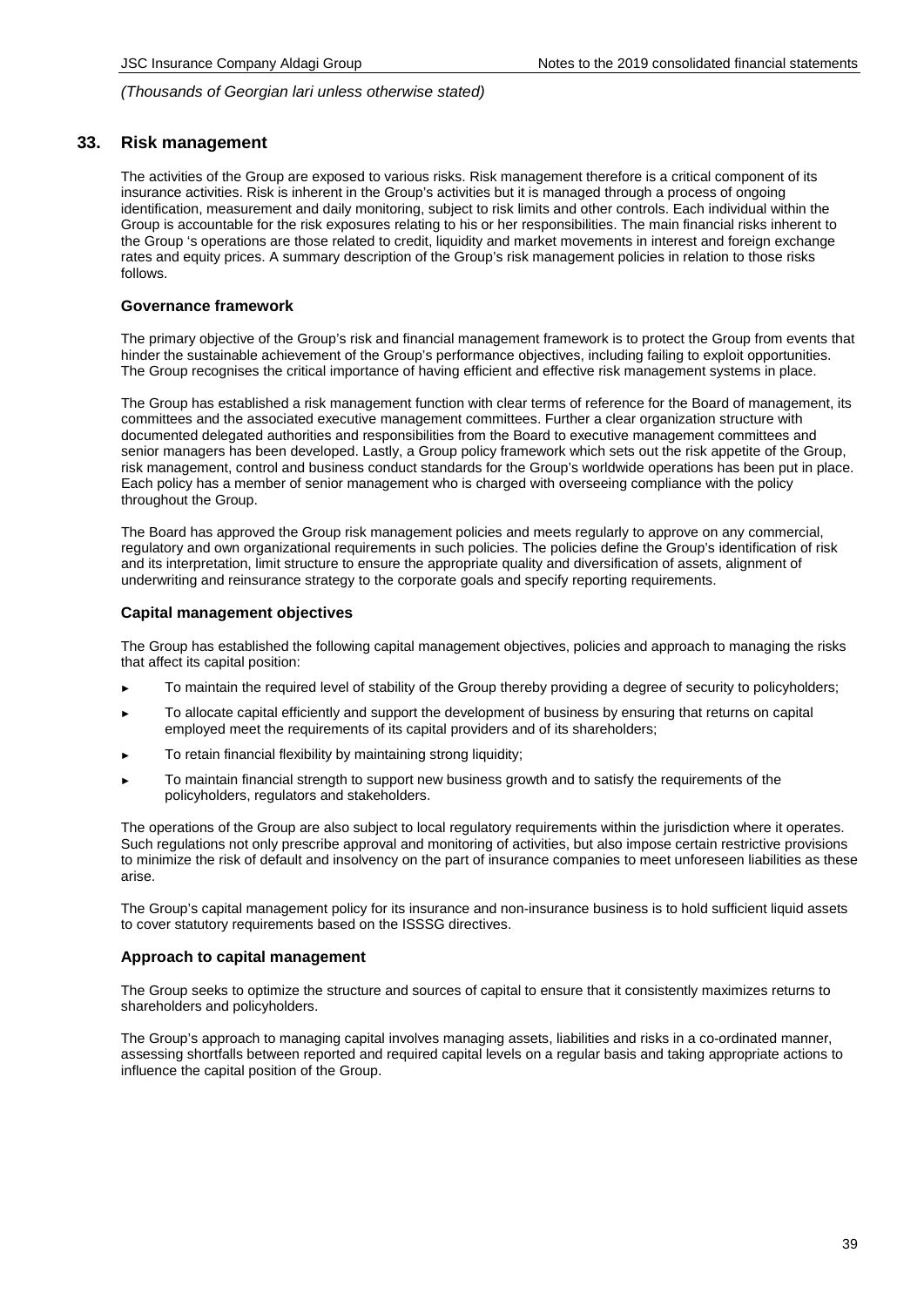*(Thousands of Georgian lari unless otherwise stated)*

## 33. Risk management

The activities of the Group are exposed to various risks. Risk management therefore is a critical component of its insurance activities. Risk is inherent in the Group's activities but it is managed through a process of ongoing identification, measurement and daily monitoring, subject to risk limits and other controls. Each individual within the Group is accountable for the risk exposures relating to his or her responsibilities. The main financial risks inherent to the Group 's operations are those related to credit, liquidity and market movements in interest and foreign exchange rates and equity prices. A summary description of the Group's risk management policies in relation to those risks follows.

### Governance framework

The primary objective of the Group's risk and financial management framework is to protect the Group from events that hinder the sustainable achievement of the Group's performance objectives, including failing to exploit opportunities. The Group recognises the critical importance of having efficient and effective risk management systems in place.

The Group has established a risk management function with clear terms of reference for the Board of management, its committees and the associated executive management committees. Further a clear organization structure with documented delegated authorities and responsibilities from the Board to executive management committees and senior managers has been developed. Lastly, a Group policy framework which sets out the risk appetite of the Group, risk management, control and business conduct standards for the Group's worldwide operations has been put in place. Each policy has a member of senior management who is charged with overseeing compliance with the policy throughout the Group.

The Board has approved the Group risk management policies and meets regularly to approve on any commercial, regulatory and own organizational requirements in such policies. The policies define the Group's identification of risk and its interpretation, limit structure to ensure the appropriate quality and diversification of assets, alignment of underwriting and reinsurance strategy to the corporate goals and specify reporting requirements.

### Capital management objectives

The Group has established the following capital management objectives, policies and approach to managing the risks that affect its capital position:

- To maintain the required level of stability of the Group thereby providing a degree of security to policyholders;
- To allocate capital efficiently and support the development of business by ensuring that returns on capital employed meet the requirements of its capital providers and of its shareholders;
- To retain financial flexibility by maintaining strong liquidity;
- To maintain financial strength to support new business growth and to satisfy the requirements of the policyholders, regulators and stakeholders.

The operations of the Group are also subject to local regulatory requirements within the jurisdiction where it operates. Such regulations not only prescribe approval and monitoring of activities, but also impose certain restrictive provisions to minimize the risk of default and insolvency on the part of insurance companies to meet unforeseen liabilities as these arise.

The Group's capital management policy for its insurance and non-insurance business is to hold sufficient liquid assets to cover statutory requirements based on the ISSSG directives.

### Approach to capital management

The Group seeks to optimize the structure and sources of capital to ensure that it consistently maximizes returns to shareholders and policyholders.

The Group's approach to managing capital involves managing assets, liabilities and risks in a co-ordinated manner, assessing shortfalls between reported and required capital levels on a regular basis and taking appropriate actions to influence the capital position of the Group.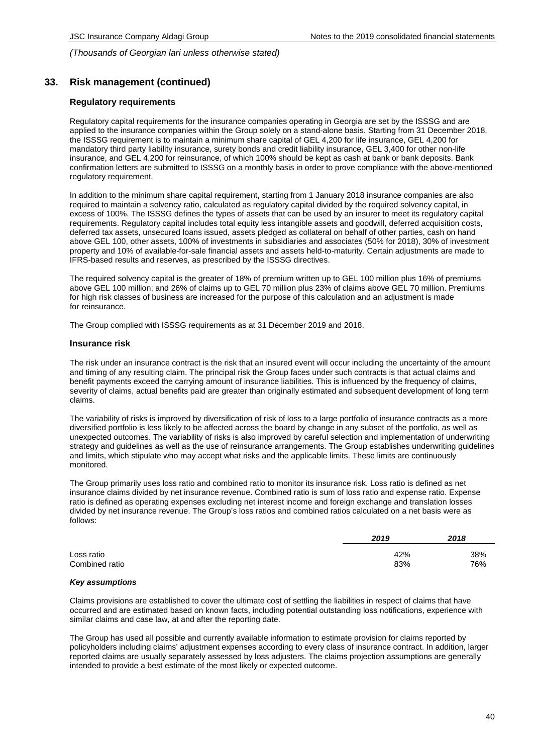*(Thousands of Georgian lari unless otherwise stated)*

## 33. Risk management (continued)

### Regulatory requirements

Regulatory capital requirements for the insurance companies operating in Georgia are set by the ISSSG and are applied to the insurance companies within the Group solely on a stand-alone basis. Starting from 31 December 2018, the ISSSG requirement is to maintain a minimum share capital of GEL 4,200 for life insurance, GEL 4,200 for mandatory third party liability insurance, surety bonds and credit liability insurance, GEL 3,400 for other non-life insurance, and GEL 4,200 for reinsurance, of which 100% should be kept as cash at bank or bank deposits. Bank confirmation letters are submitted to ISSSG on a monthly basis in order to prove compliance with the above-mentioned regulatory requirement.

In addition to the minimum share capital requirement, starting from 1 January 2018 insurance companies are also required to maintain a solvency ratio, calculated as regulatory capital divided by the required solvency capital, in excess of 100%. The ISSSG defines the types of assets that can be used by an insurer to meet its regulatory capital requirements. Regulatory capital includes total equity less intangible assets and goodwill, deferred acquisition costs, deferred tax assets, unsecured loans issued, assets pledged as collateral on behalf of other parties, cash on hand above GEL 100, other assets, 100% of investments in subsidiaries and associates (50% for 2018), 30% of investment property and 10% of available-for-sale financial assets and assets held-to-maturity. Certain adjustments are made to IFRS-based results and reserves, as prescribed by the ISSSG directives.

The required solvency capital is the greater of 18% of premium written up to GEL 100 million plus 16% of premiums above GEL 100 million; and 26% of claims up to GEL 70 million plus 23% of claims above GEL 70 million. Premiums for high risk classes of business are increased for the purpose of this calculation and an adjustment is made for reinsurance.

The Group complied with ISSSG requirements as at 31 December 2019 and 2018.

### Insurance risk

The risk under an insurance contract is the risk that an insured event will occur including the uncertainty of the amount and timing of any resulting claim. The principal risk the Group faces under such contracts is that actual claims and benefit payments exceed the carrying amount of insurance liabilities. This is influenced by the frequency of claims, severity of claims, actual benefits paid are greater than originally estimated and subsequent development of long term claims.

The variability of risks is improved by diversification of risk of loss to a large portfolio of insurance contracts as a more diversified portfolio is less likely to be affected across the board by change in any subset of the portfolio, as well as unexpected outcomes. The variability of risks is also improved by careful selection and implementation of underwriting strategy and guidelines as well as the use of reinsurance arrangements. The Group establishes underwriting guidelines and limits, which stipulate who may accept what risks and the applicable limits. These limits are continuously monitored.

The Group primarily uses loss ratio and combined ratio to monitor its insurance risk. Loss ratio is defined as net insurance claims divided by net insurance revenue. Combined ratio is sum of loss ratio and expense ratio. Expense ratio is defined as operating expenses excluding net interest income and foreign exchange and translation losses divided by net insurance revenue. The Group's loss ratios and combined ratios calculated on a net basis were as follows:

| | *2019* | *2018* |
|---|---|---|
| Loss ratio | 42% | 38% |
| Combined ratio | 83% | 76% |

#### *Key assumptions*

Claims provisions are established to cover the ultimate cost of settling the liabilities in respect of claims that have occurred and are estimated based on known facts, including potential outstanding loss notifications, experience with similar claims and case law, at and after the reporting date.

The Group has used all possible and currently available information to estimate provision for claims reported by policyholders including claims' adjustment expenses according to every class of insurance contract. In addition, larger reported claims are usually separately assessed by loss adjusters. The claims projection assumptions are generally intended to provide a best estimate of the most likely or expected outcome.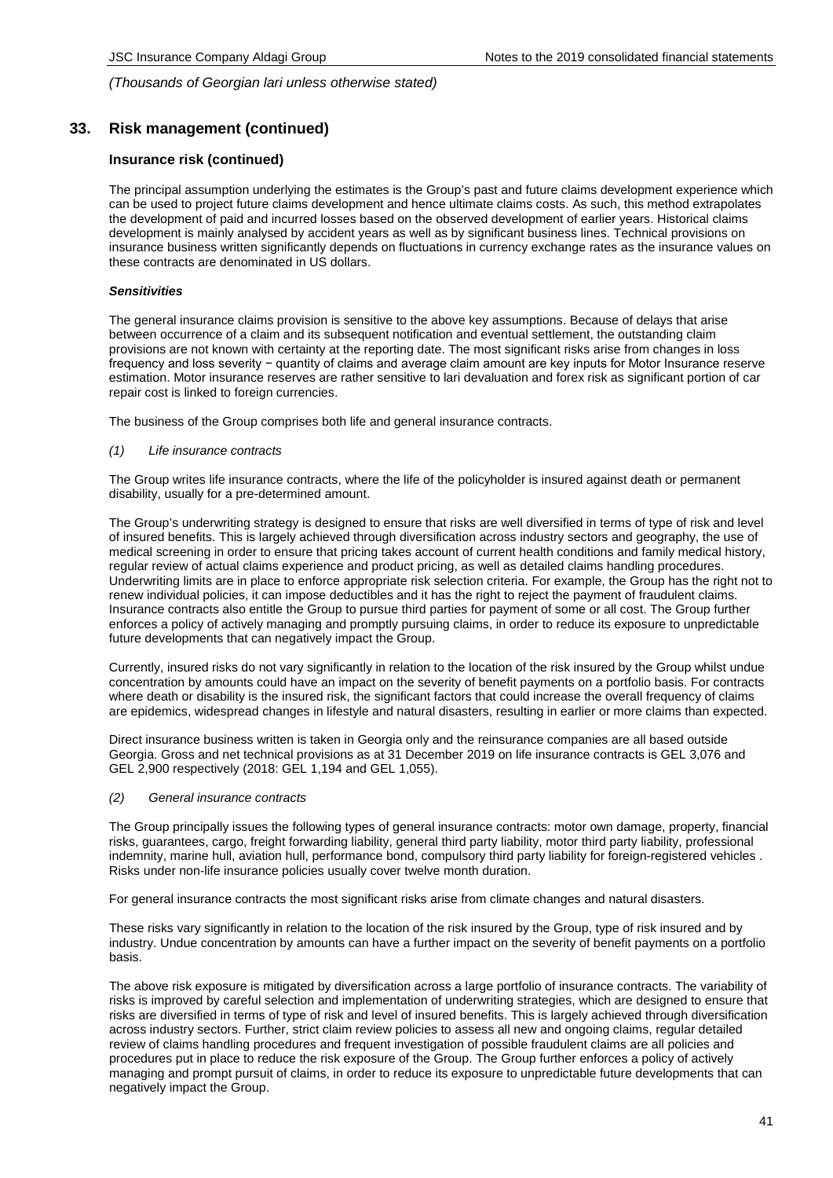*(Thousands of Georgian lari unless otherwise stated)*

## 33. Risk management (continued)

### Insurance risk (continued)

The principal assumption underlying the estimates is the Group's past and future claims development experience which can be used to project future claims development and hence ultimate claims costs. As such, this method extrapolates the development of paid and incurred losses based on the observed development of earlier years. Historical claims development is mainly analysed by accident years as well as by significant business lines. Technical provisions on insurance business written significantly depends on fluctuations in currency exchange rates as the insurance values on these contracts are denominated in US dollars.

***Sensitivities***

The general insurance claims provision is sensitive to the above key assumptions. Because of delays that arise between occurrence of a claim and its subsequent notification and eventual settlement, the outstanding claim provisions are not known with certainty at the reporting date. The most significant risks arise from changes in loss frequency and loss severity − quantity of claims and average claim amount are key inputs for Motor Insurance reserve estimation. Motor insurance reserves are rather sensitive to lari devaluation and forex risk as significant portion of car repair cost is linked to foreign currencies.

The business of the Group comprises both life and general insurance contracts.

*(1) Life insurance contracts*

The Group writes life insurance contracts, where the life of the policyholder is insured against death or permanent disability, usually for a pre-determined amount.

The Group's underwriting strategy is designed to ensure that risks are well diversified in terms of type of risk and level of insured benefits. This is largely achieved through diversification across industry sectors and geography, the use of medical screening in order to ensure that pricing takes account of current health conditions and family medical history, regular review of actual claims experience and product pricing, as well as detailed claims handling procedures. Underwriting limits are in place to enforce appropriate risk selection criteria. For example, the Group has the right not to renew individual policies, it can impose deductibles and it has the right to reject the payment of fraudulent claims. Insurance contracts also entitle the Group to pursue third parties for payment of some or all cost. The Group further enforces a policy of actively managing and promptly pursuing claims, in order to reduce its exposure to unpredictable future developments that can negatively impact the Group.

Currently, insured risks do not vary significantly in relation to the location of the risk insured by the Group whilst undue concentration by amounts could have an impact on the severity of benefit payments on a portfolio basis. For contracts where death or disability is the insured risk, the significant factors that could increase the overall frequency of claims are epidemics, widespread changes in lifestyle and natural disasters, resulting in earlier or more claims than expected.

Direct insurance business written is taken in Georgia only and the reinsurance companies are all based outside Georgia. Gross and net technical provisions as at 31 December 2019 on life insurance contracts is GEL 3,076 and GEL 2,900 respectively (2018: GEL 1,194 and GEL 1,055).

*(2) General insurance contracts*

The Group principally issues the following types of general insurance contracts: motor own damage, property, financial risks, guarantees, cargo, freight forwarding liability, general third party liability, motor third party liability, professional indemnity, marine hull, aviation hull, performance bond, compulsory third party liability for foreign-registered vehicles . Risks under non-life insurance policies usually cover twelve month duration.

For general insurance contracts the most significant risks arise from climate changes and natural disasters.

These risks vary significantly in relation to the location of the risk insured by the Group, type of risk insured and by industry. Undue concentration by amounts can have a further impact on the severity of benefit payments on a portfolio basis.

The above risk exposure is mitigated by diversification across a large portfolio of insurance contracts. The variability of risks is improved by careful selection and implementation of underwriting strategies, which are designed to ensure that risks are diversified in terms of type of risk and level of insured benefits. This is largely achieved through diversification across industry sectors. Further, strict claim review policies to assess all new and ongoing claims, regular detailed review of claims handling procedures and frequent investigation of possible fraudulent claims are all policies and procedures put in place to reduce the risk exposure of the Group. The Group further enforces a policy of actively managing and prompt pursuit of claims, in order to reduce its exposure to unpredictable future developments that can negatively impact the Group.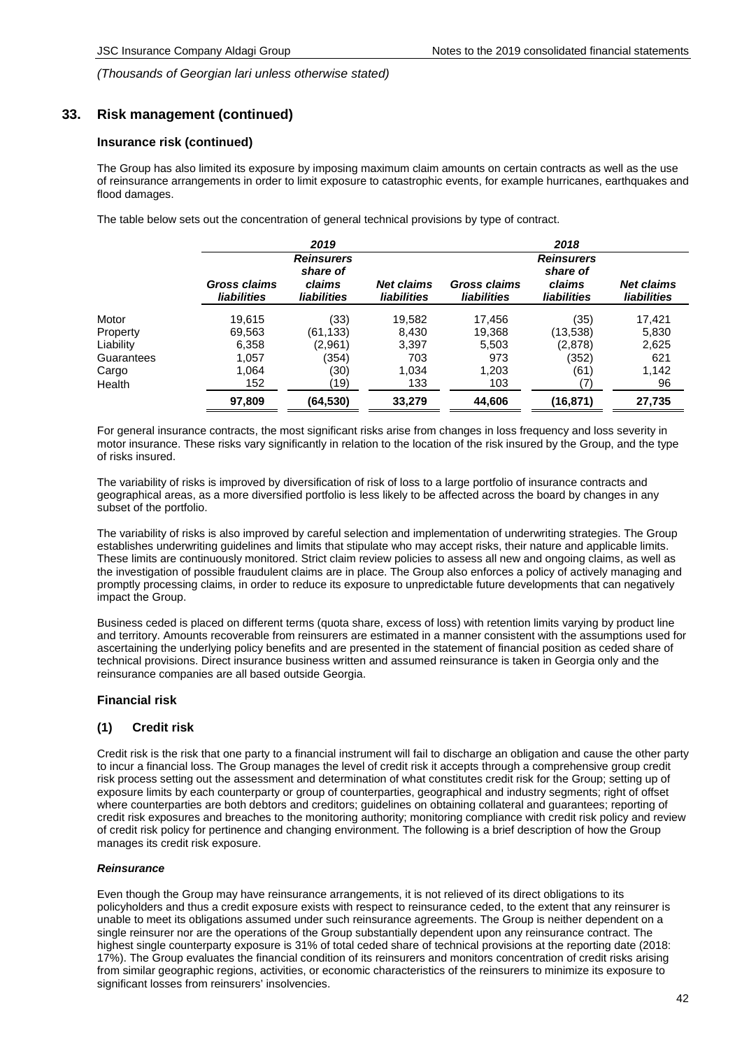*(Thousands of Georgian lari unless otherwise stated)*

## 33. Risk management (continued)

### Insurance risk (continued)

The Group has also limited its exposure by imposing maximum claim amounts on certain contracts as well as the use of reinsurance arrangements in order to limit exposure to catastrophic events, for example hurricanes, earthquakes and flood damages.

The table below sets out the concentration of general technical provisions by type of contract.

| | 2019 | | | 2018 | | |
|---|---|---|---|---|---|---|
| | *Gross claims liabilities* | *Reinsurers share of claims liabilities* | *Net claims liabilities* | *Gross claims liabilities* | *Reinsurers share of claims liabilities* | *Net claims liabilities* |
| Motor | 19,615 | (33) | 19,582 | 17,456 | (35) | 17,421 |
| Property | 69,563 | (61,133) | 8,430 | 19,368 | (13,538) | 5,830 |
| Liability | 6,358 | (2,961) | 3,397 | 5,503 | (2,878) | 2,625 |
| Guarantees | 1,057 | (354) | 703 | 973 | (352) | 621 |
| Cargo | 1,064 | (30) | 1,034 | 1,203 | (61) | 1,142 |
| Health | 152 | (19) | 133 | 103 | (7) | 96 |
| | **97,809** | **(64,530)** | **33,279** | **44,606** | **(16,871)** | **27,735** |

For general insurance contracts, the most significant risks arise from changes in loss frequency and loss severity in motor insurance. These risks vary significantly in relation to the location of the risk insured by the Group, and the type of risks insured.

The variability of risks is improved by diversification of risk of loss to a large portfolio of insurance contracts and geographical areas, as a more diversified portfolio is less likely to be affected across the board by changes in any subset of the portfolio.

The variability of risks is also improved by careful selection and implementation of underwriting strategies. The Group establishes underwriting guidelines and limits that stipulate who may accept risks, their nature and applicable limits. These limits are continuously monitored. Strict claim review policies to assess all new and ongoing claims, as well as the investigation of possible fraudulent claims are in place. The Group also enforces a policy of actively managing and promptly processing claims, in order to reduce its exposure to unpredictable future developments that can negatively impact the Group.

Business ceded is placed on different terms (quota share, excess of loss) with retention limits varying by product line and territory. Amounts recoverable from reinsurers are estimated in a manner consistent with the assumptions used for ascertaining the underlying policy benefits and are presented in the statement of financial position as ceded share of technical provisions. Direct insurance business written and assumed reinsurance is taken in Georgia only and the reinsurance companies are all based outside Georgia.

### Financial risk

### (1) Credit risk

Credit risk is the risk that one party to a financial instrument will fail to discharge an obligation and cause the other party to incur a financial loss. The Group manages the level of credit risk it accepts through a comprehensive group credit risk process setting out the assessment and determination of what constitutes credit risk for the Group; setting up of exposure limits by each counterparty or group of counterparties, geographical and industry segments; right of offset where counterparties are both debtors and creditors; guidelines on obtaining collateral and guarantees; reporting of credit risk exposures and breaches to the monitoring authority; monitoring compliance with credit risk policy and review of credit risk policy for pertinence and changing environment. The following is a brief description of how the Group manages its credit risk exposure.

***Reinsurance***

Even though the Group may have reinsurance arrangements, it is not relieved of its direct obligations to its policyholders and thus a credit exposure exists with respect to reinsurance ceded, to the extent that any reinsurer is unable to meet its obligations assumed under such reinsurance agreements. The Group is neither dependent on a single reinsurer nor are the operations of the Group substantially dependent upon any reinsurance contract. The highest single counterparty exposure is 31% of total ceded share of technical provisions at the reporting date (2018: 17%). The Group evaluates the financial condition of its reinsurers and monitors concentration of credit risks arising from similar geographic regions, activities, or economic characteristics of the reinsurers to minimize its exposure to significant losses from reinsurers' insolvencies.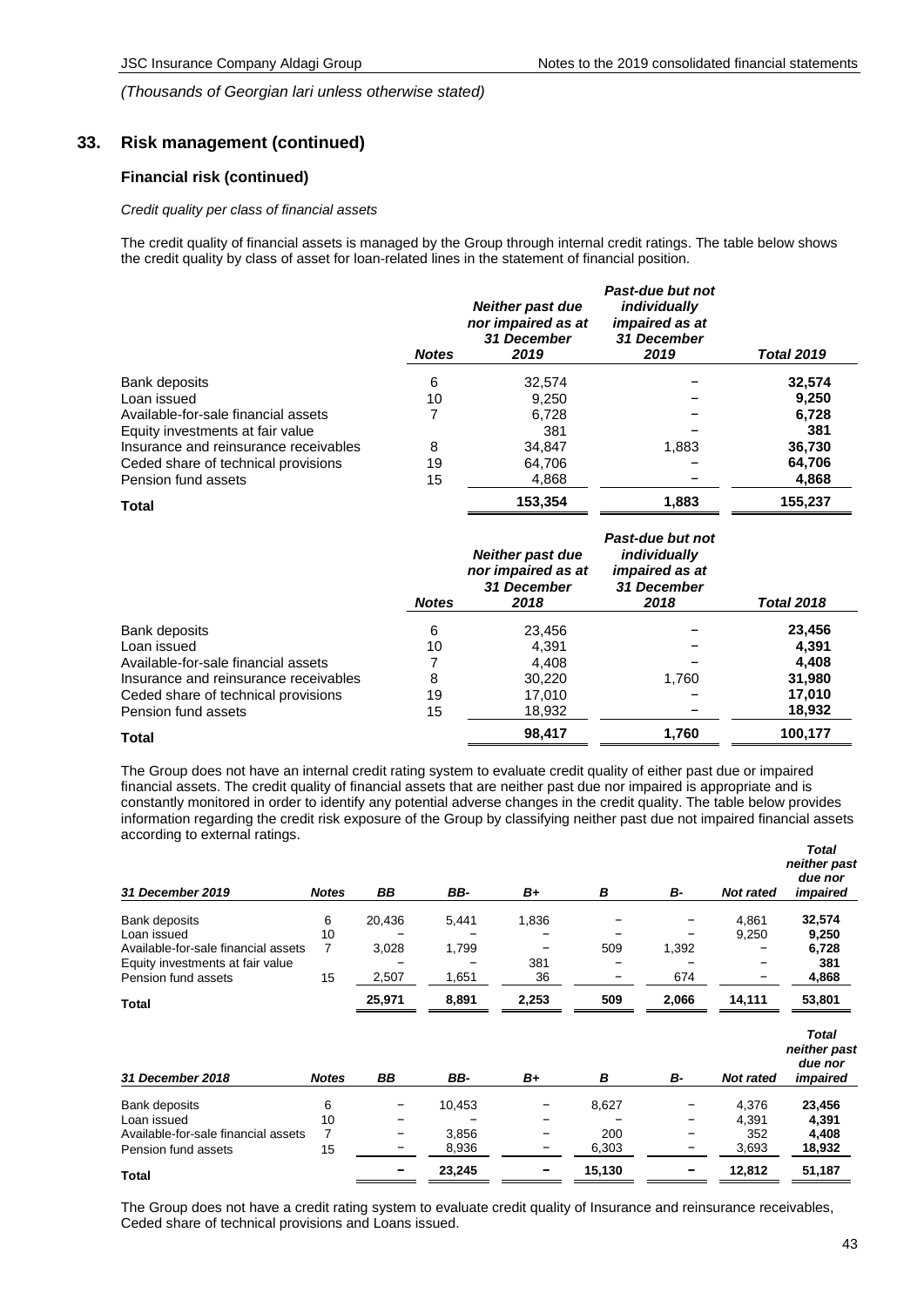*(Thousands of Georgian lari unless otherwise stated)*

## 33. Risk management (continued)

### Financial risk (continued)

*Credit quality per class of financial assets*

The credit quality of financial assets is managed by the Group through internal credit ratings. The table below shows the credit quality by class of asset for loan-related lines in the statement of financial position.

| | *Notes* | *Neither past due nor impaired as at 31 December 2019* | *Past-due but not individually impaired as at 31 December 2019* | *Total 2019* |
|---|---|---|---|---|
| Bank deposits | 6 | 32,574 | – | **32,574** |
| Loan issued | 10 | 9,250 | – | **9,250** |
| Available-for-sale financial assets | 7 | 6,728 | – | **6,728** |
| Equity investments at fair value | | 381 | – | **381** |
| Insurance and reinsurance receivables | 8 | 34,847 | 1,883 | **36,730** |
| Ceded share of technical provisions | 19 | 64,706 | – | **64,706** |
| Pension fund assets | 15 | 4,868 | – | **4,868** |
| **Total** | | **153,354** | **1,883** | **155,237** |

| | *Notes* | *Neither past due nor impaired as at 31 December 2018* | *Past-due but not individually impaired as at 31 December 2018* | *Total 2018* |
|---|---|---|---|---|
| Bank deposits | 6 | 23,456 | – | **23,456** |
| Loan issued | 10 | 4,391 | – | **4,391** |
| Available-for-sale financial assets | 7 | 4,408 | – | **4,408** |
| Insurance and reinsurance receivables | 8 | 30,220 | 1,760 | **31,980** |
| Ceded share of technical provisions | 19 | 17,010 | – | **17,010** |
| Pension fund assets | 15 | 18,932 | – | **18,932** |
| **Total** | | **98,417** | **1,760** | **100,177** |

The Group does not have an internal credit rating system to evaluate credit quality of either past due or impaired financial assets. The credit quality of financial assets that are neither past due nor impaired is appropriate and is constantly monitored in order to identify any potential adverse changes in the credit quality. The table below provides information regarding the credit risk exposure of the Group by classifying neither past due not impaired financial assets according to external ratings.

| *31 December 2019* | *Notes* | *BB* | *BB-* | *B+* | *B* | *B-* | *Not rated* | *Total neither past due nor impaired* |
|---|---|---|---|---|---|---|---|---|
| Bank deposits | 6 | 20,436 | 5,441 | 1,836 | – | – | 4,861 | **32,574** |
| Loan issued | 10 | – | – | – | – | – | 9,250 | **9,250** |
| Available-for-sale financial assets | 7 | 3,028 | 1,799 | – | 509 | 1,392 | – | **6,728** |
| Equity investments at fair value | | – | – | 381 | – | – | – | **381** |
| Pension fund assets | 15 | 2,507 | 1,651 | 36 | – | 674 | – | **4,868** |
| **Total** | | **25,971** | **8,891** | **2,253** | **509** | **2,066** | **14,111** | **53,801** |

| *31 December 2018* | *Notes* | *BB* | *BB-* | *B+* | *B* | *B-* | *Not rated* | *Total neither past due nor impaired* |
|---|---|---|---|---|---|---|---|---|
| Bank deposits | 6 | – | 10,453 | – | 8,627 | – | 4,376 | **23,456** |
| Loan issued | 10 | – | – | – | – | – | 4,391 | **4,391** |
| Available-for-sale financial assets | 7 | – | 3,856 | – | 200 | – | 352 | **4,408** |
| Pension fund assets | 15 | – | 8,936 | – | 6,303 | – | 3,693 | **18,932** |
| **Total** | | **–** | **23,245** | **–** | **15,130** | **–** | **12,812** | **51,187** |

The Group does not have a credit rating system to evaluate credit quality of Insurance and reinsurance receivables, Ceded share of technical provisions and Loans issued.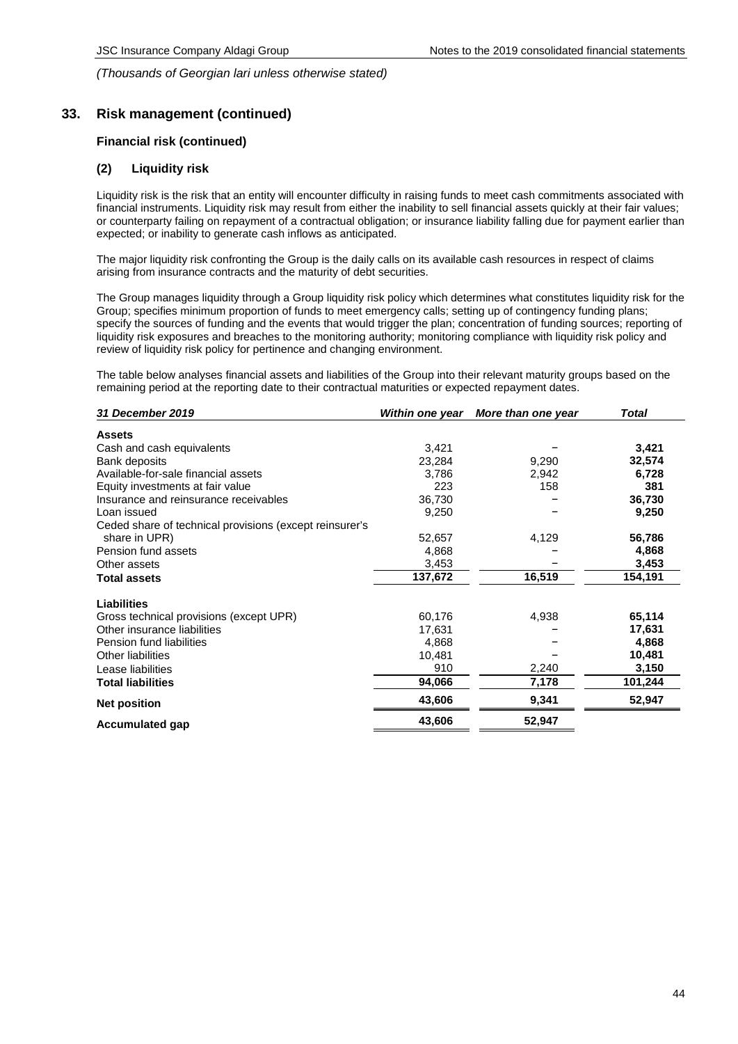*(Thousands of Georgian lari unless otherwise stated)*

## 33. Risk management (continued)

### Financial risk (continued)

### (2) Liquidity risk

Liquidity risk is the risk that an entity will encounter difficulty in raising funds to meet cash commitments associated with financial instruments. Liquidity risk may result from either the inability to sell financial assets quickly at their fair values; or counterparty failing on repayment of a contractual obligation; or insurance liability falling due for payment earlier than expected; or inability to generate cash inflows as anticipated.

The major liquidity risk confronting the Group is the daily calls on its available cash resources in respect of claims arising from insurance contracts and the maturity of debt securities.

The Group manages liquidity through a Group liquidity risk policy which determines what constitutes liquidity risk for the Group; specifies minimum proportion of funds to meet emergency calls; setting up of contingency funding plans; specify the sources of funding and the events that would trigger the plan; concentration of funding sources; reporting of liquidity risk exposures and breaches to the monitoring authority; monitoring compliance with liquidity risk policy and review of liquidity risk policy for pertinence and changing environment.

The table below analyses financial assets and liabilities of the Group into their relevant maturity groups based on the remaining period at the reporting date to their contractual maturities or expected repayment dates.

| *31 December 2019* | *Within one year* | *More than one year* | *Total* |
|---|---|---|---|
| **Assets** | | | |
| Cash and cash equivalents | 3,421 | – | **3,421** |
| Bank deposits | 23,284 | 9,290 | **32,574** |
| Available-for-sale financial assets | 3,786 | 2,942 | **6,728** |
| Equity investments at fair value | 223 | 158 | **381** |
| Insurance and reinsurance receivables | 36,730 | – | **36,730** |
| Loan issued | 9,250 | – | **9,250** |
| Ceded share of technical provisions (except reinsurer's share in UPR) | 52,657 | 4,129 | **56,786** |
| Pension fund assets | 4,868 | – | **4,868** |
| Other assets | 3,453 | – | **3,453** |
| **Total assets** | **137,672** | **16,519** | **154,191** |
| **Liabilities** | | | |
| Gross technical provisions (except UPR) | 60,176 | 4,938 | **65,114** |
| Other insurance liabilities | 17,631 | – | **17,631** |
| Pension fund liabilities | 4,868 | – | **4,868** |
| Other liabilities | 10,481 | – | **10,481** |
| Lease liabilities | 910 | 2,240 | **3,150** |
| **Total liabilities** | **94,066** | **7,178** | **101,244** |
| **Net position** | **43,606** | **9,341** | **52,947** |
| **Accumulated gap** | **43,606** | **52,947** | |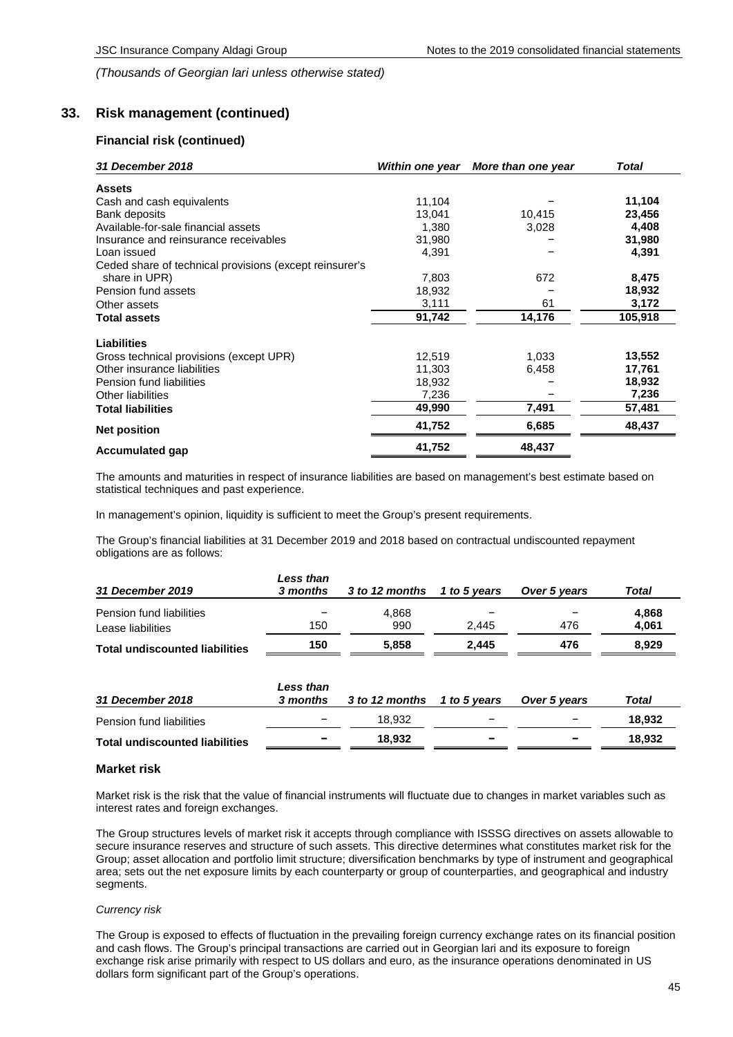*(Thousands of Georgian lari unless otherwise stated)*

## 33. Risk management (continued)

### Financial risk (continued)

| *31 December 2018* | *Within one year* | *More than one year* | *Total* |
|---|---|---|---|
| **Assets** | | | |
| Cash and cash equivalents | 11,104 | – | **11,104** |
| Bank deposits | 13,041 | 10,415 | **23,456** |
| Available-for-sale financial assets | 1,380 | 3,028 | **4,408** |
| Insurance and reinsurance receivables | 31,980 | – | **31,980** |
| Loan issued | 4,391 | – | **4,391** |
| Ceded share of technical provisions (except reinsurer's share in UPR) | 7,803 | 672 | **8,475** |
| Pension fund assets | 18,932 | – | **18,932** |
| Other assets | 3,111 | 61 | **3,172** |
| **Total assets** | **91,742** | **14,176** | **105,918** |
| **Liabilities** | | | |
| Gross technical provisions (except UPR) | 12,519 | 1,033 | **13,552** |
| Other insurance liabilities | 11,303 | 6,458 | **17,761** |
| Pension fund liabilities | 18,932 | – | **18,932** |
| Other liabilities | 7,236 | – | **7,236** |
| **Total liabilities** | **49,990** | **7,491** | **57,481** |
| **Net position** | **41,752** | **6,685** | **48,437** |
| **Accumulated gap** | **41,752** | **48,437** | |

The amounts and maturities in respect of insurance liabilities are based on management's best estimate based on statistical techniques and past experience.

In management's opinion, liquidity is sufficient to meet the Group's present requirements.

The Group's financial liabilities at 31 December 2019 and 2018 based on contractual undiscounted repayment obligations are as follows:

| *31 December 2019* | *Less than 3 months* | *3 to 12 months* | *1 to 5 years* | *Over 5 years* | *Total* |
|---|---|---|---|---|---|
| Pension fund liabilities | – | 4,868 | – | – | **4,868** |
| Lease liabilities | 150 | 990 | 2,445 | 476 | **4,061** |
| **Total undiscounted liabilities** | **150** | **5,858** | **2,445** | **476** | **8,929** |

| *31 December 2018* | *Less than 3 months* | *3 to 12 months* | *1 to 5 years* | *Over 5 years* | *Total* |
|---|---|---|---|---|---|
| Pension fund liabilities | – | 18,932 | – | – | **18,932** |
| **Total undiscounted liabilities** | **–** | **18,932** | **–** | **–** | **18,932** |

### Market risk

Market risk is the risk that the value of financial instruments will fluctuate due to changes in market variables such as interest rates and foreign exchanges.

The Group structures levels of market risk it accepts through compliance with ISSSG directives on assets allowable to secure insurance reserves and structure of such assets. This directive determines what constitutes market risk for the Group; asset allocation and portfolio limit structure; diversification benchmarks by type of instrument and geographical area; sets out the net exposure limits by each counterparty or group of counterparties, and geographical and industry segments.

*Currency risk*

The Group is exposed to effects of fluctuation in the prevailing foreign currency exchange rates on its financial position and cash flows. The Group's principal transactions are carried out in Georgian lari and its exposure to foreign exchange risk arise primarily with respect to US dollars and euro, as the insurance operations denominated in US dollars form significant part of the Group's operations.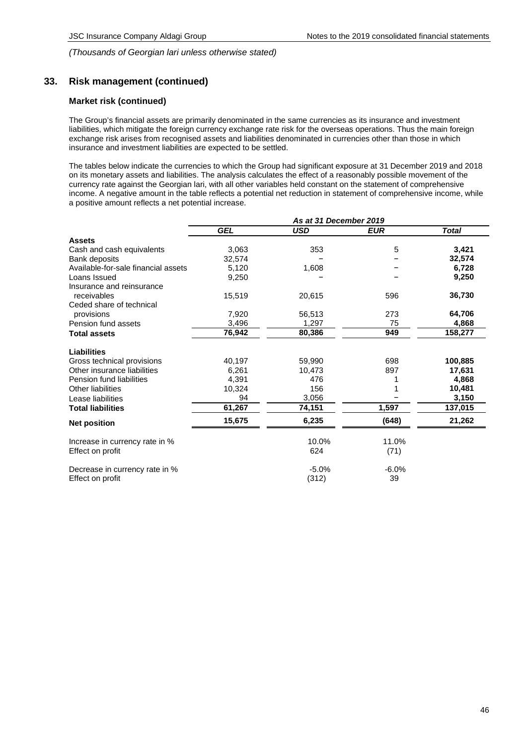*(Thousands of Georgian lari unless otherwise stated)*

## 33. Risk management (continued)

### Market risk (continued)

The Group's financial assets are primarily denominated in the same currencies as its insurance and investment liabilities, which mitigate the foreign currency exchange rate risk for the overseas operations. Thus the main foreign exchange risk arises from recognised assets and liabilities denominated in currencies other than those in which insurance and investment liabilities are expected to be settled.

The tables below indicate the currencies to which the Group had significant exposure at 31 December 2019 and 2018 on its monetary assets and liabilities. The analysis calculates the effect of a reasonably possible movement of the currency rate against the Georgian lari, with all other variables held constant on the statement of comprehensive income. A negative amount in the table reflects a potential net reduction in statement of comprehensive income, while a positive amount reflects a net potential increase.

| | *As at 31 December 2019* | | | |
|---|---|---|---|---|
| | ***GEL*** | ***USD*** | ***EUR*** | ***Total*** |
| **Assets** | | | | |
| Cash and cash equivalents | 3,063 | 353 | 5 | **3,421** |
| Bank deposits | 32,574 | – | – | **32,574** |
| Available-for-sale financial assets | 5,120 | 1,608 | – | **6,728** |
| Loans Issued | 9,250 | – | – | **9,250** |
| Insurance and reinsurance receivables | 15,519 | 20,615 | 596 | **36,730** |
| Ceded share of technical provisions | 7,920 | 56,513 | 273 | **64,706** |
| Pension fund assets | 3,496 | 1,297 | 75 | **4,868** |
| **Total assets** | **76,942** | **80,386** | **949** | **158,277** |
| **Liabilities** | | | | |
| Gross technical provisions | 40,197 | 59,990 | 698 | **100,885** |
| Other insurance liabilities | 6,261 | 10,473 | 897 | **17,631** |
| Pension fund liabilities | 4,391 | 476 | 1 | **4,868** |
| Other liabilities | 10,324 | 156 | 1 | **10,481** |
| Lease liabilities | 94 | 3,056 | – | **3,150** |
| **Total liabilities** | **61,267** | **74,151** | **1,597** | **137,015** |
| **Net position** | **15,675** | **6,235** | **(648)** | **21,262** |
| Increase in currency rate in % | | 10.0% | 11.0% | |
| Effect on profit | | 624 | (71) | |
| Decrease in currency rate in % | | -5.0% | -6.0% | |
| Effect on profit | | (312) | 39 | |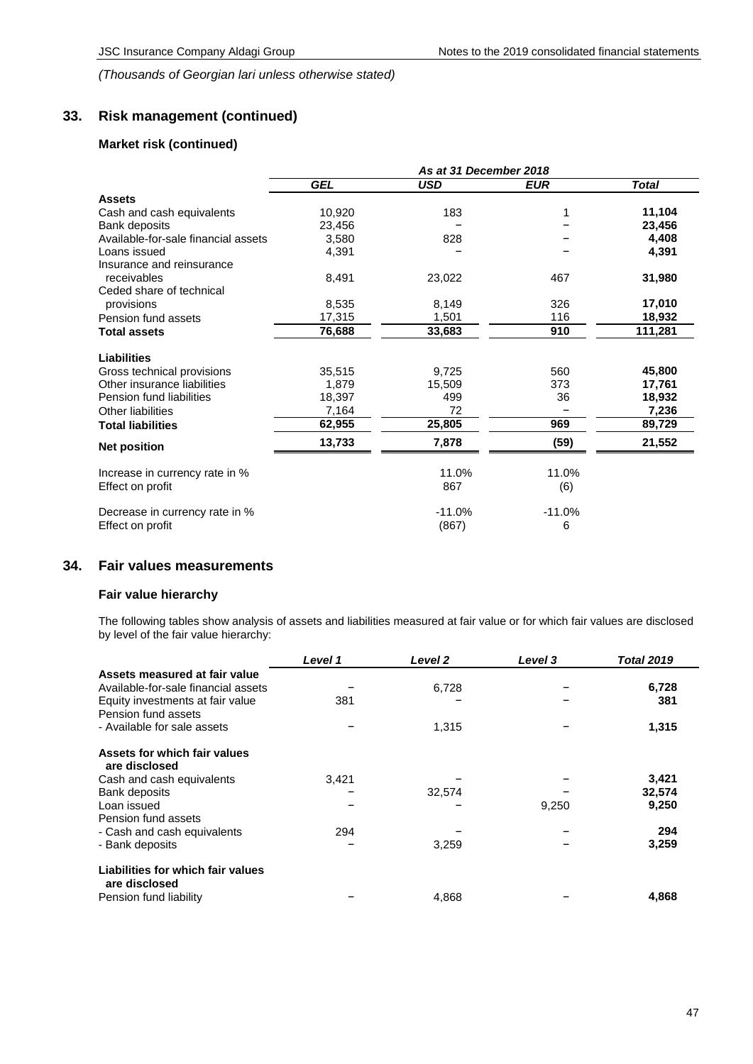*(Thousands of Georgian lari unless otherwise stated)*

## 33. Risk management (continued)

### Market risk (continued)

| | *As at 31 December 2018* | | | |
|---|---|---|---|---|
| | ***GEL*** | ***USD*** | ***EUR*** | ***Total*** |
| **Assets** | | | | |
| Cash and cash equivalents | 10,920 | 183 | 1 | **11,104** |
| Bank deposits | 23,456 | – | – | **23,456** |
| Available-for-sale financial assets | 3,580 | 828 | – | **4,408** |
| Loans issued | 4,391 | – | – | **4,391** |
| Insurance and reinsurance receivables | 8,491 | 23,022 | 467 | **31,980** |
| Ceded share of technical provisions | 8,535 | 8,149 | 326 | **17,010** |
| Pension fund assets | 17,315 | 1,501 | 116 | **18,932** |
| **Total assets** | **76,688** | **33,683** | **910** | **111,281** |
| **Liabilities** | | | | |
| Gross technical provisions | 35,515 | 9,725 | 560 | **45,800** |
| Other insurance liabilities | 1,879 | 15,509 | 373 | **17,761** |
| Pension fund liabilities | 18,397 | 499 | 36 | **18,932** |
| Other liabilities | 7,164 | 72 | – | **7,236** |
| **Total liabilities** | **62,955** | **25,805** | **969** | **89,729** |
| **Net position** | **13,733** | **7,878** | **(59)** | **21,552** |
| Increase in currency rate in % | | 11.0% | 11.0% | |
| Effect on profit | | 867 | (6) | |
| Decrease in currency rate in % | | -11.0% | -11.0% | |
| Effect on profit | | (867) | 6 | |

## 34. Fair values measurements

### Fair value hierarchy

The following tables show analysis of assets and liabilities measured at fair value or for which fair values are disclosed by level of the fair value hierarchy:

| | ***Level 1*** | ***Level 2*** | ***Level 3*** | ***Total 2019*** |
|---|---|---|---|---|
| **Assets measured at fair value** | | | | |
| Available-for-sale financial assets | – | 6,728 | – | **6,728** |
| Equity investments at fair value | 381 | – | – | **381** |
| Pension fund assets | | | | |
| - Available for sale assets | – | 1,315 | – | **1,315** |
| **Assets for which fair values are disclosed** | | | | |
| Cash and cash equivalents | 3,421 | – | – | **3,421** |
| Bank deposits | – | 32,574 | – | **32,574** |
| Loan issued | – | – | 9,250 | **9,250** |
| Pension fund assets | | | | |
| - Cash and cash equivalents | 294 | – | – | **294** |
| - Bank deposits | – | 3,259 | – | **3,259** |
| **Liabilities for which fair values are disclosed** | | | | |
| Pension fund liability | – | 4,868 | – | **4,868** |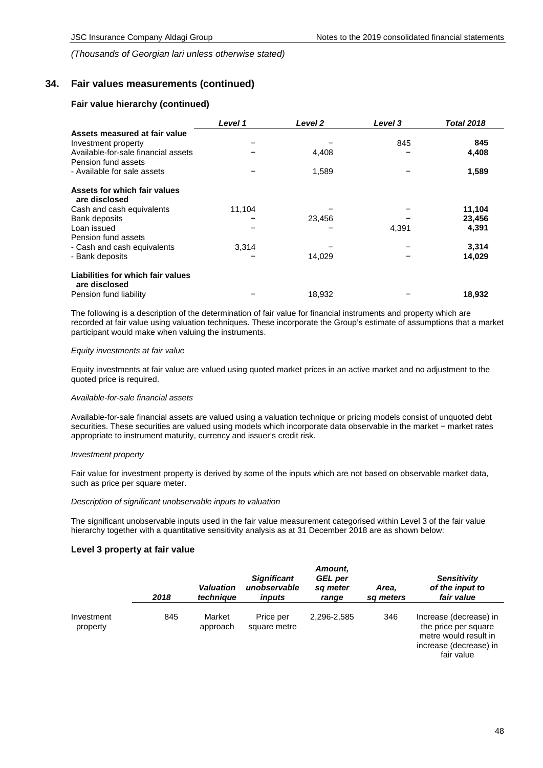*(Thousands of Georgian lari unless otherwise stated)*

## 34. Fair values measurements (continued)

### Fair value hierarchy (continued)

| | *Level 1* | *Level 2* | *Level 3* | *Total 2018* |
|---|---|---|---|---|
| **Assets measured at fair value** | | | | |
| Investment property | – | – | 845 | **845** |
| Available-for-sale financial assets | – | 4,408 | – | **4,408** |
| Pension fund assets | | | | |
| - Available for sale assets | – | 1,589 | – | **1,589** |
| **Assets for which fair values are disclosed** | | | | |
| Cash and cash equivalents | 11,104 | – | – | **11,104** |
| Bank deposits | – | 23,456 | – | **23,456** |
| Loan issued | – | – | 4,391 | **4,391** |
| Pension fund assets | | | | |
| - Cash and cash equivalents | 3,314 | – | – | **3,314** |
| - Bank deposits | – | 14,029 | – | **14,029** |
| **Liabilities for which fair values are disclosed** | | | | |
| Pension fund liability | – | 18,932 | – | **18,932** |

The following is a description of the determination of fair value for financial instruments and property which are recorded at fair value using valuation techniques. These incorporate the Group's estimate of assumptions that a market participant would make when valuing the instruments.

*Equity investments at fair value*

Equity investments at fair value are valued using quoted market prices in an active market and no adjustment to the quoted price is required.

*Available-for-sale financial assets*

Available-for-sale financial assets are valued using a valuation technique or pricing models consist of unquoted debt securities. These securities are valued using models which incorporate data observable in the market − market rates appropriate to instrument maturity, currency and issuer's credit risk.

*Investment property*

Fair value for investment property is derived by some of the inputs which are not based on observable market data, such as price per square meter.

*Description of significant unobservable inputs to valuation*

The significant unobservable inputs used in the fair value measurement categorised within Level 3 of the fair value hierarchy together with a quantitative sensitivity analysis as at 31 December 2018 are as shown below:

### Level 3 property at fair value

| | *2018* | *Valuation technique* | *Significant unobservable inputs* | *Amount, GEL per sq meter range* | *Area, sq meters* | *Sensitivity of the input to fair value* |
|---|---|---|---|---|---|---|
| Investment property | 845 | Market approach | Price per square metre | 2,296-2,585 | 346 | Increase (decrease) in the price per square metre would result in increase (decrease) in fair value |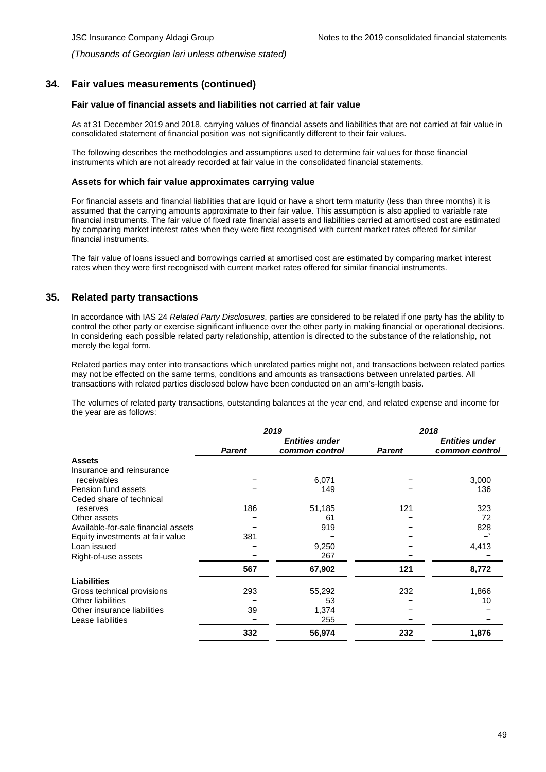*(Thousands of Georgian lari unless otherwise stated)*

## 34. Fair values measurements (continued)

### Fair value of financial assets and liabilities not carried at fair value

As at 31 December 2019 and 2018, carrying values of financial assets and liabilities that are not carried at fair value in consolidated statement of financial position was not significantly different to their fair values.

The following describes the methodologies and assumptions used to determine fair values for those financial instruments which are not already recorded at fair value in the consolidated financial statements.

### Assets for which fair value approximates carrying value

For financial assets and financial liabilities that are liquid or have a short term maturity (less than three months) it is assumed that the carrying amounts approximate to their fair value. This assumption is also applied to variable rate financial instruments. The fair value of fixed rate financial assets and liabilities carried at amortised cost are estimated by comparing market interest rates when they were first recognised with current market rates offered for similar financial instruments.

The fair value of loans issued and borrowings carried at amortised cost are estimated by comparing market interest rates when they were first recognised with current market rates offered for similar financial instruments.

## 35. Related party transactions

In accordance with IAS 24 *Related Party Disclosures*, parties are considered to be related if one party has the ability to control the other party or exercise significant influence over the other party in making financial or operational decisions. In considering each possible related party relationship, attention is directed to the substance of the relationship, not merely the legal form.

Related parties may enter into transactions which unrelated parties might not, and transactions between related parties may not be effected on the same terms, conditions and amounts as transactions between unrelated parties. All transactions with related parties disclosed below have been conducted on an arm's-length basis.

The volumes of related party transactions, outstanding balances at the year end, and related expense and income for the year are as follows:

| | *2019* | | *2018* | |
|---|---|---|---|---|
| | ***Parent*** | ***Entities under common control*** | ***Parent*** | ***Entities under common control*** |
| **Assets** | | | | |
| Insurance and reinsurance receivables | – | 6,071 | – | 3,000 |
| Pension fund assets | – | 149 | – | 136 |
| Ceded share of technical reserves | 186 | 51,185 | 121 | 323 |
| Other assets | – | 61 | – | 72 |
| Available-for-sale financial assets | – | 919 | – | 828 |
| Equity investments at fair value | 381 | – | – | –` |
| Loan issued | – | 9,250 | – | 4,413 |
| Right-of-use assets | – | 267 | – | – |
| | **567** | **67,902** | **121** | **8,772** |
| **Liabilities** | | | | |
| Gross technical provisions | 293 | 55,292 | 232 | 1,866 |
| Other liabilities | – | 53 | – | 10 |
| Other insurance liabilities | 39 | 1,374 | – | – |
| Lease liabilities | – | 255 | – | – |
| | **332** | **56,974** | **232** | **1,876** |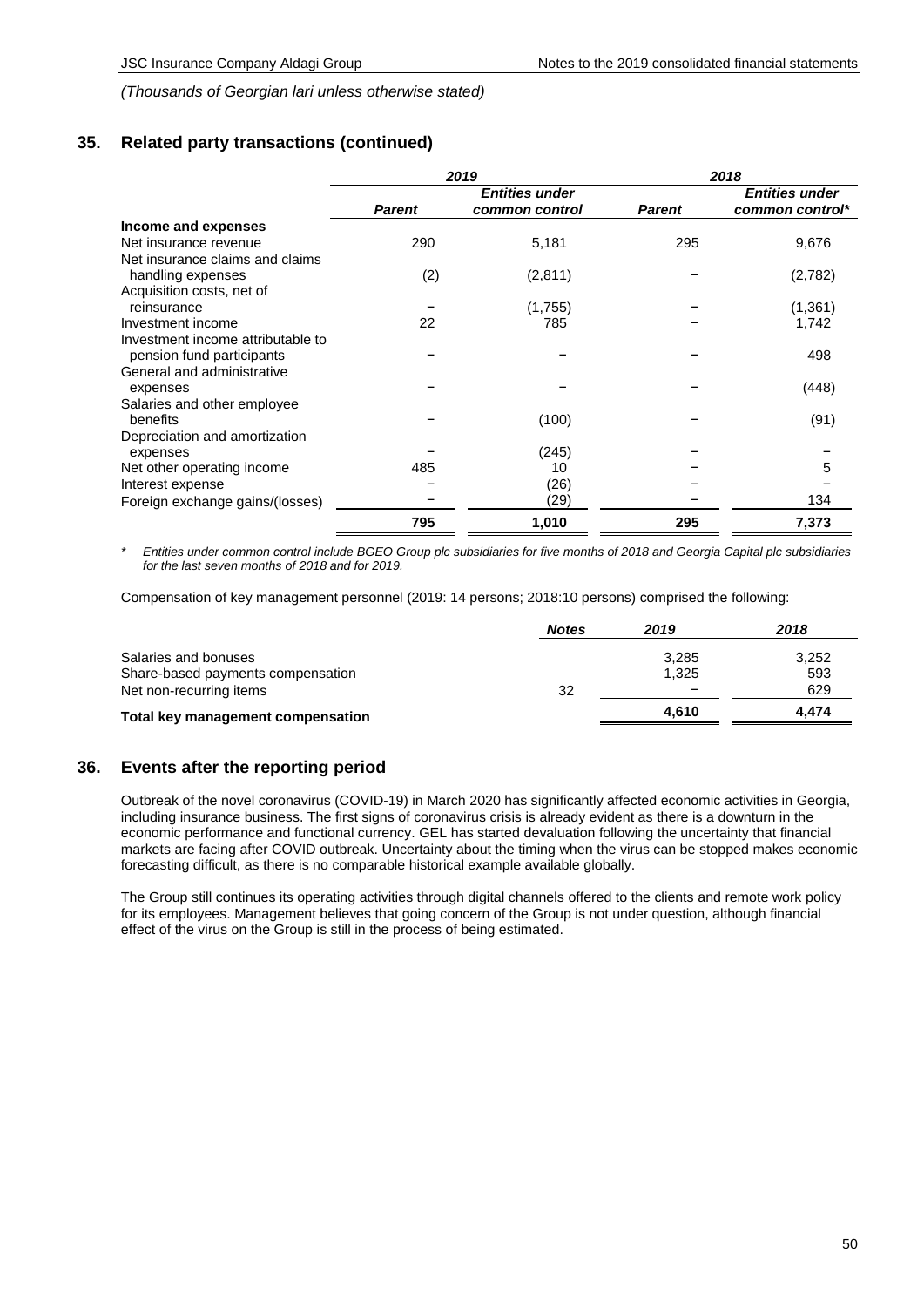*(Thousands of Georgian lari unless otherwise stated)*

## 35. Related party transactions (continued)

| | *2019* | | *2018* | |
|---|---|---|---|---|
| | ***Parent*** | ***Entities under common control*** | ***Parent*** | ***Entities under common control**** |
| **Income and expenses** | | | | |
| Net insurance revenue | 290 | 5,181 | 295 | 9,676 |
| Net insurance claims and claims handling expenses | (2) | (2,811) | – | (2,782) |
| Acquisition costs, net of reinsurance | – | (1,755) | – | (1,361) |
| Investment income | 22 | 785 | – | 1,742 |
| Investment income attributable to pension fund participants | – | – | – | 498 |
| General and administrative expenses | – | – | – | (448) |
| Salaries and other employee benefits | – | (100) | – | (91) |
| Depreciation and amortization expenses | – | (245) | – | – |
| Net other operating income | 485 | 10 | – | 5 |
| Interest expense | – | (26) | – | – |
| Foreign exchange gains/(losses) | – | (29) | – | 134 |
| | **795** | **1,010** | **295** | **7,373** |

\* *Entities under common control include BGEO Group plc subsidiaries for five months of 2018 and Georgia Capital plc subsidiaries for the last seven months of 2018 and for 2019.*

Compensation of key management personnel (2019: 14 persons; 2018:10 persons) comprised the following:

| | ***Notes*** | ***2019*** | ***2018*** |
|---|---|---|---|
| Salaries and bonuses | | 3,285 | 3,252 |
| Share-based payments compensation | | 1,325 | 593 |
| Net non-recurring items | 32 | – | 629 |
| **Total key management compensation** | | **4,610** | **4,474** |

## 36. Events after the reporting period

Outbreak of the novel coronavirus (COVID-19) in March 2020 has significantly affected economic activities in Georgia, including insurance business. The first signs of coronavirus crisis is already evident as there is a downturn in the economic performance and functional currency. GEL has started devaluation following the uncertainty that financial markets are facing after COVID outbreak. Uncertainty about the timing when the virus can be stopped makes economic forecasting difficult, as there is no comparable historical example available globally.

The Group still continues its operating activities through digital channels offered to the clients and remote work policy for its employees. Management believes that going concern of the Group is not under question, although financial effect of the virus on the Group is still in the process of being estimated.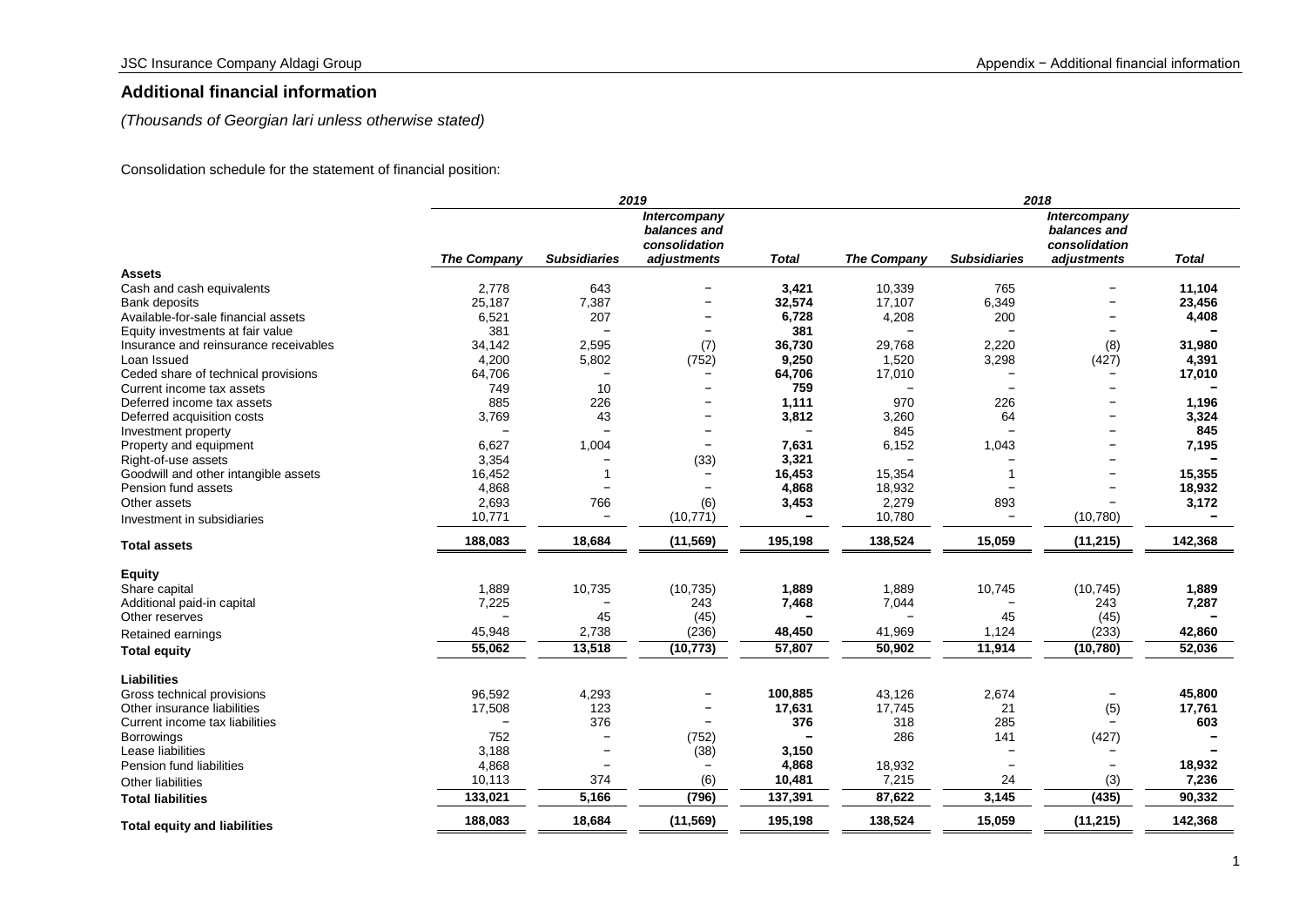## Additional financial information

*(Thousands of Georgian lari unless otherwise stated)*

Consolidation schedule for the statement of financial position:

| | 2019 | | | | 2018 | | | |
|---|---|---|---|---|---|---|---|---|
| | *The Company* | *Subsidiaries* | *Intercompany balances and consolidation adjustments* | *Total* | *The Company* | *Subsidiaries* | *Intercompany balances and consolidation adjustments* | *Total* |
| **Assets** | | | | | | | | |
| Cash and cash equivalents | 2,778 | 643 | − | **3,421** | 10,339 | 765 | − | **11,104** |
| Bank deposits | 25,187 | 7,387 | − | **32,574** | 17,107 | 6,349 | − | **23,456** |
| Available-for-sale financial assets | 6,521 | 207 | − | **6,728** | 4,208 | 200 | − | **4,408** |
| Equity investments at fair value | 381 | − | − | **381** | − | − | − | **−** |
| Insurance and reinsurance receivables | 34,142 | 2,595 | (7) | **36,730** | 29,768 | 2,220 | (8) | **31,980** |
| Loan Issued | 4,200 | 5,802 | (752) | **9,250** | 1,520 | 3,298 | (427) | **4,391** |
| Ceded share of technical provisions | 64,706 | − | − | **64,706** | 17,010 | − | − | **17,010** |
| Current income tax assets | 749 | 10 | − | **759** | − | − | − | **−** |
| Deferred income tax assets | 885 | 226 | − | **1,111** | 970 | 226 | − | **1,196** |
| Deferred acquisition costs | 3,769 | 43 | − | **3,812** | 3,260 | 64 | − | **3,324** |
| Investment property | − | − | − | − | 845 | − | − | **845** |
| Property and equipment | 6,627 | 1,004 | − | **7,631** | 6,152 | 1,043 | − | **7,195** |
| Right-of-use assets | 3,354 | − | (33) | **3,321** | − | − | − | **−** |
| Goodwill and other intangible assets | 16,452 | 1 | − | **16,453** | 15,354 | 1 | − | **15,355** |
| Pension fund assets | 4,868 | − | − | **4,868** | 18,932 | − | − | **18,932** |
| Other assets | 2,693 | 766 | (6) | **3,453** | 2,279 | 893 | − | **3,172** |
| Investment in subsidiaries | 10,771 | − | (10,771) | **−** | 10,780 | − | (10,780) | **−** |
| **Total assets** | **188,083** | **18,684** | **(11,569)** | **195,198** | **138,524** | **15,059** | **(11,215)** | **142,368** |
| **Equity** | | | | | | | | |
| Share capital | 1,889 | 10,735 | (10,735) | **1,889** | 1,889 | 10,745 | (10,745) | **1,889** |
| Additional paid-in capital | 7,225 | − | 243 | **7,468** | 7,044 | − | 243 | **7,287** |
| Other reserves | − | 45 | (45) | **−** | − | 45 | (45) | **−** |
| Retained earnings | 45,948 | 2,738 | (236) | **48,450** | 41,969 | 1,124 | (233) | **42,860** |
| **Total equity** | **55,062** | **13,518** | **(10,773)** | **57,807** | **50,902** | **11,914** | **(10,780)** | **52,036** |
| **Liabilities** | | | | | | | | |
| Gross technical provisions | 96,592 | 4,293 | − | **100,885** | 43,126 | 2,674 | − | **45,800** |
| Other insurance liabilities | 17,508 | 123 | − | **17,631** | 17,745 | 21 | (5) | **17,761** |
| Current income tax liabilities | − | 376 | − | **376** | 318 | 285 | − | **603** |
| Borrowings | 752 | − | (752) | **−** | 286 | 141 | (427) | **−** |
| Lease liabilities | 3,188 | − | (38) | **3,150** | | − | − | **−** |
| Pension fund liabilities | 4,868 | − | − | **4,868** | 18,932 | − | − | **18,932** |
| Other liabilities | 10,113 | 374 | (6) | **10,481** | 7,215 | 24 | (3) | **7,236** |
| **Total liabilities** | **133,021** | **5,166** | **(796)** | **137,391** | **87,622** | **3,145** | **(435)** | **90,332** |
| **Total equity and liabilities** | **188,083** | **18,684** | **(11,569)** | **195,198** | **138,524** | **15,059** | **(11,215)** | **142,368** |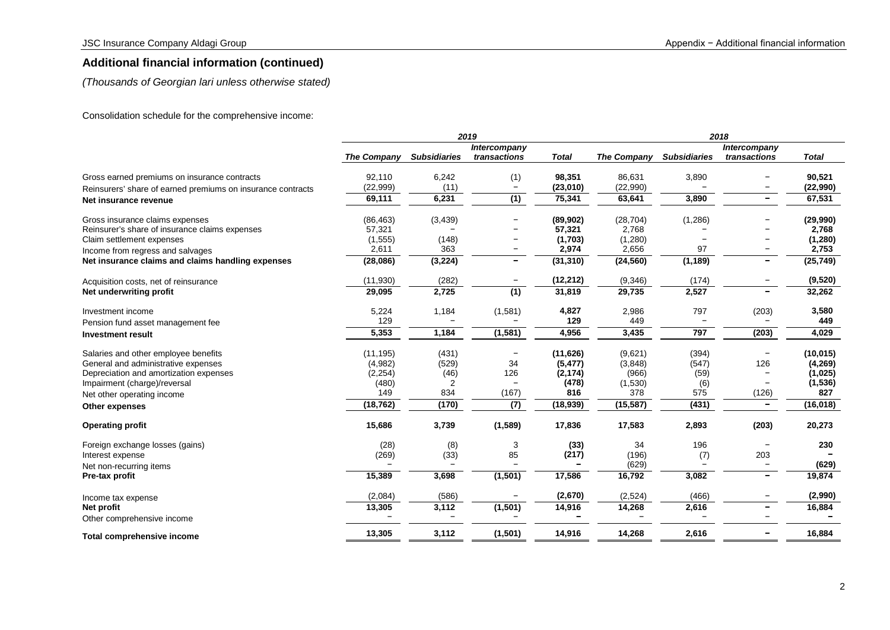## Additional financial information (continued)

*(Thousands of Georgian lari unless otherwise stated)*

Consolidation schedule for the comprehensive income:

| | *2019* | | | | *2018* | | | |
|---|---|---|---|---|---|---|---|---|
| | ***The Company*** | ***Subsidiaries*** | ***Intercompany transactions*** | ***Total*** | ***The Company*** | ***Subsidiaries*** | ***Intercompany transactions*** | ***Total*** |
| Gross earned premiums on insurance contracts | 92,110 | 6,242 | (1) | **98,351** | 86,631 | 3,890 | − | **90,521** |
| Reinsurers' share of earned premiums on insurance contracts | (22,999) | (11) | − | **(23,010)** | (22,990) | − | − | **(22,990)** |
| **Net insurance revenue** | **69,111** | **6,231** | **(1)** | **75,341** | **63,641** | **3,890** | **−** | **67,531** |
| Gross insurance claims expenses | (86,463) | (3,439) | − | **(89,902)** | (28,704) | (1,286) | − | **(29,990)** |
| Reinsurer's share of insurance claims expenses | 57,321 | − | − | **57,321** | 2,768 | − | − | **2,768** |
| Claim settlement expenses | (1,555) | (148) | − | **(1,703)** | (1,280) | − | − | **(1,280)** |
| Income from regress and salvages | 2,611 | 363 | − | **2,974** | 2,656 | 97 | − | **2,753** |
| **Net insurance claims and claims handling expenses** | **(28,086)** | **(3,224)** | **−** | **(31,310)** | **(24,560)** | **(1,189)** | **−** | **(25,749)** |
| Acquisition costs, net of reinsurance | (11,930) | (282) | − | **(12,212)** | (9,346) | (174) | − | **(9,520)** |
| **Net underwriting profit** | **29,095** | **2,725** | **(1)** | **31,819** | **29,735** | **2,527** | **−** | **32,262** |
| Investment income | 5,224 | 1,184 | (1,581) | **4,827** | 2,986 | 797 | (203) | **3,580** |
| Pension fund asset management fee | 129 | − | − | **129** | 449 | − | − | **449** |
| **Investment result** | **5,353** | **1,184** | **(1,581)** | **4,956** | **3,435** | **797** | **(203)** | **4,029** |
| Salaries and other employee benefits | (11,195) | (431) | − | **(11,626)** | (9,621) | (394) | − | **(10,015)** |
| General and administrative expenses | (4,982) | (529) | 34 | **(5,477)** | (3,848) | (547) | 126 | **(4,269)** |
| Depreciation and amortization expenses | (2,254) | (46) | 126 | **(2,174)** | (966) | (59) | − | **(1,025)** |
| Impairment (charge)/reversal | (480) | 2 | − | **(478)** | (1,530) | (6) | − | **(1,536)** |
| Net other operating income | 149 | 834 | (167) | **816** | 378 | 575 | (126) | **827** |
| **Other expenses** | **(18,762)** | **(170)** | **(7)** | **(18,939)** | **(15,587)** | **(431)** | **−** | **(16,018)** |
| **Operating profit** | **15,686** | **3,739** | **(1,589)** | **17,836** | **17,583** | **2,893** | **(203)** | **20,273** |
| Foreign exchange losses (gains) | (28) | (8) | 3 | **(33)** | 34 | 196 | − | **230** |
| Interest expense | (269) | (33) | 85 | **(217)** | (196) | (7) | 203 | **−** |
| Net non-recurring items | − | − | − | **−** | (629) | − | − | **(629)** |
| **Pre-tax profit** | **15,389** | **3,698** | **(1,501)** | **17,586** | **16,792** | **3,082** | **−** | **19,874** |
| Income tax expense | (2,084) | (586) | − | **(2,670)** | (2,524) | (466) | − | **(2,990)** |
| **Net profit** | **13,305** | **3,112** | **(1,501)** | **14,916** | **14,268** | **2,616** | **−** | **16,884** |
| Other comprehensive income | − | − | − | **−** | − | − | − | **−** |
| **Total comprehensive income** | **13,305** | **3,112** | **(1,501)** | **14,916** | **14,268** | **2,616** | **−** | **16,884** |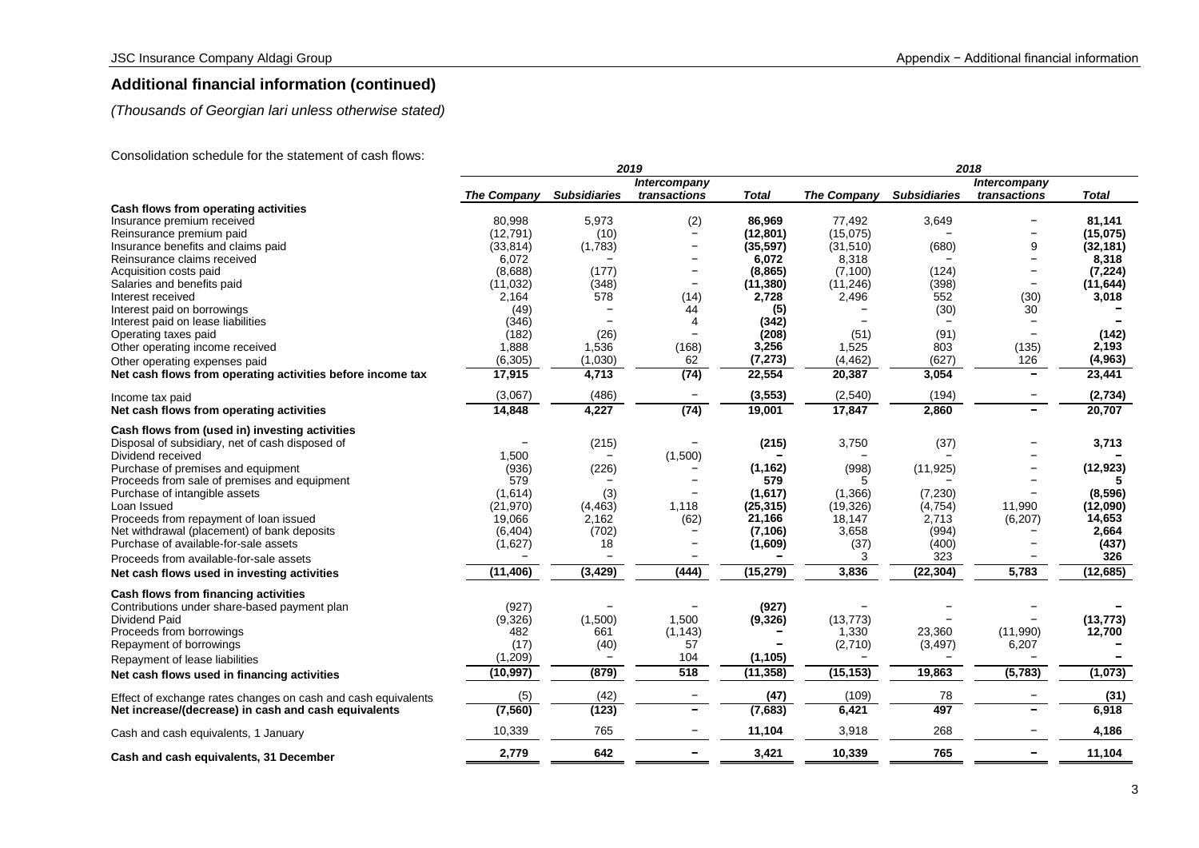## Additional financial information (continued)

*(Thousands of Georgian lari unless otherwise stated)*

Consolidation schedule for the statement of cash flows:

| | *2019* | | | | *2018* | | | |
|---|---|---|---|---|---|---|---|---|
| | ***The Company*** | ***Subsidiaries*** | ***Intercompany transactions*** | ***Total*** | ***The Company*** | ***Subsidiaries*** | ***Intercompany transactions*** | ***Total*** |
| **Cash flows from operating activities** | | | | | | | | |
| Insurance premium received | 80,998 | 5,973 | (2) | **86,969** | 77,492 | 3,649 | − | **81,141** |
| Reinsurance premium paid | (12,791) | (10) | − | **(12,801)** | (15,075) | − | − | **(15,075)** |
| Insurance benefits and claims paid | (33,814) | (1,783) | − | **(35,597)** | (31,510) | (680) | 9 | **(32,181)** |
| Reinsurance claims received | 6,072 | − | − | **6,072** | 8,318 | − | − | **8,318** |
| Acquisition costs paid | (8,688) | (177) | − | **(8,865)** | (7,100) | (124) | − | **(7,224)** |
| Salaries and benefits paid | (11,032) | (348) | − | **(11,380)** | (11,246) | (398) | − | **(11,644)** |
| Interest received | 2,164 | 578 | (14) | **2,728** | 2,496 | 552 | (30) | **3,018** |
| Interest paid on borrowings | (49) | − | 44 | **(5)** | − | (30) | 30 | **−** |
| Interest paid on lease liabilities | (346) | − | 4 | **(342)** | − | − | − | **−** |
| Operating taxes paid | (182) | (26) | − | **(208)** | (51) | (91) | − | **(142)** |
| Other operating income received | 1,888 | 1,536 | (168) | **3,256** | 1,525 | 803 | (135) | **2,193** |
| Other operating expenses paid | (6,305) | (1,030) | 62 | **(7,273)** | (4,462) | (627) | 126 | **(4,963)** |
| **Net cash flows from operating activities before income tax** | **17,915** | **4,713** | **(74)** | **22,554** | **20,387** | **3,054** | **−** | **23,441** |
| Income tax paid | (3,067) | (486) | − | **(3,553)** | (2,540) | (194) | − | **(2,734)** |
| **Net cash flows from operating activities** | **14,848** | **4,227** | **(74)** | **19,001** | **17,847** | **2,860** | **−** | **20,707** |
| **Cash flows from (used in) investing activities** | | | | | | | | |
| Disposal of subsidiary, net of cash disposed of | − | (215) | − | **(215)** | 3,750 | (37) | − | **3,713** |
| Dividend received | 1,500 | − | (1,500) | **−** | − | − | − | **−** |
| Purchase of premises and equipment | (936) | (226) | − | **(1,162)** | (998) | (11,925) | − | **(12,923)** |
| Proceeds from sale of premises and equipment | 579 | − | − | **579** | 5 | − | − | **5** |
| Purchase of intangible assets | (1,614) | (3) | − | **(1,617)** | (1,366) | (7,230) | − | **(8,596)** |
| Loan Issued | (21,970) | (4,463) | 1,118 | **(25,315)** | (19,326) | (4,754) | 11,990 | **(12,090)** |
| Proceeds from repayment of loan issued | 19,066 | 2,162 | (62) | **21,166** | 18,147 | 2,713 | (6,207) | **14,653** |
| Net withdrawal (placement) of bank deposits | (6,404) | (702) | − | **(7,106)** | 3,658 | (994) | − | **2,664** |
| Purchase of available-for-sale assets | (1,627) | 18 | − | **(1,609)** | (37) | (400) | − | **(437)** |
| Proceeds from available-for-sale assets | − | − | − | **−** | 3 | 323 | − | **326** |
| **Net cash flows used in investing activities** | **(11,406)** | **(3,429)** | **(444)** | **(15,279)** | **3,836** | **(22,304)** | **5,783** | **(12,685)** |
| **Cash flows from financing activities** | | | | | | | | |
| Contributions under share-based payment plan | (927) | − | − | **(927)** | − | − | − | **−** |
| Dividend Paid | (9,326) | (1,500) | 1,500 | **(9,326)** | (13,773) | − | − | **(13,773)** |
| Proceeds from borrowings | 482 | 661 | (1,143) | **−** | 1,330 | 23,360 | (11,990) | **12,700** |
| Repayment of borrowings | (17) | (40) | 57 | **−** | (2,710) | (3,497) | 6,207 | **−** |
| Repayment of lease liabilities | (1,209) | − | 104 | **(1,105)** | − | − | − | **−** |
| **Net cash flows used in financing activities** | **(10,997)** | **(879)** | **518** | **(11,358)** | **(15,153)** | **19,863** | **(5,783)** | **(1,073)** |
| Effect of exchange rates changes on cash and cash equivalents | (5) | (42) | − | **(47)** | (109) | 78 | − | **(31)** |
| **Net increase/(decrease) in cash and cash equivalents** | **(7,560)** | **(123)** | **−** | **(7,683)** | **6,421** | **497** | **−** | **6,918** |
| Cash and cash equivalents, 1 January | 10,339 | 765 | − | **11,104** | 3,918 | 268 | − | **4,186** |
| **Cash and cash equivalents, 31 December** | **2,779** | **642** | **−** | **3,421** | **10,339** | **765** | **−** | **11,104** |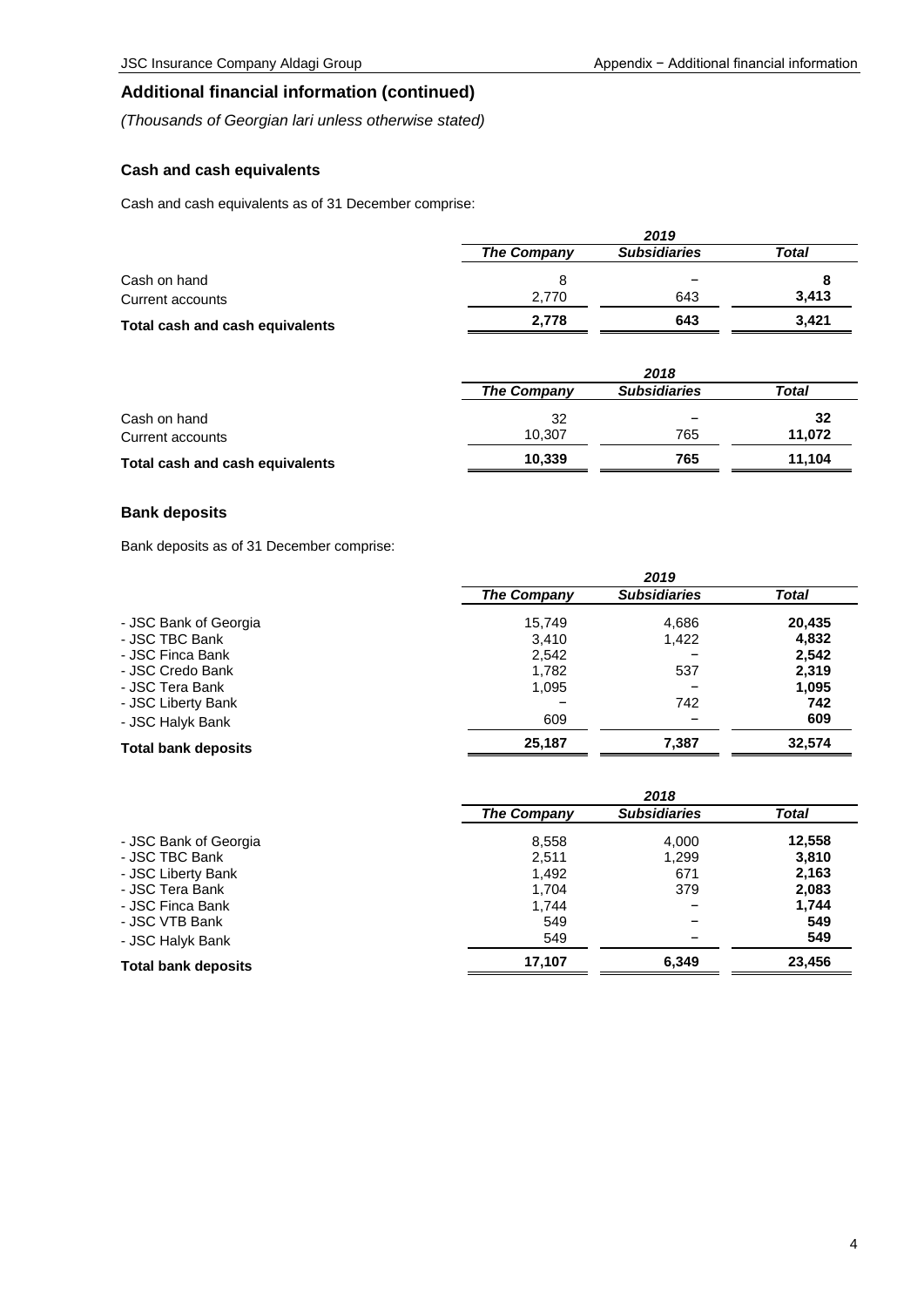## Additional financial information (continued)

*(Thousands of Georgian lari unless otherwise stated)*

### Cash and cash equivalents

Cash and cash equivalents as of 31 December comprise:

| | *2019* | | |
|---|---|---|---|
| | ***The Company*** | ***Subsidiaries*** | ***Total*** |
| Cash on hand | 8 | – | **8** |
| Current accounts | 2,770 | 643 | **3,413** |
| **Total cash and cash equivalents** | **2,778** | **643** | **3,421** |

| | *2018* | | |
|---|---|---|---|
| | ***The Company*** | ***Subsidiaries*** | ***Total*** |
| Cash on hand | 32 | – | **32** |
| Current accounts | 10,307 | 765 | **11,072** |
| **Total cash and cash equivalents** | **10,339** | **765** | **11,104** |

### Bank deposits

Bank deposits as of 31 December comprise:

| | *2019* | | |
|---|---|---|---|
| | ***The Company*** | ***Subsidiaries*** | ***Total*** |
| - JSC Bank of Georgia | 15,749 | 4,686 | **20,435** |
| - JSC TBC Bank | 3,410 | 1,422 | **4,832** |
| - JSC Finca Bank | 2,542 | – | **2,542** |
| - JSC Credo Bank | 1,782 | 537 | **2,319** |
| - JSC Tera Bank | 1,095 | – | **1,095** |
| - JSC Liberty Bank | – | 742 | **742** |
| - JSC Halyk Bank | 609 | – | **609** |
| **Total bank deposits** | **25,187** | **7,387** | **32,574** |

| | *2018* | | |
|---|---|---|---|
| | ***The Company*** | ***Subsidiaries*** | ***Total*** |
| - JSC Bank of Georgia | 8,558 | 4,000 | **12,558** |
| - JSC TBC Bank | 2,511 | 1,299 | **3,810** |
| - JSC Liberty Bank | 1,492 | 671 | **2,163** |
| - JSC Tera Bank | 1,704 | 379 | **2,083** |
| - JSC Finca Bank | 1,744 | – | **1,744** |
| - JSC VTB Bank | 549 | – | **549** |
| - JSC Halyk Bank | 549 | – | **549** |
| **Total bank deposits** | **17,107** | **6,349** | **23,456** |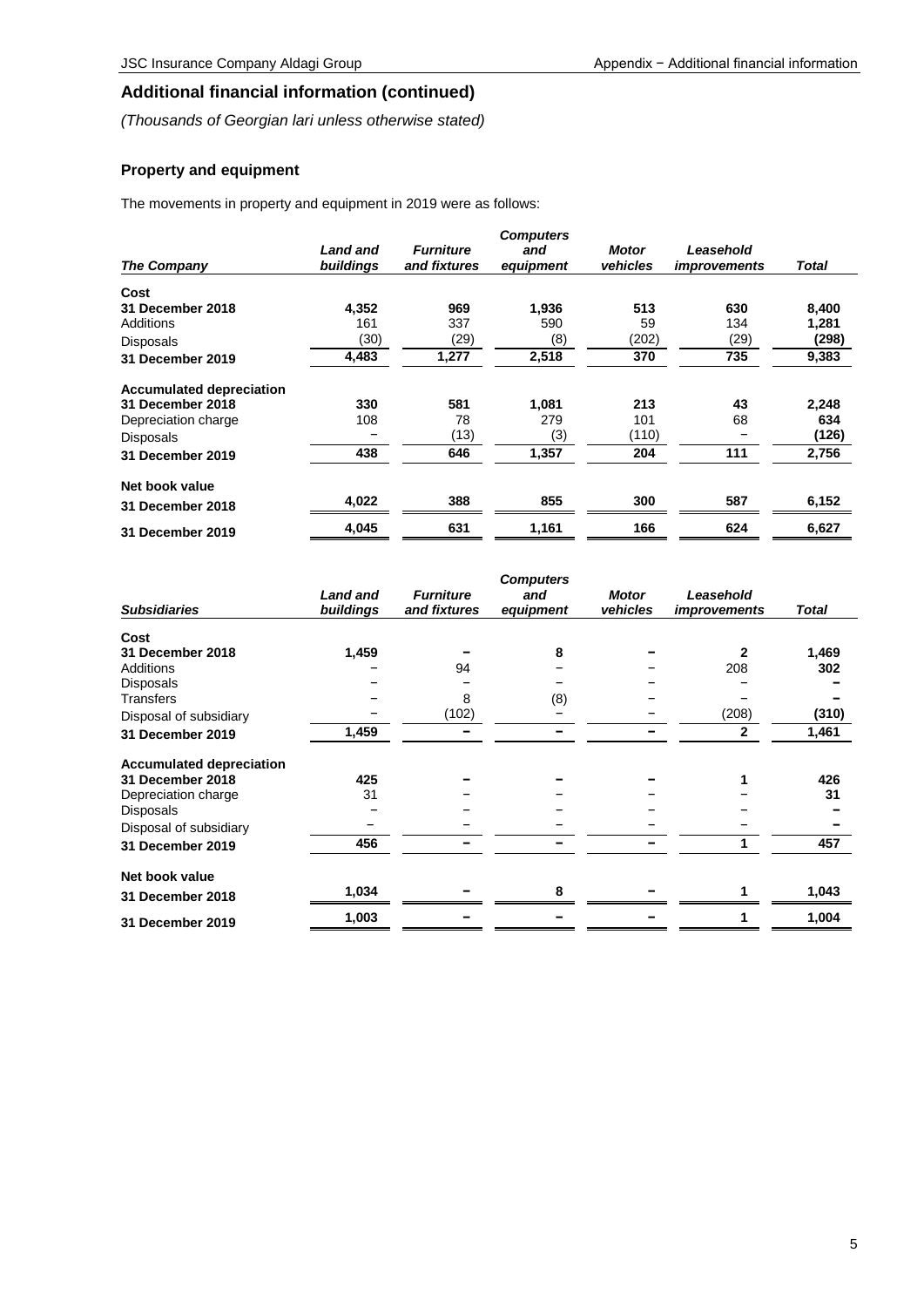## Additional financial information (continued)

*(Thousands of Georgian lari unless otherwise stated)*

### Property and equipment

The movements in property and equipment in 2019 were as follows:

| *The Company* | *Land and buildings* | *Furniture and fixtures* | *Computers and equipment* | *Motor vehicles* | *Leasehold improvements* | *Total* |
|---|---|---|---|---|---|---|
| **Cost** | | | | | | |
| **31 December 2018** | **4,352** | **969** | **1,936** | **513** | **630** | **8,400** |
| Additions | 161 | 337 | 590 | 59 | 134 | **1,281** |
| Disposals | (30) | (29) | (8) | (202) | (29) | **(298)** |
| **31 December 2019** | **4,483** | **1,277** | **2,518** | **370** | **735** | **9,383** |
| **Accumulated depreciation** | | | | | | |
| **31 December 2018** | **330** | **581** | **1,081** | **213** | **43** | **2,248** |
| Depreciation charge | 108 | 78 | 279 | 101 | 68 | **634** |
| Disposals | – | (13) | (3) | (110) | – | **(126)** |
| **31 December 2019** | **438** | **646** | **1,357** | **204** | **111** | **2,756** |
| **Net book value** | | | | | | |
| **31 December 2018** | **4,022** | **388** | **855** | **300** | **587** | **6,152** |
| **31 December 2019** | **4,045** | **631** | **1,161** | **166** | **624** | **6,627** |

| *Subsidiaries* | *Land and buildings* | *Furniture and fixtures* | *Computers and equipment* | *Motor vehicles* | *Leasehold improvements* | *Total* |
|---|---|---|---|---|---|---|
| **Cost** | | | | | | |
| **31 December 2018** | **1,459** | **–** | **8** | **–** | **2** | **1,469** |
| Additions | – | 94 | – | – | 208 | **302** |
| Disposals | – | – | – | – | – | **–** |
| Transfers | – | 8 | (8) | – | – | **–** |
| Disposal of subsidiary | – | (102) | – | – | (208) | **(310)** |
| **31 December 2019** | **1,459** | **–** | **–** | **–** | **2** | **1,461** |
| **Accumulated depreciation** | | | | | | |
| **31 December 2018** | **425** | **–** | **–** | **–** | **1** | **426** |
| Depreciation charge | 31 | – | – | – | – | **31** |
| Disposals | – | – | – | – | – | **–** |
| Disposal of subsidiary | – | – | – | – | – | **–** |
| **31 December 2019** | **456** | **–** | **–** | **–** | **1** | **457** |
| **Net book value** | | | | | | |
| **31 December 2018** | **1,034** | **–** | **8** | **–** | **1** | **1,043** |
| **31 December 2019** | **1,003** | **–** | **–** | **–** | **1** | **1,004** |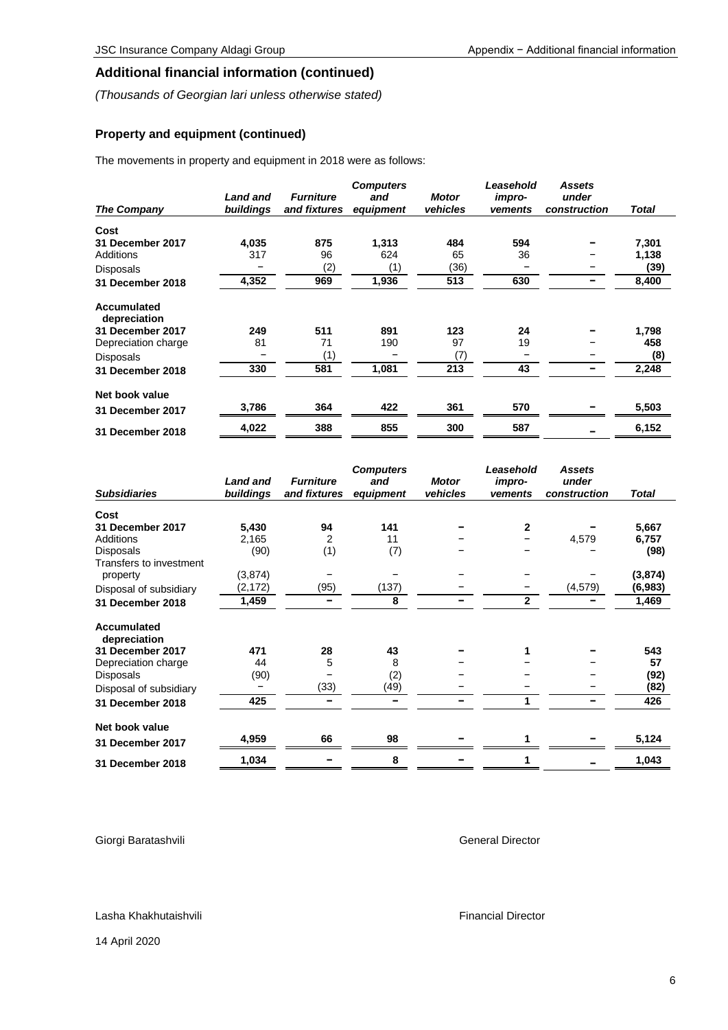## Additional financial information (continued)

*(Thousands of Georgian lari unless otherwise stated)*

### Property and equipment (continued)

The movements in property and equipment in 2018 were as follows:

| *The Company* | *Land and buildings* | *Furniture and fixtures* | *Computers and equipment* | *Motor vehicles* | *Leasehold impro-vements* | *Assets under construction* | *Total* |
|---|---|---|---|---|---|---|---|
| **Cost** | | | | | | | |
| **31 December 2017** | **4,035** | **875** | **1,313** | **484** | **594** | **–** | **7,301** |
| Additions | 317 | 96 | 624 | 65 | 36 | – | **1,138** |
| Disposals | – | (2) | (1) | (36) | – | – | **(39)** |
| **31 December 2018** | **4,352** | **969** | **1,936** | **513** | **630** | **–** | **8,400** |
| **Accumulated depreciation** | | | | | | | |
| **31 December 2017** | **249** | **511** | **891** | **123** | **24** | **–** | **1,798** |
| Depreciation charge | 81 | 71 | 190 | 97 | 19 | – | **458** |
| Disposals | – | (1) | – | (7) | – | – | **(8)** |
| **31 December 2018** | **330** | **581** | **1,081** | **213** | **43** | **–** | **2,248** |
| **Net book value** | | | | | | | |
| **31 December 2017** | **3,786** | **364** | **422** | **361** | **570** | **–** | **5,503** |
| **31 December 2018** | **4,022** | **388** | **855** | **300** | **587** | **–** | **6,152** |

| *Subsidiaries* | *Land and buildings* | *Furniture and fixtures* | *Computers and equipment* | *Motor vehicles* | *Leasehold impro-vements* | *Assets under construction* | *Total* |
|---|---|---|---|---|---|---|---|
| **Cost** | | | | | | | |
| **31 December 2017** | **5,430** | **94** | **141** | **–** | **2** | **–** | **5,667** |
| Additions | 2,165 | 2 | 11 | – | – | 4,579 | **6,757** |
| Disposals | (90) | (1) | (7) | – | – | – | **(98)** |
| Transfers to investment property | (3,874) | – | – | – | – | – | **(3,874)** |
| Disposal of subsidiary | (2,172) | (95) | (137) | – | – | (4,579) | **(6,983)** |
| **31 December 2018** | **1,459** | **–** | **8** | **–** | **2** | **–** | **1,469** |
| **Accumulated depreciation** | | | | | | | |
| **31 December 2017** | **471** | **28** | **43** | **–** | **1** | **–** | **543** |
| Depreciation charge | 44 | 5 | 8 | – | – | – | **57** |
| Disposals | (90) | – | (2) | – | – | – | **(92)** |
| Disposal of subsidiary | – | (33) | (49) | – | – | – | **(82)** |
| **31 December 2018** | **425** | **–** | **–** | **–** | **1** | **–** | **426** |
| **Net book value** | | | | | | | |
| **31 December 2017** | **4,959** | **66** | **98** | **–** | **1** | **–** | **5,124** |
| **31 December 2018** | **1,034** | **–** | **8** | **–** | **1** | **–** | **1,043** |

Giorgi Baratashvili — General Director

Lasha Khakhutaishvili — Financial Director

14 April 2020